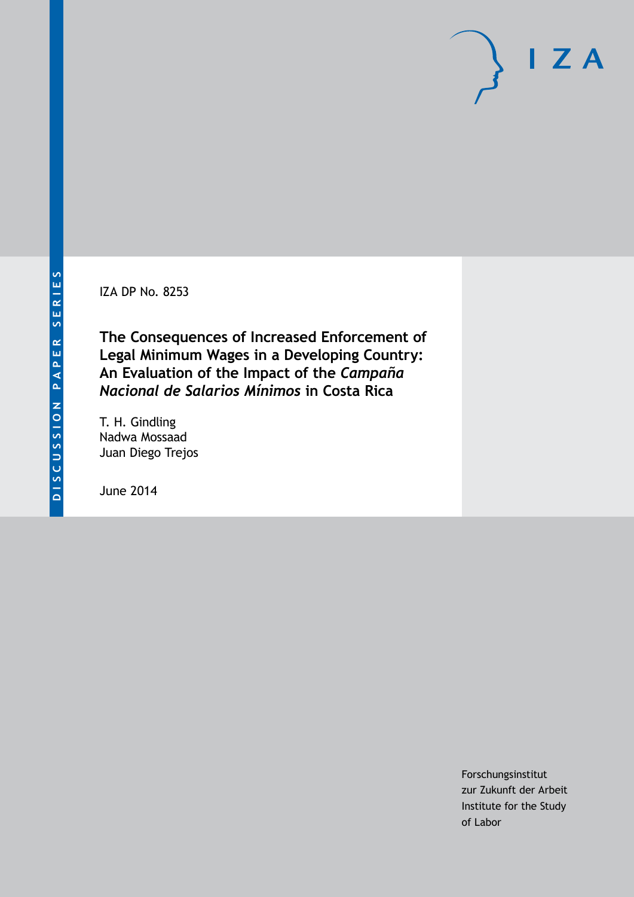DISCUSSION PAPER SERIES

IZA DP No. 8253

# The Consequences of Increased Enforcement of Legal Minimum Wages in a Developing Country: An Evaluation of the Impact of the *Campaña Nacional de Salarios Mínimos* in Costa Rica

T. H. Gindling
Nadwa Mossaad
Juan Diego Trejos

June 2014

Forschungsinstitut
zur Zukunft der Arbeit
Institute for the Study
of Labor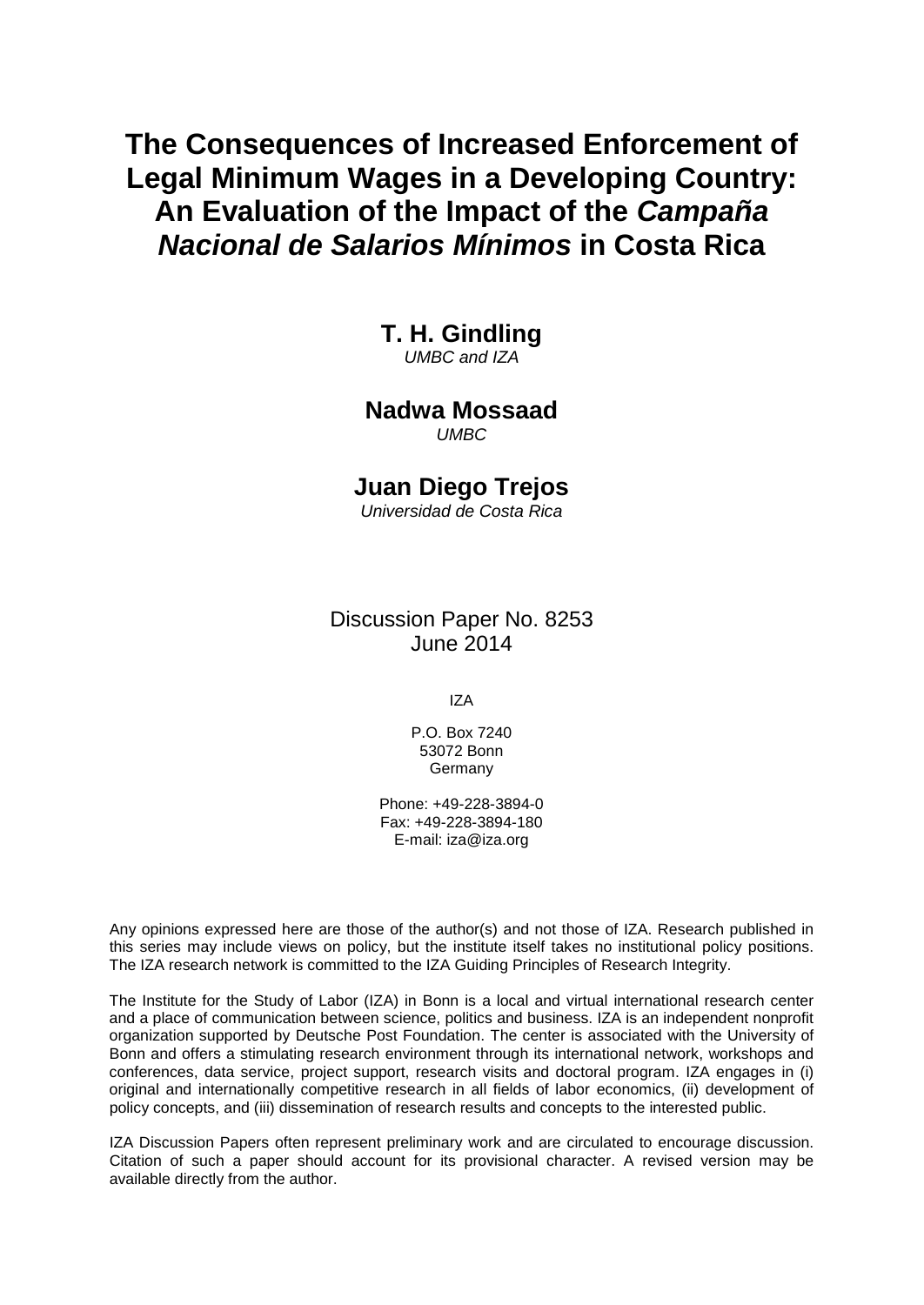# The Consequences of Increased Enforcement of Legal Minimum Wages in a Developing Country: An Evaluation of the Impact of the *Campaña Nacional de Salarios Mínimos* in Costa Rica

**T. H. Gindling**
*UMBC and IZA*

**Nadwa Mossaad**
*UMBC*

**Juan Diego Trejos**
*Universidad de Costa Rica*

Discussion Paper No. 8253
June 2014

IZA

P.O. Box 7240
53072 Bonn
Germany

Phone: +49-228-3894-0
Fax: +49-228-3894-180
E-mail: iza@iza.org

Any opinions expressed here are those of the author(s) and not those of IZA. Research published in this series may include views on policy, but the institute itself takes no institutional policy positions. The IZA research network is committed to the IZA Guiding Principles of Research Integrity.

The Institute for the Study of Labor (IZA) in Bonn is a local and virtual international research center and a place of communication between science, politics and business. IZA is an independent nonprofit organization supported by Deutsche Post Foundation. The center is associated with the University of Bonn and offers a stimulating research environment through its international network, workshops and conferences, data service, project support, research visits and doctoral program. IZA engages in (i) original and internationally competitive research in all fields of labor economics, (ii) development of policy concepts, and (iii) dissemination of research results and concepts to the interested public.

IZA Discussion Papers often represent preliminary work and are circulated to encourage discussion. Citation of such a paper should account for its provisional character. A revised version may be available directly from the author.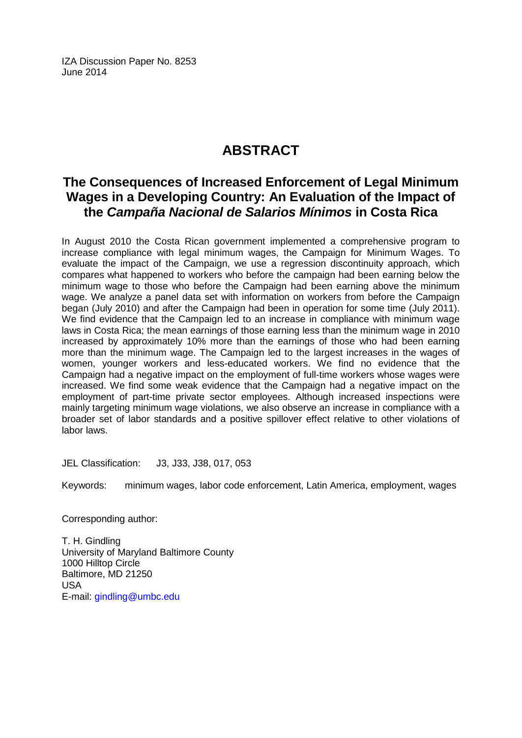IZA Discussion Paper No. 8253
June 2014

# ABSTRACT

## The Consequences of Increased Enforcement of Legal Minimum Wages in a Developing Country: An Evaluation of the Impact of the *Campaña Nacional de Salarios Mínimos* in Costa Rica

In August 2010 the Costa Rican government implemented a comprehensive program to increase compliance with legal minimum wages, the Campaign for Minimum Wages. To evaluate the impact of the Campaign, we use a regression discontinuity approach, which compares what happened to workers who before the campaign had been earning below the minimum wage to those who before the Campaign had been earning above the minimum wage. We analyze a panel data set with information on workers from before the Campaign began (July 2010) and after the Campaign had been in operation for some time (July 2011). We find evidence that the Campaign led to an increase in compliance with minimum wage laws in Costa Rica; the mean earnings of those earning less than the minimum wage in 2010 increased by approximately 10% more than the earnings of those who had been earning more than the minimum wage. The Campaign led to the largest increases in the wages of women, younger workers and less-educated workers. We find no evidence that the Campaign had a negative impact on the employment of full-time workers whose wages were increased. We find some weak evidence that the Campaign had a negative impact on the employment of part-time private sector employees. Although increased inspections were mainly targeting minimum wage violations, we also observe an increase in compliance with a broader set of labor standards and a positive spillover effect relative to other violations of labor laws.

JEL Classification: J3, J33, J38, 017, 053

Keywords: minimum wages, labor code enforcement, Latin America, employment, wages

Corresponding author:

T. H. Gindling
University of Maryland Baltimore County
1000 Hilltop Circle
Baltimore, MD 21250
USA
E-mail: gindling@umbc.edu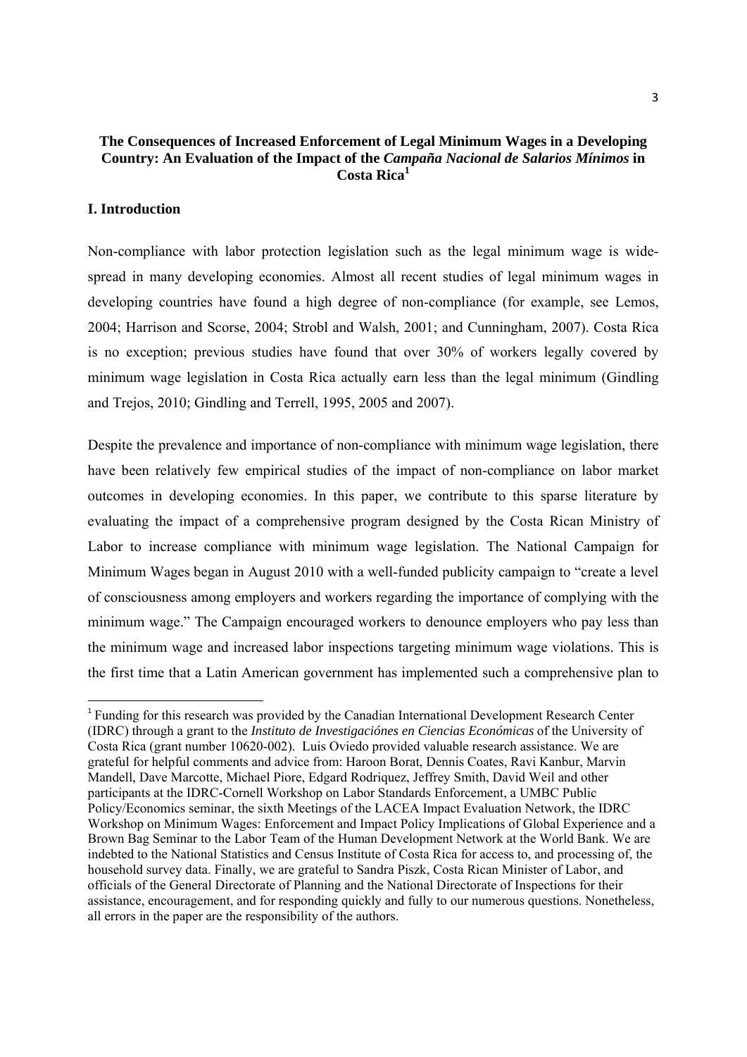**The Consequences of Increased Enforcement of Legal Minimum Wages in a Developing Country: An Evaluation of the Impact of the *Campaña Nacional de Salarios Mínimos* in Costa Rica**[1]

## I. Introduction

Non-compliance with labor protection legislation such as the legal minimum wage is wide-spread in many developing economies. Almost all recent studies of legal minimum wages in developing countries have found a high degree of non-compliance (for example, see Lemos, 2004; Harrison and Scorse, 2004; Strobl and Walsh, 2001; and Cunningham, 2007). Costa Rica is no exception; previous studies have found that over 30% of workers legally covered by minimum wage legislation in Costa Rica actually earn less than the legal minimum (Gindling and Trejos, 2010; Gindling and Terrell, 1995, 2005 and 2007).

Despite the prevalence and importance of non-compliance with minimum wage legislation, there have been relatively few empirical studies of the impact of non-compliance on labor market outcomes in developing economies. In this paper, we contribute to this sparse literature by evaluating the impact of a comprehensive program designed by the Costa Rican Ministry of Labor to increase compliance with minimum wage legislation. The National Campaign for Minimum Wages began in August 2010 with a well-funded publicity campaign to "create a level of consciousness among employers and workers regarding the importance of complying with the minimum wage." The Campaign encouraged workers to denounce employers who pay less than the minimum wage and increased labor inspections targeting minimum wage violations. This is the first time that a Latin American government has implemented such a comprehensive plan to

---

[1] Funding for this research was provided by the Canadian International Development Research Center (IDRC) through a grant to the *Instituto de Investigaciónes en Ciencias Económicas* of the University of Costa Rica (grant number 10620-002). Luis Oviedo provided valuable research assistance. We are grateful for helpful comments and advice from: Haroon Borat, Dennis Coates, Ravi Kanbur, Marvin Mandell, Dave Marcotte, Michael Piore, Edgard Rodriquez, Jeffrey Smith, David Weil and other participants at the IDRC-Cornell Workshop on Labor Standards Enforcement, a UMBC Public Policy/Economics seminar, the sixth Meetings of the LACEA Impact Evaluation Network, the IDRC Workshop on Minimum Wages: Enforcement and Impact Policy Implications of Global Experience and a Brown Bag Seminar to the Labor Team of the Human Development Network at the World Bank. We are indebted to the National Statistics and Census Institute of Costa Rica for access to, and processing of, the household survey data. Finally, we are grateful to Sandra Piszk, Costa Rican Minister of Labor, and officials of the General Directorate of Planning and the National Directorate of Inspections for their assistance, encouragement, and for responding quickly and fully to our numerous questions. Nonetheless, all errors in the paper are the responsibility of the authors.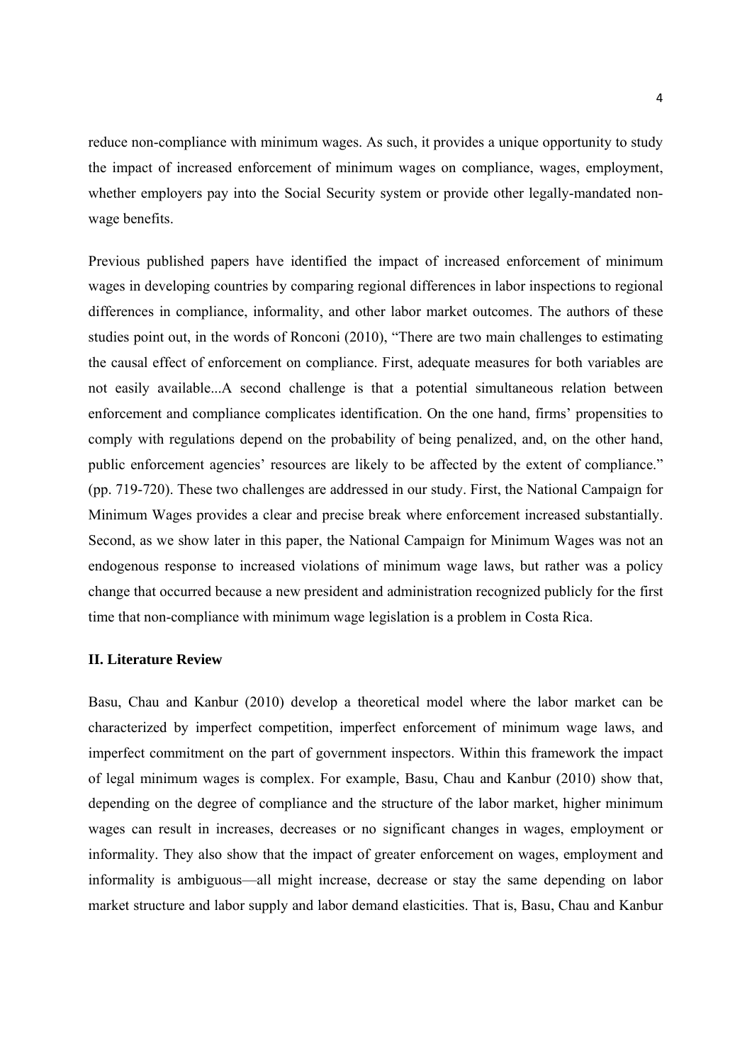reduce non-compliance with minimum wages. As such, it provides a unique opportunity to study the impact of increased enforcement of minimum wages on compliance, wages, employment, whether employers pay into the Social Security system or provide other legally-mandated non-wage benefits.

Previous published papers have identified the impact of increased enforcement of minimum wages in developing countries by comparing regional differences in labor inspections to regional differences in compliance, informality, and other labor market outcomes. The authors of these studies point out, in the words of Ronconi (2010), "There are two main challenges to estimating the causal effect of enforcement on compliance. First, adequate measures for both variables are not easily available...A second challenge is that a potential simultaneous relation between enforcement and compliance complicates identification. On the one hand, firms' propensities to comply with regulations depend on the probability of being penalized, and, on the other hand, public enforcement agencies' resources are likely to be affected by the extent of compliance." (pp. 719-720). These two challenges are addressed in our study. First, the National Campaign for Minimum Wages provides a clear and precise break where enforcement increased substantially. Second, as we show later in this paper, the National Campaign for Minimum Wages was not an endogenous response to increased violations of minimum wage laws, but rather was a policy change that occurred because a new president and administration recognized publicly for the first time that non-compliance with minimum wage legislation is a problem in Costa Rica.

## II. Literature Review

Basu, Chau and Kanbur (2010) develop a theoretical model where the labor market can be characterized by imperfect competition, imperfect enforcement of minimum wage laws, and imperfect commitment on the part of government inspectors. Within this framework the impact of legal minimum wages is complex. For example, Basu, Chau and Kanbur (2010) show that, depending on the degree of compliance and the structure of the labor market, higher minimum wages can result in increases, decreases or no significant changes in wages, employment or informality. They also show that the impact of greater enforcement on wages, employment and informality is ambiguous—all might increase, decrease or stay the same depending on labor market structure and labor supply and labor demand elasticities. That is, Basu, Chau and Kanbur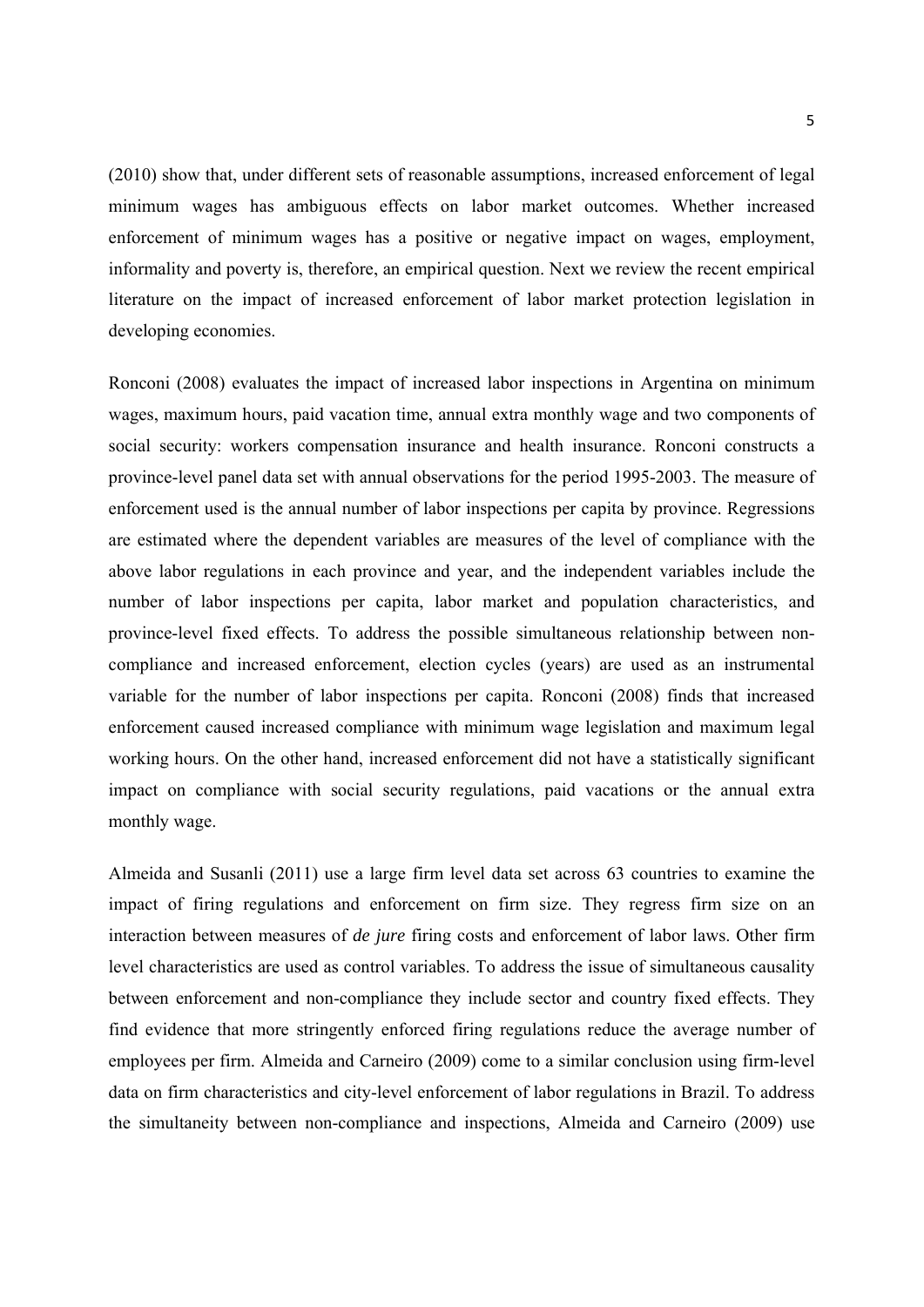(2010) show that, under different sets of reasonable assumptions, increased enforcement of legal minimum wages has ambiguous effects on labor market outcomes. Whether increased enforcement of minimum wages has a positive or negative impact on wages, employment, informality and poverty is, therefore, an empirical question. Next we review the recent empirical literature on the impact of increased enforcement of labor market protection legislation in developing economies.

Ronconi (2008) evaluates the impact of increased labor inspections in Argentina on minimum wages, maximum hours, paid vacation time, annual extra monthly wage and two components of social security: workers compensation insurance and health insurance. Ronconi constructs a province-level panel data set with annual observations for the period 1995-2003. The measure of enforcement used is the annual number of labor inspections per capita by province. Regressions are estimated where the dependent variables are measures of the level of compliance with the above labor regulations in each province and year, and the independent variables include the number of labor inspections per capita, labor market and population characteristics, and province-level fixed effects. To address the possible simultaneous relationship between non-compliance and increased enforcement, election cycles (years) are used as an instrumental variable for the number of labor inspections per capita. Ronconi (2008) finds that increased enforcement caused increased compliance with minimum wage legislation and maximum legal working hours. On the other hand, increased enforcement did not have a statistically significant impact on compliance with social security regulations, paid vacations or the annual extra monthly wage.

Almeida and Susanli (2011) use a large firm level data set across 63 countries to examine the impact of firing regulations and enforcement on firm size. They regress firm size on an interaction between measures of *de jure* firing costs and enforcement of labor laws. Other firm level characteristics are used as control variables. To address the issue of simultaneous causality between enforcement and non-compliance they include sector and country fixed effects. They find evidence that more stringently enforced firing regulations reduce the average number of employees per firm. Almeida and Carneiro (2009) come to a similar conclusion using firm-level data on firm characteristics and city-level enforcement of labor regulations in Brazil. To address the simultaneity between non-compliance and inspections, Almeida and Carneiro (2009) use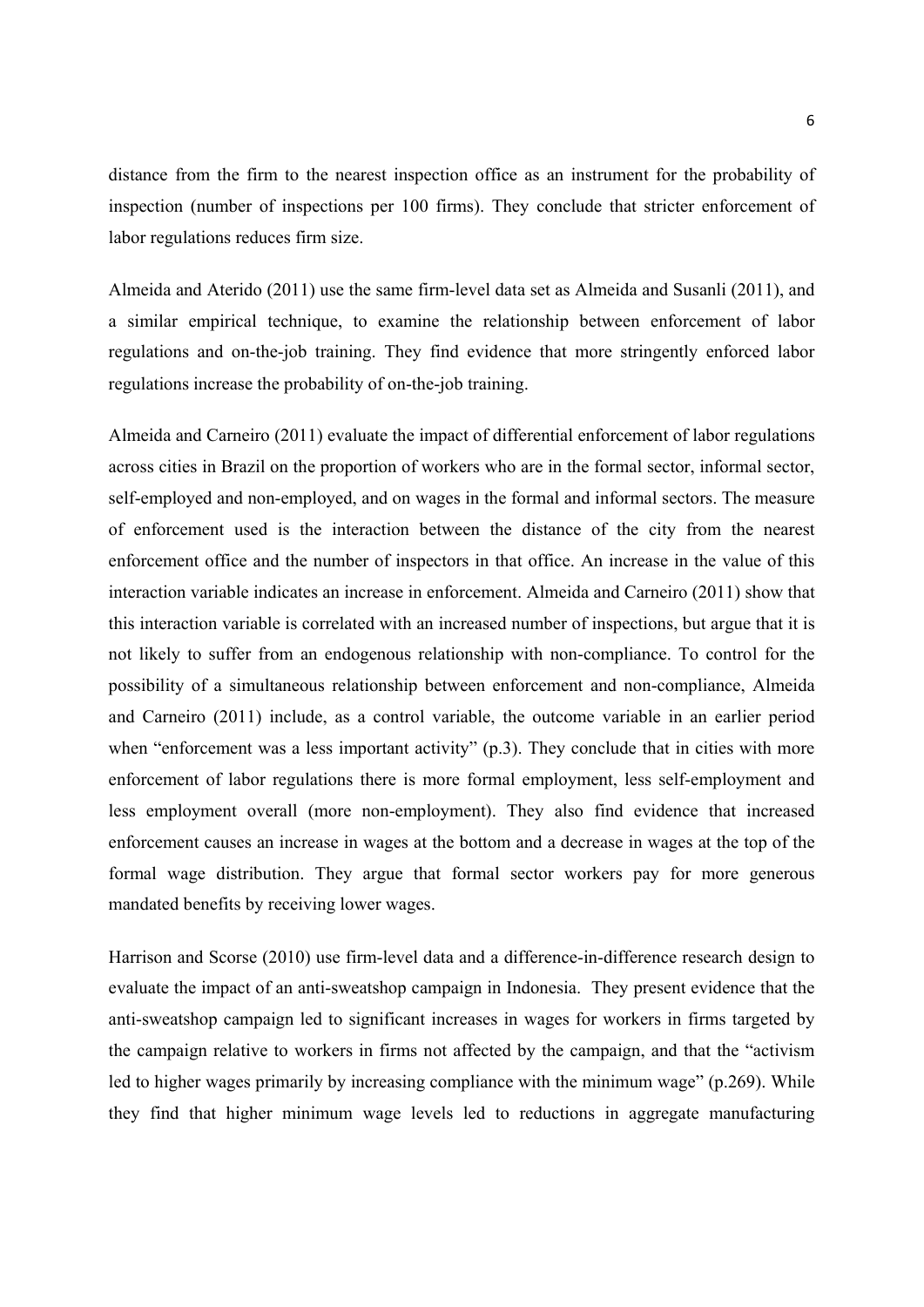distance from the firm to the nearest inspection office as an instrument for the probability of inspection (number of inspections per 100 firms). They conclude that stricter enforcement of labor regulations reduces firm size.

Almeida and Aterido (2011) use the same firm-level data set as Almeida and Susanli (2011), and a similar empirical technique, to examine the relationship between enforcement of labor regulations and on-the-job training. They find evidence that more stringently enforced labor regulations increase the probability of on-the-job training.

Almeida and Carneiro (2011) evaluate the impact of differential enforcement of labor regulations across cities in Brazil on the proportion of workers who are in the formal sector, informal sector, self-employed and non-employed, and on wages in the formal and informal sectors. The measure of enforcement used is the interaction between the distance of the city from the nearest enforcement office and the number of inspectors in that office. An increase in the value of this interaction variable indicates an increase in enforcement. Almeida and Carneiro (2011) show that this interaction variable is correlated with an increased number of inspections, but argue that it is not likely to suffer from an endogenous relationship with non-compliance. To control for the possibility of a simultaneous relationship between enforcement and non-compliance, Almeida and Carneiro (2011) include, as a control variable, the outcome variable in an earlier period when "enforcement was a less important activity" (p.3). They conclude that in cities with more enforcement of labor regulations there is more formal employment, less self-employment and less employment overall (more non-employment). They also find evidence that increased enforcement causes an increase in wages at the bottom and a decrease in wages at the top of the formal wage distribution. They argue that formal sector workers pay for more generous mandated benefits by receiving lower wages.

Harrison and Scorse (2010) use firm-level data and a difference-in-difference research design to evaluate the impact of an anti-sweatshop campaign in Indonesia. They present evidence that the anti-sweatshop campaign led to significant increases in wages for workers in firms targeted by the campaign relative to workers in firms not affected by the campaign, and that the "activism led to higher wages primarily by increasing compliance with the minimum wage" (p.269). While they find that higher minimum wage levels led to reductions in aggregate manufacturing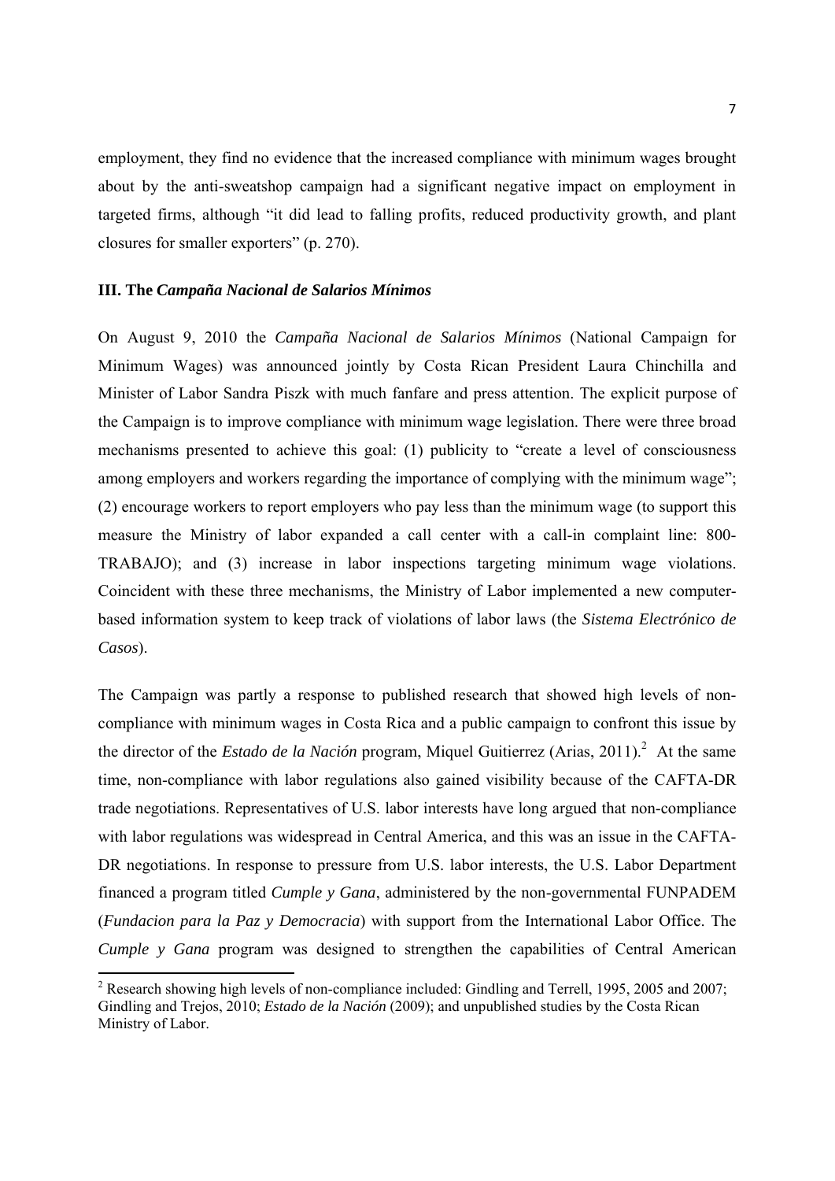employment, they find no evidence that the increased compliance with minimum wages brought about by the anti-sweatshop campaign had a significant negative impact on employment in targeted firms, although "it did lead to falling profits, reduced productivity growth, and plant closures for smaller exporters" (p. 270).

### III. The *Campaña Nacional de Salarios Mínimos*

On August 9, 2010 the *Campaña Nacional de Salarios Mínimos* (National Campaign for Minimum Wages) was announced jointly by Costa Rican President Laura Chinchilla and Minister of Labor Sandra Piszk with much fanfare and press attention. The explicit purpose of the Campaign is to improve compliance with minimum wage legislation. There were three broad mechanisms presented to achieve this goal: (1) publicity to "create a level of consciousness among employers and workers regarding the importance of complying with the minimum wage"; (2) encourage workers to report employers who pay less than the minimum wage (to support this measure the Ministry of labor expanded a call center with a call-in complaint line: 800-TRABAJO); and (3) increase in labor inspections targeting minimum wage violations. Coincident with these three mechanisms, the Ministry of Labor implemented a new computer-based information system to keep track of violations of labor laws (the *Sistema Electrónico de Casos*).

The Campaign was partly a response to published research that showed high levels of non-compliance with minimum wages in Costa Rica and a public campaign to confront this issue by the director of the *Estado de la Nación* program, Miquel Guitierrez (Arias, 2011).[2] At the same time, non-compliance with labor regulations also gained visibility because of the CAFTA-DR trade negotiations. Representatives of U.S. labor interests have long argued that non-compliance with labor regulations was widespread in Central America, and this was an issue in the CAFTA-DR negotiations. In response to pressure from U.S. labor interests, the U.S. Labor Department financed a program titled *Cumple y Gana*, administered by the non-governmental FUNPADEM (*Fundacion para la Paz y Democracia*) with support from the International Labor Office. The *Cumple y Gana* program was designed to strengthen the capabilities of Central American

[2] Research showing high levels of non-compliance included: Gindling and Terrell, 1995, 2005 and 2007; Gindling and Trejos, 2010; *Estado de la Nación* (2009); and unpublished studies by the Costa Rican Ministry of Labor.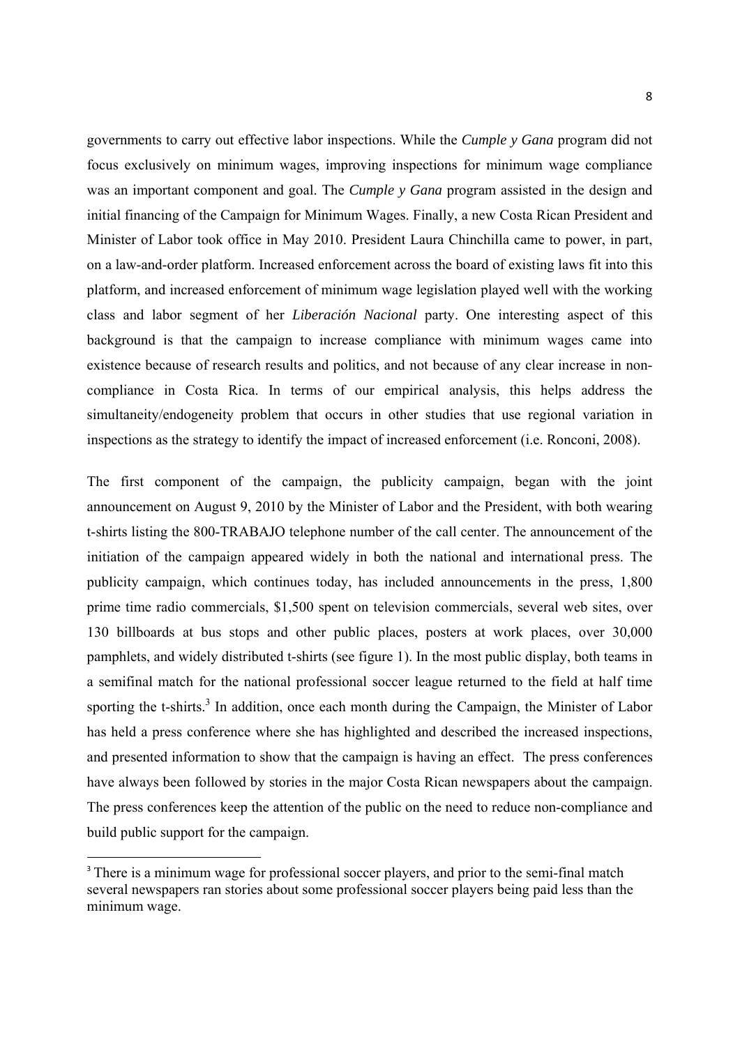governments to carry out effective labor inspections. While the *Cumple y Gana* program did not focus exclusively on minimum wages, improving inspections for minimum wage compliance was an important component and goal. The *Cumple y Gana* program assisted in the design and initial financing of the Campaign for Minimum Wages. Finally, a new Costa Rican President and Minister of Labor took office in May 2010. President Laura Chinchilla came to power, in part, on a law-and-order platform. Increased enforcement across the board of existing laws fit into this platform, and increased enforcement of minimum wage legislation played well with the working class and labor segment of her *Liberación Nacional* party. One interesting aspect of this background is that the campaign to increase compliance with minimum wages came into existence because of research results and politics, and not because of any clear increase in non-compliance in Costa Rica. In terms of our empirical analysis, this helps address the simultaneity/endogeneity problem that occurs in other studies that use regional variation in inspections as the strategy to identify the impact of increased enforcement (i.e. Ronconi, 2008).

The first component of the campaign, the publicity campaign, began with the joint announcement on August 9, 2010 by the Minister of Labor and the President, with both wearing t-shirts listing the 800-TRABAJO telephone number of the call center. The announcement of the initiation of the campaign appeared widely in both the national and international press. The publicity campaign, which continues today, has included announcements in the press, 1,800 prime time radio commercials, $1,500 spent on television commercials, several web sites, over 130 billboards at bus stops and other public places, posters at work places, over 30,000 pamphlets, and widely distributed t-shirts (see figure 1). In the most public display, both teams in a semifinal match for the national professional soccer league returned to the field at half time sporting the t-shirts.[3] In addition, once each month during the Campaign, the Minister of Labor has held a press conference where she has highlighted and described the increased inspections, and presented information to show that the campaign is having an effect. The press conferences have always been followed by stories in the major Costa Rican newspapers about the campaign. The press conferences keep the attention of the public on the need to reduce non-compliance and build public support for the campaign.

[3] There is a minimum wage for professional soccer players, and prior to the semi-final match several newspapers ran stories about some professional soccer players being paid less than the minimum wage.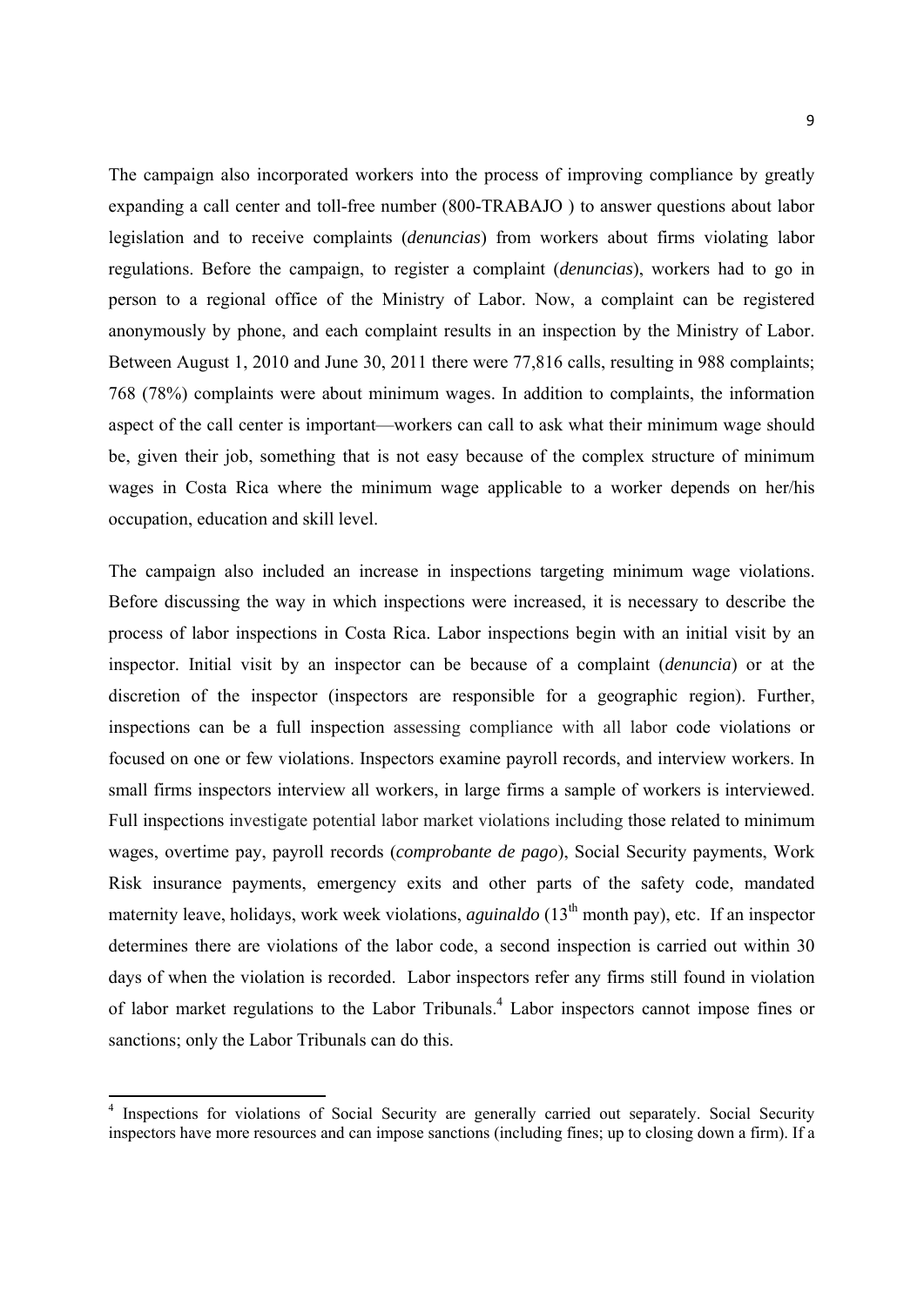The campaign also incorporated workers into the process of improving compliance by greatly expanding a call center and toll-free number (800-TRABAJO ) to answer questions about labor legislation and to receive complaints (*denuncias*) from workers about firms violating labor regulations. Before the campaign, to register a complaint (*denuncias*), workers had to go in person to a regional office of the Ministry of Labor. Now, a complaint can be registered anonymously by phone, and each complaint results in an inspection by the Ministry of Labor. Between August 1, 2010 and June 30, 2011 there were 77,816 calls, resulting in 988 complaints; 768 (78%) complaints were about minimum wages. In addition to complaints, the information aspect of the call center is important—workers can call to ask what their minimum wage should be, given their job, something that is not easy because of the complex structure of minimum wages in Costa Rica where the minimum wage applicable to a worker depends on her/his occupation, education and skill level.

The campaign also included an increase in inspections targeting minimum wage violations. Before discussing the way in which inspections were increased, it is necessary to describe the process of labor inspections in Costa Rica. Labor inspections begin with an initial visit by an inspector. Initial visit by an inspector can be because of a complaint (*denuncia*) or at the discretion of the inspector (inspectors are responsible for a geographic region). Further, inspections can be a full inspection assessing compliance with all labor code violations or focused on one or few violations. Inspectors examine payroll records, and interview workers. In small firms inspectors interview all workers, in large firms a sample of workers is interviewed. Full inspections investigate potential labor market violations including those related to minimum wages, overtime pay, payroll records (*comprobante de pago*), Social Security payments, Work Risk insurance payments, emergency exits and other parts of the safety code, mandated maternity leave, holidays, work week violations, *aguinaldo* (13$^{th}$ month pay), etc. If an inspector determines there are violations of the labor code, a second inspection is carried out within 30 days of when the violation is recorded. Labor inspectors refer any firms still found in violation of labor market regulations to the Labor Tribunals.[4] Labor inspectors cannot impose fines or sanctions; only the Labor Tribunals can do this.

[4] Inspections for violations of Social Security are generally carried out separately. Social Security inspectors have more resources and can impose sanctions (including fines; up to closing down a firm). If a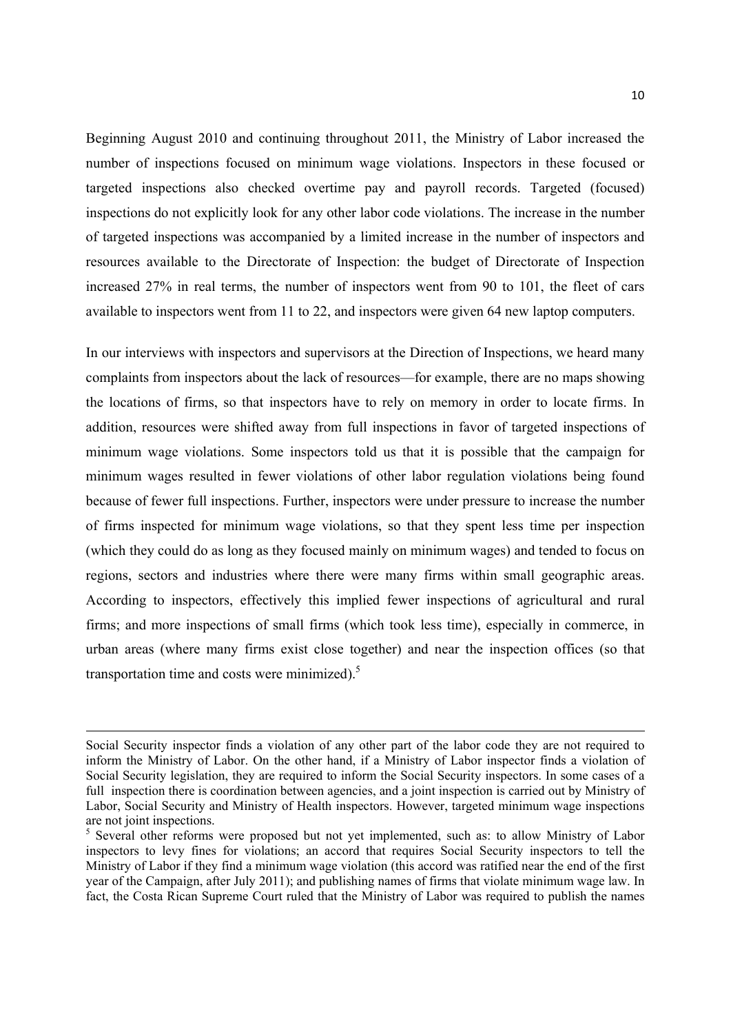Beginning August 2010 and continuing throughout 2011, the Ministry of Labor increased the number of inspections focused on minimum wage violations. Inspectors in these focused or targeted inspections also checked overtime pay and payroll records. Targeted (focused) inspections do not explicitly look for any other labor code violations. The increase in the number of targeted inspections was accompanied by a limited increase in the number of inspectors and resources available to the Directorate of Inspection: the budget of Directorate of Inspection increased 27% in real terms, the number of inspectors went from 90 to 101, the fleet of cars available to inspectors went from 11 to 22, and inspectors were given 64 new laptop computers.

In our interviews with inspectors and supervisors at the Direction of Inspections, we heard many complaints from inspectors about the lack of resources—for example, there are no maps showing the locations of firms, so that inspectors have to rely on memory in order to locate firms. In addition, resources were shifted away from full inspections in favor of targeted inspections of minimum wage violations. Some inspectors told us that it is possible that the campaign for minimum wages resulted in fewer violations of other labor regulation violations being found because of fewer full inspections. Further, inspectors were under pressure to increase the number of firms inspected for minimum wage violations, so that they spent less time per inspection (which they could do as long as they focused mainly on minimum wages) and tended to focus on regions, sectors and industries where there were many firms within small geographic areas. According to inspectors, effectively this implied fewer inspections of agricultural and rural firms; and more inspections of small firms (which took less time), especially in commerce, in urban areas (where many firms exist close together) and near the inspection offices (so that transportation time and costs were minimized).[5]

---

Social Security inspector finds a violation of any other part of the labor code they are not required to inform the Ministry of Labor. On the other hand, if a Ministry of Labor inspector finds a violation of Social Security legislation, they are required to inform the Social Security inspectors. In some cases of a full inspection there is coordination between agencies, and a joint inspection is carried out by Ministry of Labor, Social Security and Ministry of Health inspectors. However, targeted minimum wage inspections are not joint inspections.

[5] Several other reforms were proposed but not yet implemented, such as: to allow Ministry of Labor inspectors to levy fines for violations; an accord that requires Social Security inspectors to tell the Ministry of Labor if they find a minimum wage violation (this accord was ratified near the end of the first year of the Campaign, after July 2011); and publishing names of firms that violate minimum wage law. In fact, the Costa Rican Supreme Court ruled that the Ministry of Labor was required to publish the names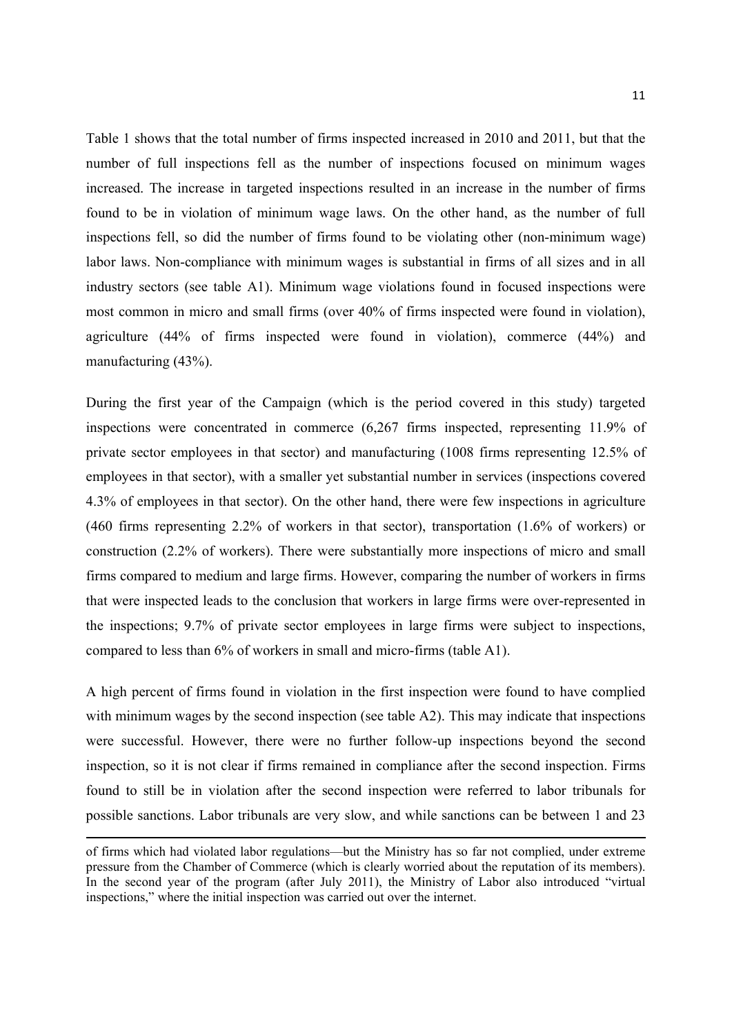Table 1 shows that the total number of firms inspected increased in 2010 and 2011, but that the number of full inspections fell as the number of inspections focused on minimum wages increased. The increase in targeted inspections resulted in an increase in the number of firms found to be in violation of minimum wage laws. On the other hand, as the number of full inspections fell, so did the number of firms found to be violating other (non-minimum wage) labor laws. Non-compliance with minimum wages is substantial in firms of all sizes and in all industry sectors (see table A1). Minimum wage violations found in focused inspections were most common in micro and small firms (over 40% of firms inspected were found in violation), agriculture (44% of firms inspected were found in violation), commerce (44%) and manufacturing (43%).

During the first year of the Campaign (which is the period covered in this study) targeted inspections were concentrated in commerce (6,267 firms inspected, representing 11.9% of private sector employees in that sector) and manufacturing (1008 firms representing 12.5% of employees in that sector), with a smaller yet substantial number in services (inspections covered 4.3% of employees in that sector). On the other hand, there were few inspections in agriculture (460 firms representing 2.2% of workers in that sector), transportation (1.6% of workers) or construction (2.2% of workers). There were substantially more inspections of micro and small firms compared to medium and large firms. However, comparing the number of workers in firms that were inspected leads to the conclusion that workers in large firms were over-represented in the inspections; 9.7% of private sector employees in large firms were subject to inspections, compared to less than 6% of workers in small and micro-firms (table A1).

A high percent of firms found in violation in the first inspection were found to have complied with minimum wages by the second inspection (see table A2). This may indicate that inspections were successful. However, there were no further follow-up inspections beyond the second inspection, so it is not clear if firms remained in compliance after the second inspection. Firms found to still be in violation after the second inspection were referred to labor tribunals for possible sanctions. Labor tribunals are very slow, and while sanctions can be between 1 and 23

of firms which had violated labor regulations—but the Ministry has so far not complied, under extreme pressure from the Chamber of Commerce (which is clearly worried about the reputation of its members). In the second year of the program (after July 2011), the Ministry of Labor also introduced "virtual inspections," where the initial inspection was carried out over the internet.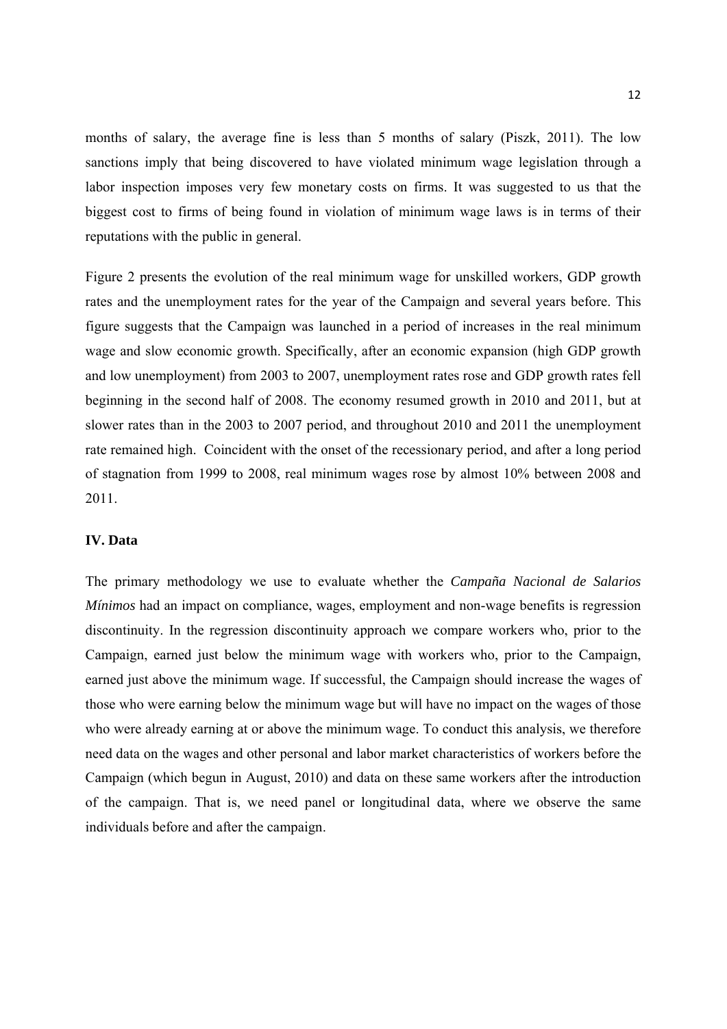months of salary, the average fine is less than 5 months of salary (Piszk, 2011). The low sanctions imply that being discovered to have violated minimum wage legislation through a labor inspection imposes very few monetary costs on firms. It was suggested to us that the biggest cost to firms of being found in violation of minimum wage laws is in terms of their reputations with the public in general.

Figure 2 presents the evolution of the real minimum wage for unskilled workers, GDP growth rates and the unemployment rates for the year of the Campaign and several years before. This figure suggests that the Campaign was launched in a period of increases in the real minimum wage and slow economic growth. Specifically, after an economic expansion (high GDP growth and low unemployment) from 2003 to 2007, unemployment rates rose and GDP growth rates fell beginning in the second half of 2008. The economy resumed growth in 2010 and 2011, but at slower rates than in the 2003 to 2007 period, and throughout 2010 and 2011 the unemployment rate remained high. Coincident with the onset of the recessionary period, and after a long period of stagnation from 1999 to 2008, real minimum wages rose by almost 10% between 2008 and 2011.

## IV. Data

The primary methodology we use to evaluate whether the *Campaña Nacional de Salarios Mínimos* had an impact on compliance, wages, employment and non-wage benefits is regression discontinuity. In the regression discontinuity approach we compare workers who, prior to the Campaign, earned just below the minimum wage with workers who, prior to the Campaign, earned just above the minimum wage. If successful, the Campaign should increase the wages of those who were earning below the minimum wage but will have no impact on the wages of those who were already earning at or above the minimum wage. To conduct this analysis, we therefore need data on the wages and other personal and labor market characteristics of workers before the Campaign (which begun in August, 2010) and data on these same workers after the introduction of the campaign. That is, we need panel or longitudinal data, where we observe the same individuals before and after the campaign.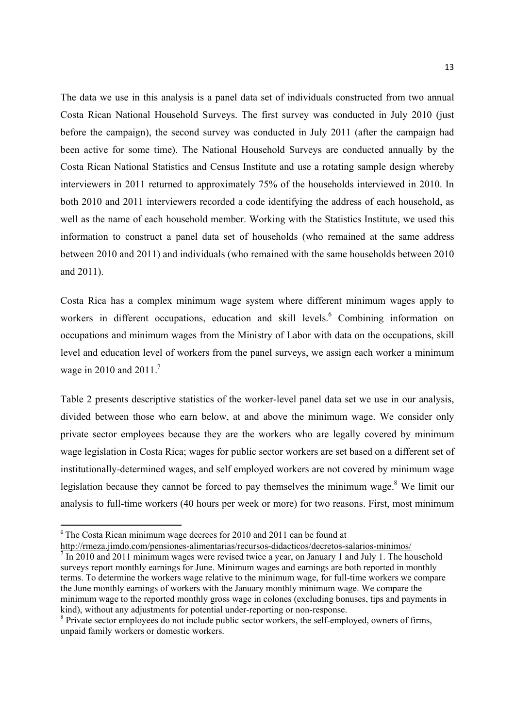The data we use in this analysis is a panel data set of individuals constructed from two annual Costa Rican National Household Surveys. The first survey was conducted in July 2010 (just before the campaign), the second survey was conducted in July 2011 (after the campaign had been active for some time). The National Household Surveys are conducted annually by the Costa Rican National Statistics and Census Institute and use a rotating sample design whereby interviewers in 2011 returned to approximately 75% of the households interviewed in 2010. In both 2010 and 2011 interviewers recorded a code identifying the address of each household, as well as the name of each household member. Working with the Statistics Institute, we used this information to construct a panel data set of households (who remained at the same address between 2010 and 2011) and individuals (who remained with the same households between 2010 and 2011).

Costa Rica has a complex minimum wage system where different minimum wages apply to workers in different occupations, education and skill levels.[6] Combining information on occupations and minimum wages from the Ministry of Labor with data on the occupations, skill level and education level of workers from the panel surveys, we assign each worker a minimum wage in 2010 and 2011.[7]

Table 2 presents descriptive statistics of the worker-level panel data set we use in our analysis, divided between those who earn below, at and above the minimum wage. We consider only private sector employees because they are the workers who are legally covered by minimum wage legislation in Costa Rica; wages for public sector workers are set based on a different set of institutionally-determined wages, and self employed workers are not covered by minimum wage legislation because they cannot be forced to pay themselves the minimum wage.[8] We limit our analysis to full-time workers (40 hours per week or more) for two reasons. First, most minimum

---

[6] The Costa Rican minimum wage decrees for 2010 and 2011 can be found at http://rmeza.jimdo.com/pensiones-alimentarias/recursos-didacticos/decretos-salarios-mínimos/

[7] In 2010 and 2011 minimum wages were revised twice a year, on January 1 and July 1. The household surveys report monthly earnings for June. Minimum wages and earnings are both reported in monthly terms. To determine the workers wage relative to the minimum wage, for full-time workers we compare the June monthly earnings of workers with the January monthly minimum wage. We compare the minimum wage to the reported monthly gross wage in colones (excluding bonuses, tips and payments in kind), without any adjustments for potential under-reporting or non-response.

[8] Private sector employees do not include public sector workers, the self-employed, owners of firms, unpaid family workers or domestic workers.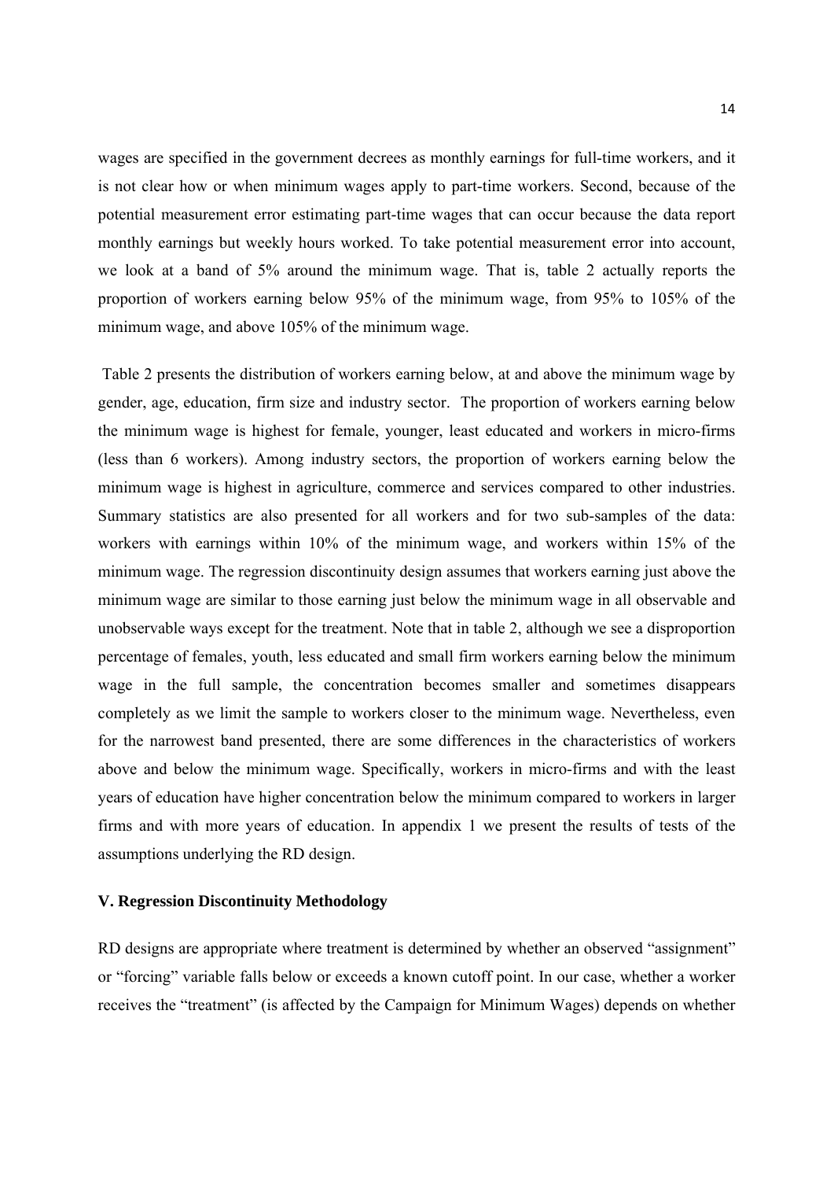wages are specified in the government decrees as monthly earnings for full-time workers, and it is not clear how or when minimum wages apply to part-time workers. Second, because of the potential measurement error estimating part-time wages that can occur because the data report monthly earnings but weekly hours worked. To take potential measurement error into account, we look at a band of 5% around the minimum wage. That is, table 2 actually reports the proportion of workers earning below 95% of the minimum wage, from 95% to 105% of the minimum wage, and above 105% of the minimum wage.

Table 2 presents the distribution of workers earning below, at and above the minimum wage by gender, age, education, firm size and industry sector. The proportion of workers earning below the minimum wage is highest for female, younger, least educated and workers in micro-firms (less than 6 workers). Among industry sectors, the proportion of workers earning below the minimum wage is highest in agriculture, commerce and services compared to other industries. Summary statistics are also presented for all workers and for two sub-samples of the data: workers with earnings within 10% of the minimum wage, and workers within 15% of the minimum wage. The regression discontinuity design assumes that workers earning just above the minimum wage are similar to those earning just below the minimum wage in all observable and unobservable ways except for the treatment. Note that in table 2, although we see a disproportion percentage of females, youth, less educated and small firm workers earning below the minimum wage in the full sample, the concentration becomes smaller and sometimes disappears completely as we limit the sample to workers closer to the minimum wage. Nevertheless, even for the narrowest band presented, there are some differences in the characteristics of workers above and below the minimum wage. Specifically, workers in micro-firms and with the least years of education have higher concentration below the minimum compared to workers in larger firms and with more years of education. In appendix 1 we present the results of tests of the assumptions underlying the RD design.

## V. Regression Discontinuity Methodology

RD designs are appropriate where treatment is determined by whether an observed "assignment" or "forcing" variable falls below or exceeds a known cutoff point. In our case, whether a worker receives the "treatment" (is affected by the Campaign for Minimum Wages) depends on whether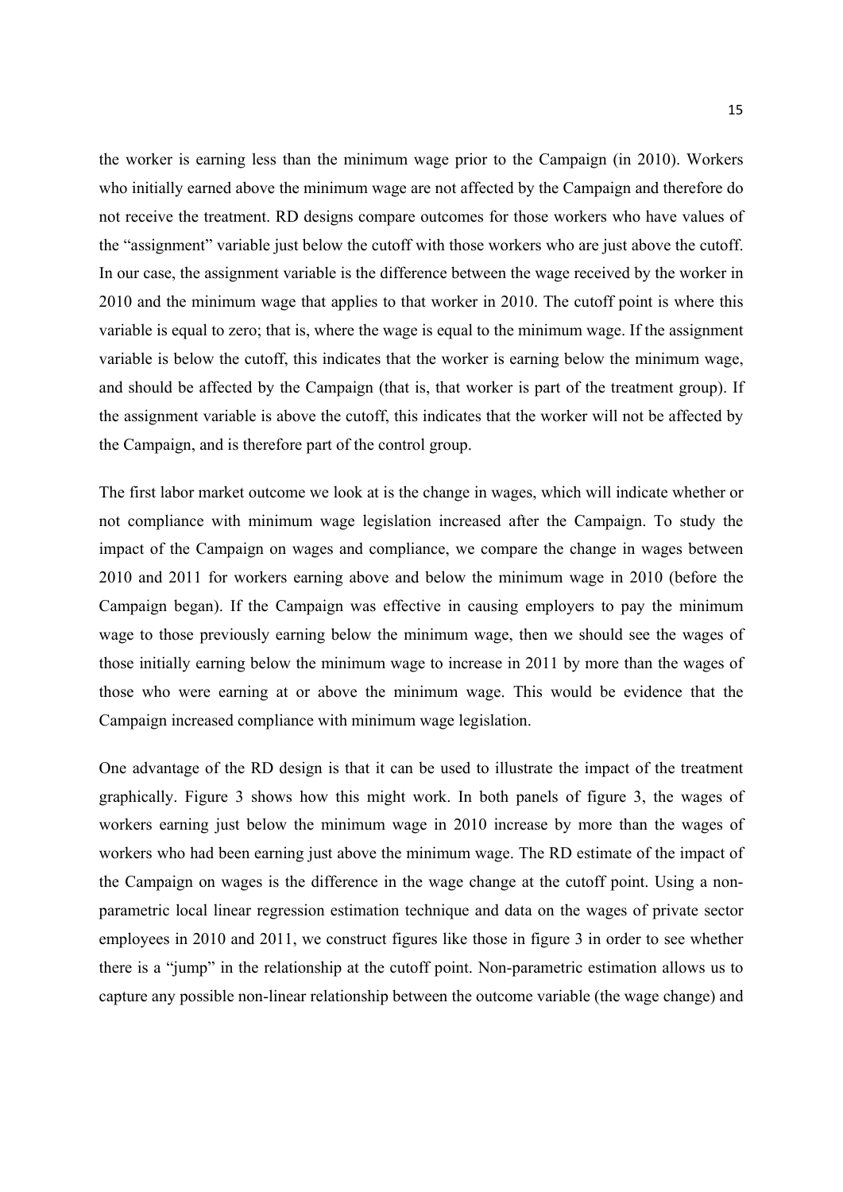the worker is earning less than the minimum wage prior to the Campaign (in 2010). Workers who initially earned above the minimum wage are not affected by the Campaign and therefore do not receive the treatment. RD designs compare outcomes for those workers who have values of the "assignment" variable just below the cutoff with those workers who are just above the cutoff. In our case, the assignment variable is the difference between the wage received by the worker in 2010 and the minimum wage that applies to that worker in 2010. The cutoff point is where this variable is equal to zero; that is, where the wage is equal to the minimum wage. If the assignment variable is below the cutoff, this indicates that the worker is earning below the minimum wage, and should be affected by the Campaign (that is, that worker is part of the treatment group). If the assignment variable is above the cutoff, this indicates that the worker will not be affected by the Campaign, and is therefore part of the control group.

The first labor market outcome we look at is the change in wages, which will indicate whether or not compliance with minimum wage legislation increased after the Campaign. To study the impact of the Campaign on wages and compliance, we compare the change in wages between 2010 and 2011 for workers earning above and below the minimum wage in 2010 (before the Campaign began). If the Campaign was effective in causing employers to pay the minimum wage to those previously earning below the minimum wage, then we should see the wages of those initially earning below the minimum wage to increase in 2011 by more than the wages of those who were earning at or above the minimum wage. This would be evidence that the Campaign increased compliance with minimum wage legislation.

One advantage of the RD design is that it can be used to illustrate the impact of the treatment graphically. Figure 3 shows how this might work. In both panels of figure 3, the wages of workers earning just below the minimum wage in 2010 increase by more than the wages of workers who had been earning just above the minimum wage. The RD estimate of the impact of the Campaign on wages is the difference in the wage change at the cutoff point. Using a non-parametric local linear regression estimation technique and data on the wages of private sector employees in 2010 and 2011, we construct figures like those in figure 3 in order to see whether there is a "jump" in the relationship at the cutoff point. Non-parametric estimation allows us to capture any possible non-linear relationship between the outcome variable (the wage change) and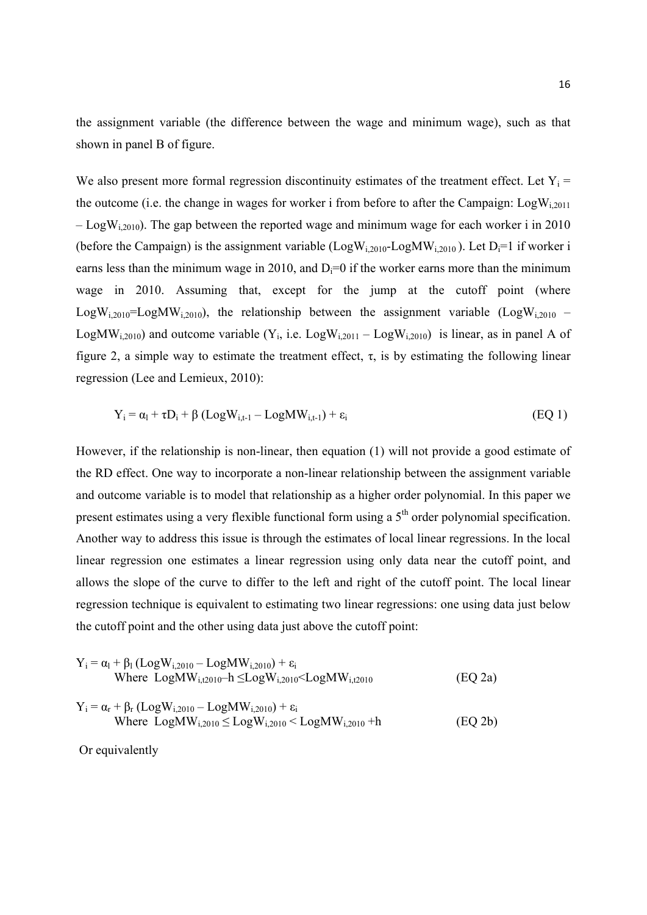the assignment variable (the difference between the wage and minimum wage), such as that shown in panel B of figure.

We also present more formal regression discontinuity estimates of the treatment effect. Let $Y_i$ = the outcome (i.e. the change in wages for worker i from before to after the Campaign: $LogW_{i,2011} - LogW_{i,2010}$). The gap between the reported wage and minimum wage for each worker i in 2010 (before the Campaign) is the assignment variable ($LogW_{i,2010}$-$LogMW_{i,2010}$). Let $D_i$=1 if worker i earns less than the minimum wage in 2010, and $D_i$=0 if the worker earns more than the minimum wage in 2010. Assuming that, except for the jump at the cutoff point (where $LogW_{i,2010}$=$LogMW_{i,2010}$), the relationship between the assignment variable ($LogW_{i,2010} - LogMW_{i,2010}$) and outcome variable ($Y_i$, i.e. $LogW_{i,2011} - LogW_{i,2010}$) is linear, as in panel A of figure 2, a simple way to estimate the treatment effect, τ, is by estimating the following linear regression (Lee and Lemieux, 2010):

$$Y_i = \alpha_l + \tau D_i + \beta\,(LogW_{i,t-1} - LogMW_{i,t-1}) + \varepsilon_i \qquad \text{(EQ 1)}$$

However, if the relationship is non-linear, then equation (1) will not provide a good estimate of the RD effect. One way to incorporate a non-linear relationship between the assignment variable and outcome variable is to model that relationship as a higher order polynomial. In this paper we present estimates using a very flexible functional form using a 5[th] order polynomial specification. Another way to address this issue is through the estimates of local linear regressions. In the local linear regression one estimates a linear regression using only data near the cutoff point, and allows the slope of the curve to differ to the left and right of the cutoff point. The local linear regression technique is equivalent to estimating two linear regressions: one using data just below the cutoff point and the other using data just above the cutoff point:

$$Y_i = \alpha_l + \beta_l\,(LogW_{i,2010} - LogMW_{i,2010}) + \varepsilon_i$$
$$\text{Where } LogMW_{i,t2010} - h \leq LogW_{i,2010} < LogMW_{i,t2010} \qquad \text{(EQ 2a)}$$

$$Y_i = \alpha_r + \beta_r\,(LogW_{i,2010} - LogMW_{i,2010}) + \varepsilon_i$$
$$\text{Where } LogMW_{i,2010} \leq LogW_{i,2010} < LogMW_{i,2010} + h \qquad \text{(EQ 2b)}$$

Or equivalently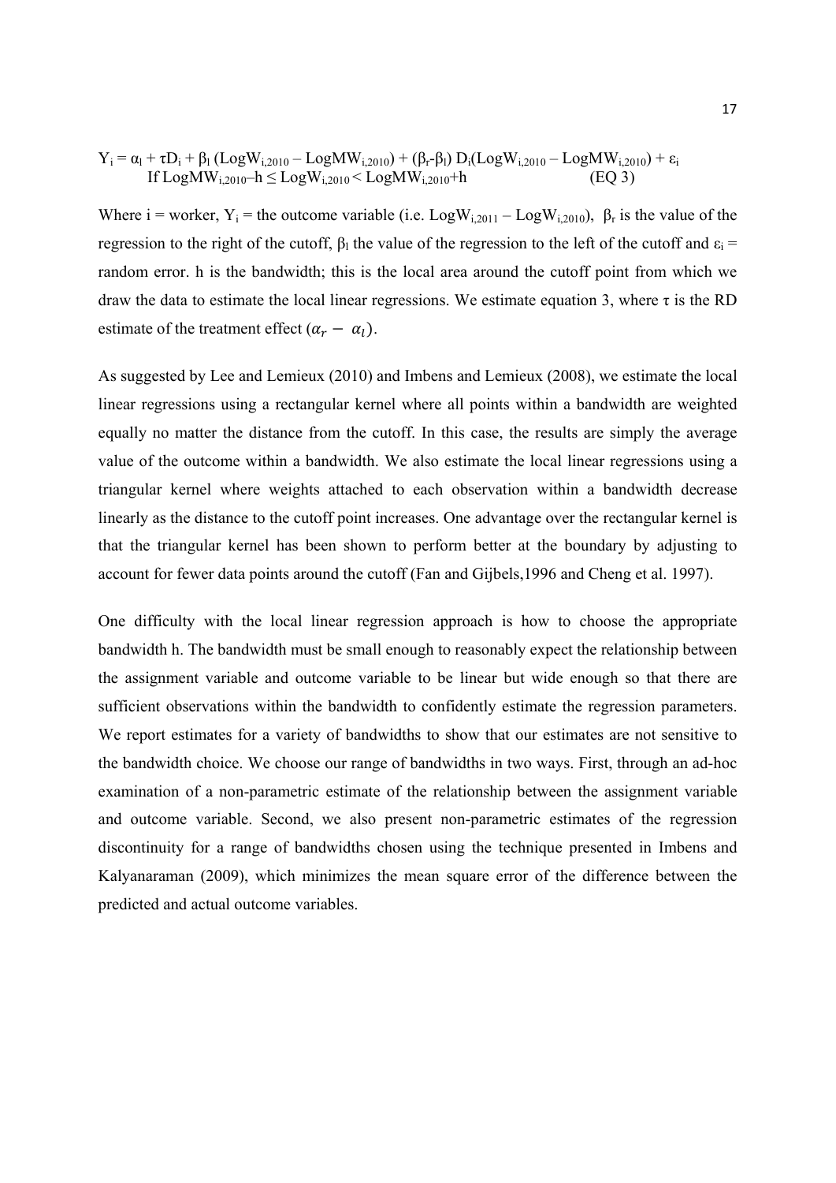$$Y_i = \alpha_l + \tau D_i + \beta_l (\text{LogW}_{i,2010} - \text{LogMW}_{i,2010}) + (\beta_r\text{-}\beta_l)\, D_i(\text{LogW}_{i,2010} - \text{LogMW}_{i,2010}) + \varepsilon_i$$

$$\text{If LogMW}_{i,2010} - h \leq \text{LogW}_{i,2010} < \text{LogMW}_{i,2010} + h \qquad \text{(EQ 3)}$$

Where i = worker, $Y_i$ = the outcome variable (i.e. $\text{LogW}_{i,2011} - \text{LogW}_{i,2010}$), $\beta_r$ is the value of the regression to the right of the cutoff, $\beta_l$ the value of the regression to the left of the cutoff and $\varepsilon_i$ = random error. h is the bandwidth; this is the local area around the cutoff point from which we draw the data to estimate the local linear regressions. We estimate equation 3, where τ is the RD estimate of the treatment effect $(\alpha_r - \alpha_l)$.

As suggested by Lee and Lemieux (2010) and Imbens and Lemieux (2008), we estimate the local linear regressions using a rectangular kernel where all points within a bandwidth are weighted equally no matter the distance from the cutoff. In this case, the results are simply the average value of the outcome within a bandwidth. We also estimate the local linear regressions using a triangular kernel where weights attached to each observation within a bandwidth decrease linearly as the distance to the cutoff point increases. One advantage over the rectangular kernel is that the triangular kernel has been shown to perform better at the boundary by adjusting to account for fewer data points around the cutoff (Fan and Gijbels,1996 and Cheng et al. 1997).

One difficulty with the local linear regression approach is how to choose the appropriate bandwidth h. The bandwidth must be small enough to reasonably expect the relationship between the assignment variable and outcome variable to be linear but wide enough so that there are sufficient observations within the bandwidth to confidently estimate the regression parameters. We report estimates for a variety of bandwidths to show that our estimates are not sensitive to the bandwidth choice. We choose our range of bandwidths in two ways. First, through an ad-hoc examination of a non-parametric estimate of the relationship between the assignment variable and outcome variable. Second, we also present non-parametric estimates of the regression discontinuity for a range of bandwidths chosen using the technique presented in Imbens and Kalyanaraman (2009), which minimizes the mean square error of the difference between the predicted and actual outcome variables.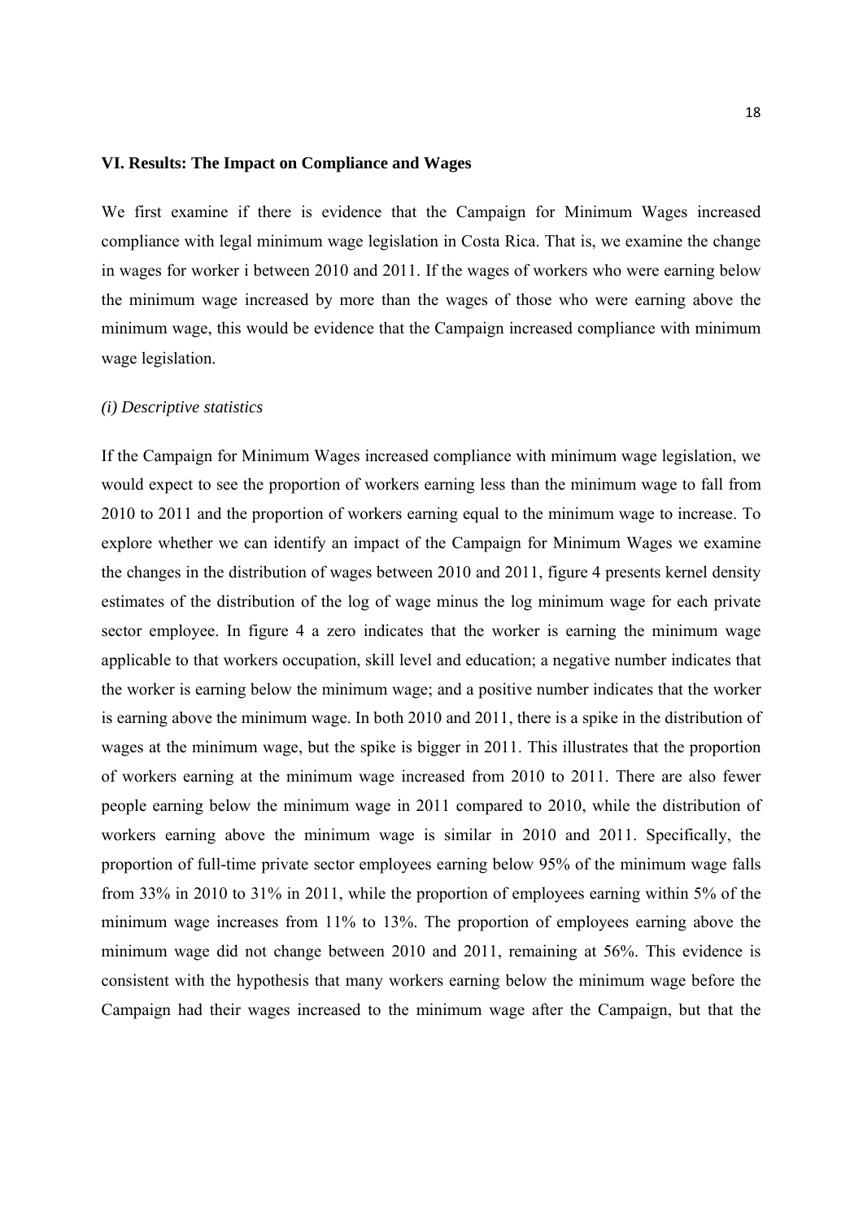## VI. Results: The Impact on Compliance and Wages

We first examine if there is evidence that the Campaign for Minimum Wages increased compliance with legal minimum wage legislation in Costa Rica. That is, we examine the change in wages for worker i between 2010 and 2011. If the wages of workers who were earning below the minimum wage increased by more than the wages of those who were earning above the minimum wage, this would be evidence that the Campaign increased compliance with minimum wage legislation.

### *(i) Descriptive statistics*

If the Campaign for Minimum Wages increased compliance with minimum wage legislation, we would expect to see the proportion of workers earning less than the minimum wage to fall from 2010 to 2011 and the proportion of workers earning equal to the minimum wage to increase. To explore whether we can identify an impact of the Campaign for Minimum Wages we examine the changes in the distribution of wages between 2010 and 2011, figure 4 presents kernel density estimates of the distribution of the log of wage minus the log minimum wage for each private sector employee. In figure 4 a zero indicates that the worker is earning the minimum wage applicable to that workers occupation, skill level and education; a negative number indicates that the worker is earning below the minimum wage; and a positive number indicates that the worker is earning above the minimum wage. In both 2010 and 2011, there is a spike in the distribution of wages at the minimum wage, but the spike is bigger in 2011. This illustrates that the proportion of workers earning at the minimum wage increased from 2010 to 2011. There are also fewer people earning below the minimum wage in 2011 compared to 2010, while the distribution of workers earning above the minimum wage is similar in 2010 and 2011. Specifically, the proportion of full-time private sector employees earning below 95% of the minimum wage falls from 33% in 2010 to 31% in 2011, while the proportion of employees earning within 5% of the minimum wage increases from 11% to 13%. The proportion of employees earning above the minimum wage did not change between 2010 and 2011, remaining at 56%. This evidence is consistent with the hypothesis that many workers earning below the minimum wage before the Campaign had their wages increased to the minimum wage after the Campaign, but that the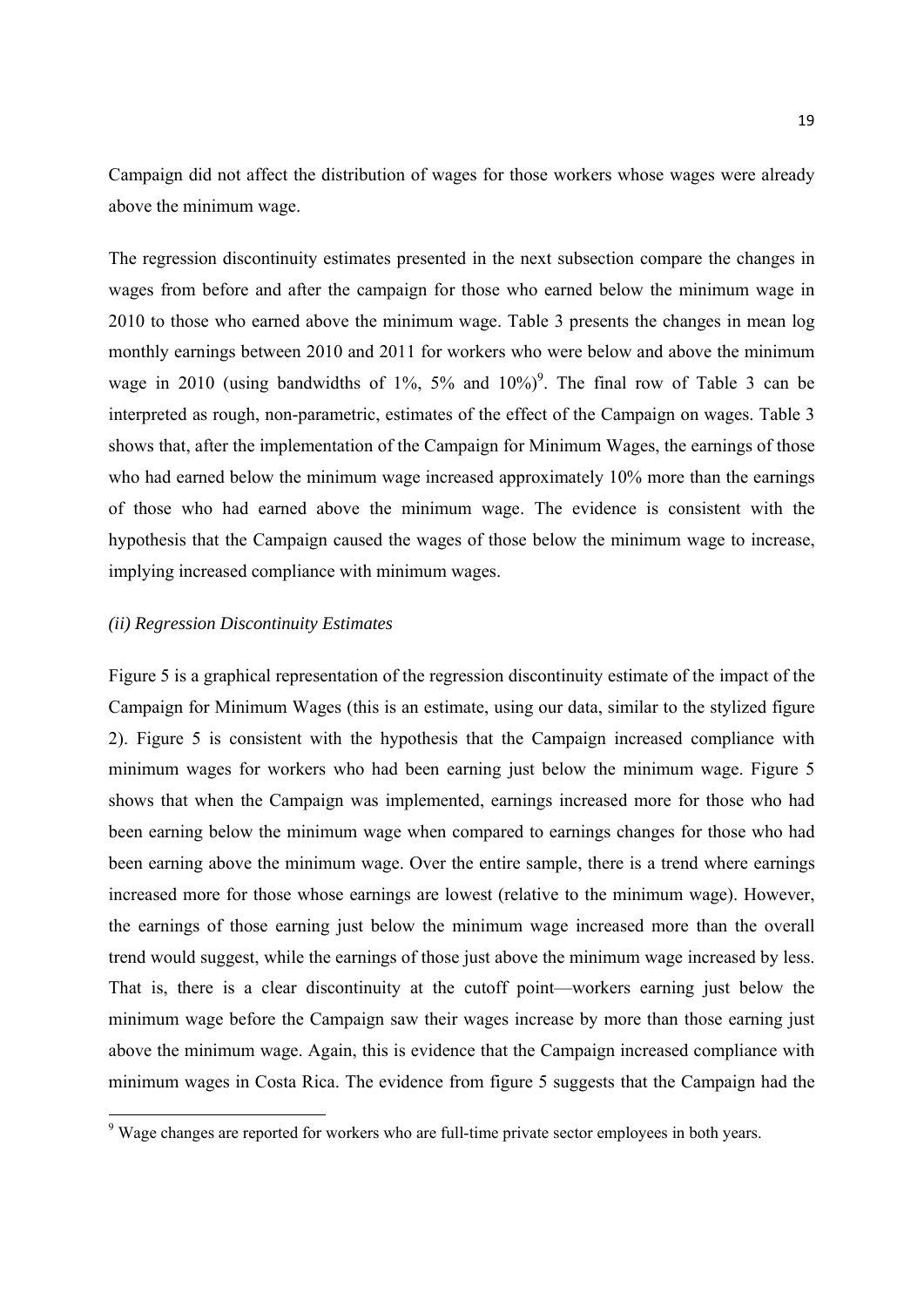Campaign did not affect the distribution of wages for those workers whose wages were already above the minimum wage.

The regression discontinuity estimates presented in the next subsection compare the changes in wages from before and after the campaign for those who earned below the minimum wage in 2010 to those who earned above the minimum wage. Table 3 presents the changes in mean log monthly earnings between 2010 and 2011 for workers who were below and above the minimum wage in 2010 (using bandwidths of 1%, 5% and 10%)[9]. The final row of Table 3 can be interpreted as rough, non-parametric, estimates of the effect of the Campaign on wages. Table 3 shows that, after the implementation of the Campaign for Minimum Wages, the earnings of those who had earned below the minimum wage increased approximately 10% more than the earnings of those who had earned above the minimum wage. The evidence is consistent with the hypothesis that the Campaign caused the wages of those below the minimum wage to increase, implying increased compliance with minimum wages.

*(ii) Regression Discontinuity Estimates*

Figure 5 is a graphical representation of the regression discontinuity estimate of the impact of the Campaign for Minimum Wages (this is an estimate, using our data, similar to the stylized figure 2). Figure 5 is consistent with the hypothesis that the Campaign increased compliance with minimum wages for workers who had been earning just below the minimum wage. Figure 5 shows that when the Campaign was implemented, earnings increased more for those who had been earning below the minimum wage when compared to earnings changes for those who had been earning above the minimum wage. Over the entire sample, there is a trend where earnings increased more for those whose earnings are lowest (relative to the minimum wage). However, the earnings of those earning just below the minimum wage increased more than the overall trend would suggest, while the earnings of those just above the minimum wage increased by less. That is, there is a clear discontinuity at the cutoff point—workers earning just below the minimum wage before the Campaign saw their wages increase by more than those earning just above the minimum wage. Again, this is evidence that the Campaign increased compliance with minimum wages in Costa Rica. The evidence from figure 5 suggests that the Campaign had the

[9] Wage changes are reported for workers who are full-time private sector employees in both years.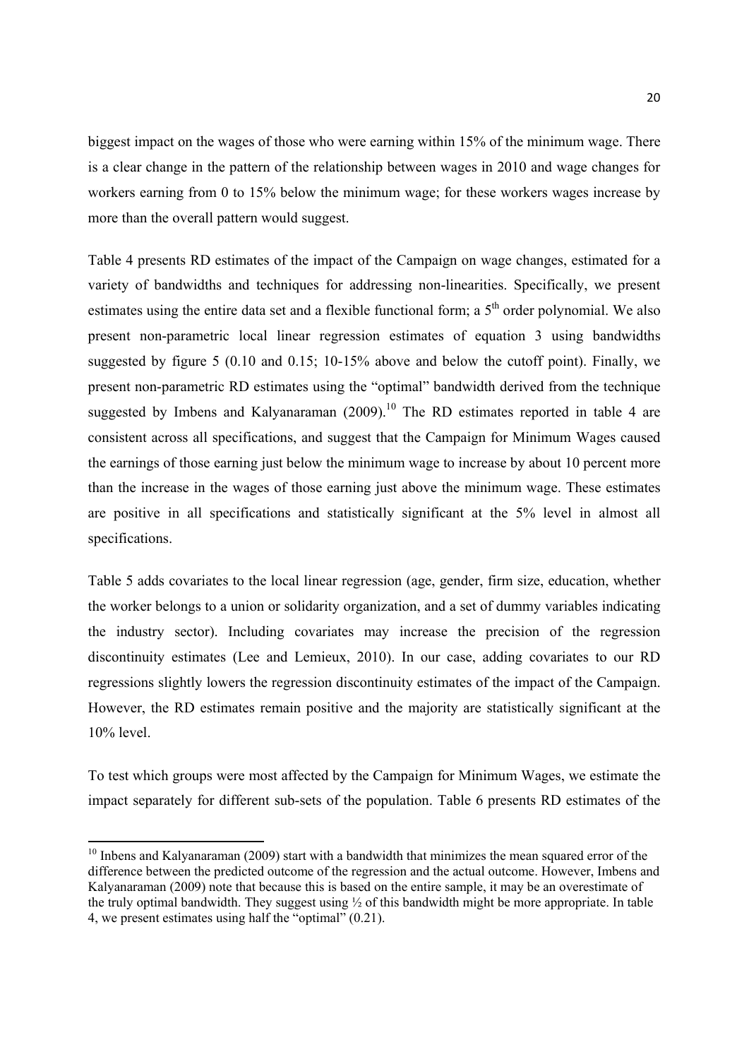biggest impact on the wages of those who were earning within 15% of the minimum wage. There is a clear change in the pattern of the relationship between wages in 2010 and wage changes for workers earning from 0 to 15% below the minimum wage; for these workers wages increase by more than the overall pattern would suggest.

Table 4 presents RD estimates of the impact of the Campaign on wage changes, estimated for a variety of bandwidths and techniques for addressing non-linearities. Specifically, we present estimates using the entire data set and a flexible functional form; a $5^{th}$ order polynomial. We also present non-parametric local linear regression estimates of equation 3 using bandwidths suggested by figure 5 (0.10 and 0.15; 10-15% above and below the cutoff point). Finally, we present non-parametric RD estimates using the "optimal" bandwidth derived from the technique suggested by Imbens and Kalyanaraman (2009).[10] The RD estimates reported in table 4 are consistent across all specifications, and suggest that the Campaign for Minimum Wages caused the earnings of those earning just below the minimum wage to increase by about 10 percent more than the increase in the wages of those earning just above the minimum wage. These estimates are positive in all specifications and statistically significant at the 5% level in almost all specifications.

Table 5 adds covariates to the local linear regression (age, gender, firm size, education, whether the worker belongs to a union or solidarity organization, and a set of dummy variables indicating the industry sector). Including covariates may increase the precision of the regression discontinuity estimates (Lee and Lemieux, 2010). In our case, adding covariates to our RD regressions slightly lowers the regression discontinuity estimates of the impact of the Campaign. However, the RD estimates remain positive and the majority are statistically significant at the 10% level.

To test which groups were most affected by the Campaign for Minimum Wages, we estimate the impact separately for different sub-sets of the population. Table 6 presents RD estimates of the

[10] Inbens and Kalyanaraman (2009) start with a bandwidth that minimizes the mean squared error of the difference between the predicted outcome of the regression and the actual outcome. However, Imbens and Kalyanaraman (2009) note that because this is based on the entire sample, it may be an overestimate of the truly optimal bandwidth. They suggest using ½ of this bandwidth might be more appropriate. In table 4, we present estimates using half the "optimal" (0.21).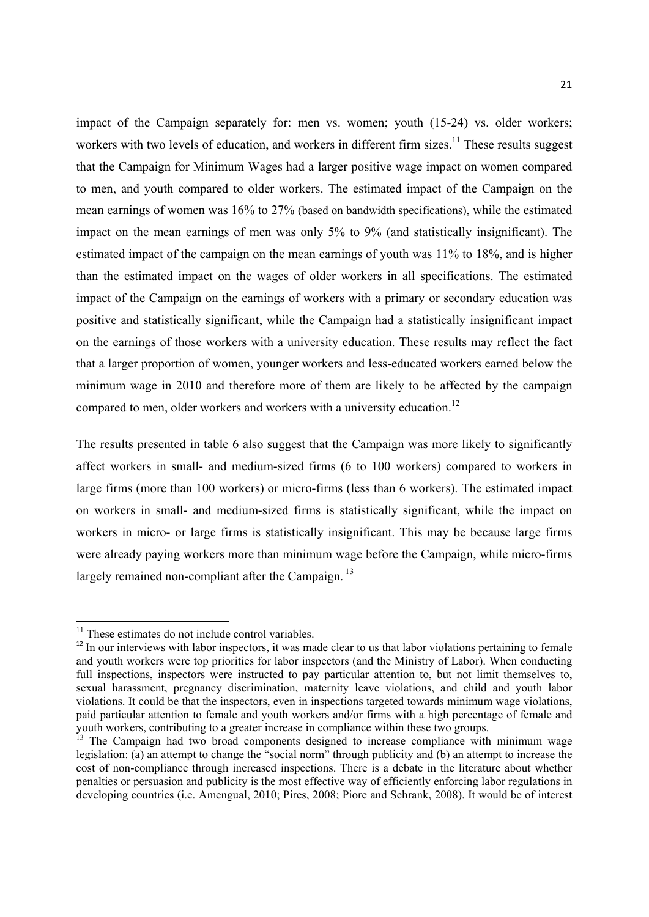impact of the Campaign separately for: men vs. women; youth (15-24) vs. older workers; workers with two levels of education, and workers in different firm sizes.[11] These results suggest that the Campaign for Minimum Wages had a larger positive wage impact on women compared to men, and youth compared to older workers. The estimated impact of the Campaign on the mean earnings of women was 16% to 27% (based on bandwidth specifications), while the estimated impact on the mean earnings of men was only 5% to 9% (and statistically insignificant). The estimated impact of the campaign on the mean earnings of youth was 11% to 18%, and is higher than the estimated impact on the wages of older workers in all specifications. The estimated impact of the Campaign on the earnings of workers with a primary or secondary education was positive and statistically significant, while the Campaign had a statistically insignificant impact on the earnings of those workers with a university education. These results may reflect the fact that a larger proportion of women, younger workers and less-educated workers earned below the minimum wage in 2010 and therefore more of them are likely to be affected by the campaign compared to men, older workers and workers with a university education.[12]

The results presented in table 6 also suggest that the Campaign was more likely to significantly affect workers in small- and medium-sized firms (6 to 100 workers) compared to workers in large firms (more than 100 workers) or micro-firms (less than 6 workers). The estimated impact on workers in small- and medium-sized firms is statistically significant, while the impact on workers in micro- or large firms is statistically insignificant. This may be because large firms were already paying workers more than minimum wage before the Campaign, while micro-firms largely remained non-compliant after the Campaign.[13]

---

[11] These estimates do not include control variables.

[12] In our interviews with labor inspectors, it was made clear to us that labor violations pertaining to female and youth workers were top priorities for labor inspectors (and the Ministry of Labor). When conducting full inspections, inspectors were instructed to pay particular attention to, but not limit themselves to, sexual harassment, pregnancy discrimination, maternity leave violations, and child and youth labor violations. It could be that the inspectors, even in inspections targeted towards minimum wage violations, paid particular attention to female and youth workers and/or firms with a high percentage of female and youth workers, contributing to a greater increase in compliance within these two groups.

[13] The Campaign had two broad components designed to increase compliance with minimum wage legislation: (a) an attempt to change the "social norm" through publicity and (b) an attempt to increase the cost of non-compliance through increased inspections. There is a debate in the literature about whether penalties or persuasion and publicity is the most effective way of efficiently enforcing labor regulations in developing countries (i.e. Amengual, 2010; Pires, 2008; Piore and Schrank, 2008). It would be of interest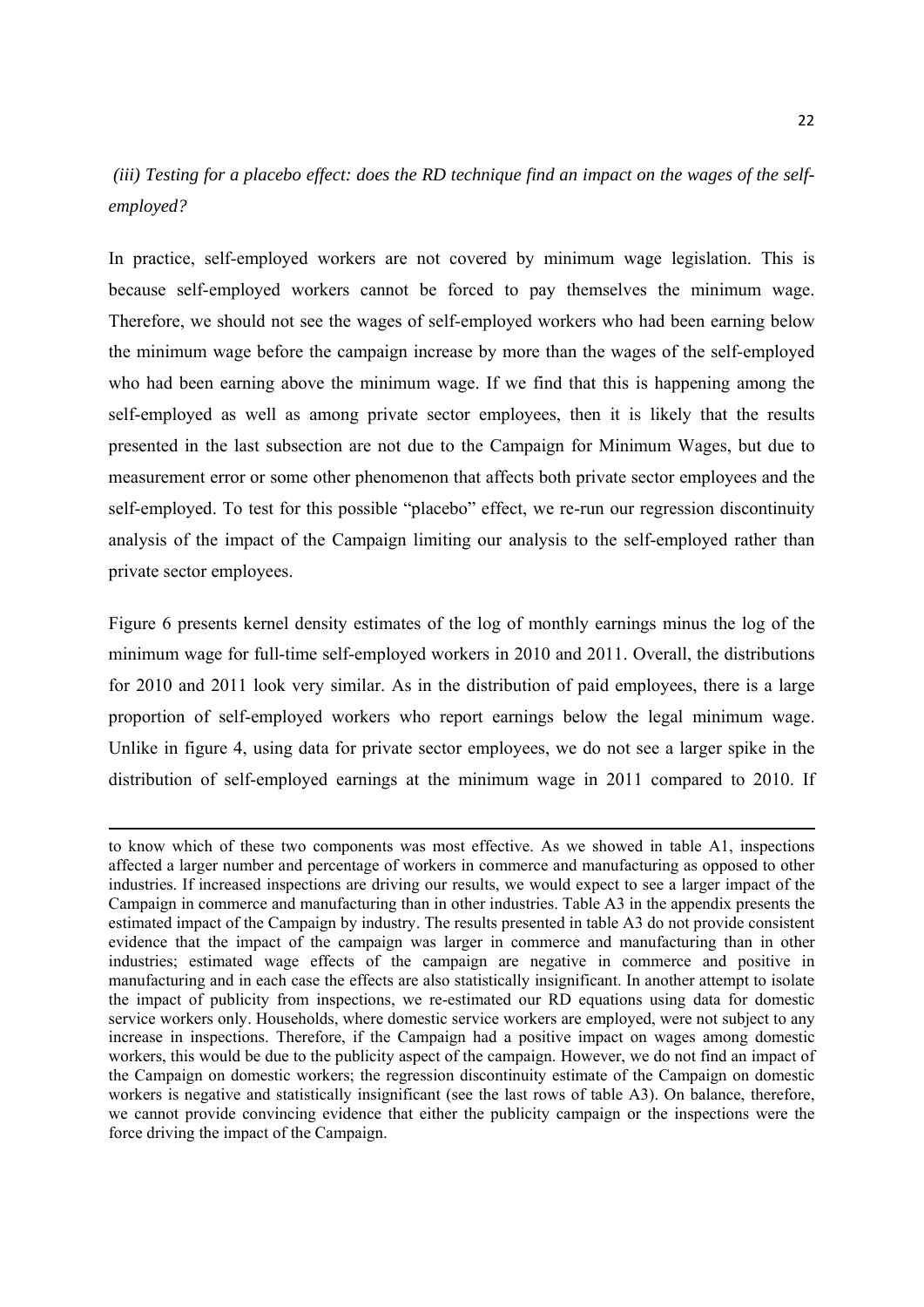*(iii) Testing for a placebo effect: does the RD technique find an impact on the wages of the self-employed?*

In practice, self-employed workers are not covered by minimum wage legislation. This is because self-employed workers cannot be forced to pay themselves the minimum wage. Therefore, we should not see the wages of self-employed workers who had been earning below the minimum wage before the campaign increase by more than the wages of the self-employed who had been earning above the minimum wage. If we find that this is happening among the self-employed as well as among private sector employees, then it is likely that the results presented in the last subsection are not due to the Campaign for Minimum Wages, but due to measurement error or some other phenomenon that affects both private sector employees and the self-employed. To test for this possible "placebo" effect, we re-run our regression discontinuity analysis of the impact of the Campaign limiting our analysis to the self-employed rather than private sector employees.

Figure 6 presents kernel density estimates of the log of monthly earnings minus the log of the minimum wage for full-time self-employed workers in 2010 and 2011. Overall, the distributions for 2010 and 2011 look very similar. As in the distribution of paid employees, there is a large proportion of self-employed workers who report earnings below the legal minimum wage. Unlike in figure 4, using data for private sector employees, we do not see a larger spike in the distribution of self-employed earnings at the minimum wage in 2011 compared to 2010. If

to know which of these two components was most effective. As we showed in table A1, inspections affected a larger number and percentage of workers in commerce and manufacturing as opposed to other industries. If increased inspections are driving our results, we would expect to see a larger impact of the Campaign in commerce and manufacturing than in other industries. Table A3 in the appendix presents the estimated impact of the Campaign by industry. The results presented in table A3 do not provide consistent evidence that the impact of the campaign was larger in commerce and manufacturing than in other industries; estimated wage effects of the campaign are negative in commerce and positive in manufacturing and in each case the effects are also statistically insignificant. In another attempt to isolate the impact of publicity from inspections, we re-estimated our RD equations using data for domestic service workers only. Households, where domestic service workers are employed, were not subject to any increase in inspections. Therefore, if the Campaign had a positive impact on wages among domestic workers, this would be due to the publicity aspect of the campaign. However, we do not find an impact of the Campaign on domestic workers; the regression discontinuity estimate of the Campaign on domestic workers is negative and statistically insignificant (see the last rows of table A3). On balance, therefore, we cannot provide convincing evidence that either the publicity campaign or the inspections were the force driving the impact of the Campaign.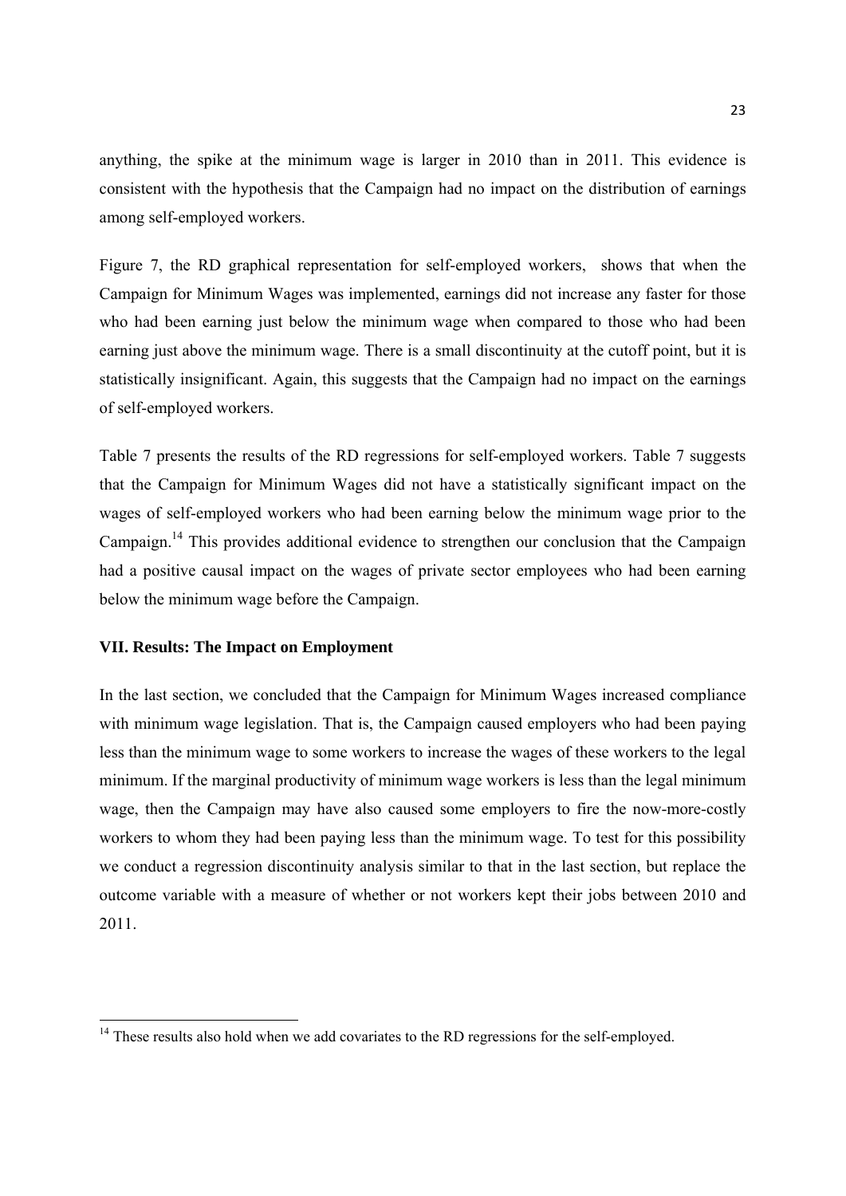anything, the spike at the minimum wage is larger in 2010 than in 2011. This evidence is consistent with the hypothesis that the Campaign had no impact on the distribution of earnings among self-employed workers.

Figure 7, the RD graphical representation for self-employed workers, shows that when the Campaign for Minimum Wages was implemented, earnings did not increase any faster for those who had been earning just below the minimum wage when compared to those who had been earning just above the minimum wage. There is a small discontinuity at the cutoff point, but it is statistically insignificant. Again, this suggests that the Campaign had no impact on the earnings of self-employed workers.

Table 7 presents the results of the RD regressions for self-employed workers. Table 7 suggests that the Campaign for Minimum Wages did not have a statistically significant impact on the wages of self-employed workers who had been earning below the minimum wage prior to the Campaign.[14] This provides additional evidence to strengthen our conclusion that the Campaign had a positive causal impact on the wages of private sector employees who had been earning below the minimum wage before the Campaign.

### VII. Results: The Impact on Employment

In the last section, we concluded that the Campaign for Minimum Wages increased compliance with minimum wage legislation. That is, the Campaign caused employers who had been paying less than the minimum wage to some workers to increase the wages of these workers to the legal minimum. If the marginal productivity of minimum wage workers is less than the legal minimum wage, then the Campaign may have also caused some employers to fire the now-more-costly workers to whom they had been paying less than the minimum wage. To test for this possibility we conduct a regression discontinuity analysis similar to that in the last section, but replace the outcome variable with a measure of whether or not workers kept their jobs between 2010 and 2011.

---

[14] These results also hold when we add covariates to the RD regressions for the self-employed.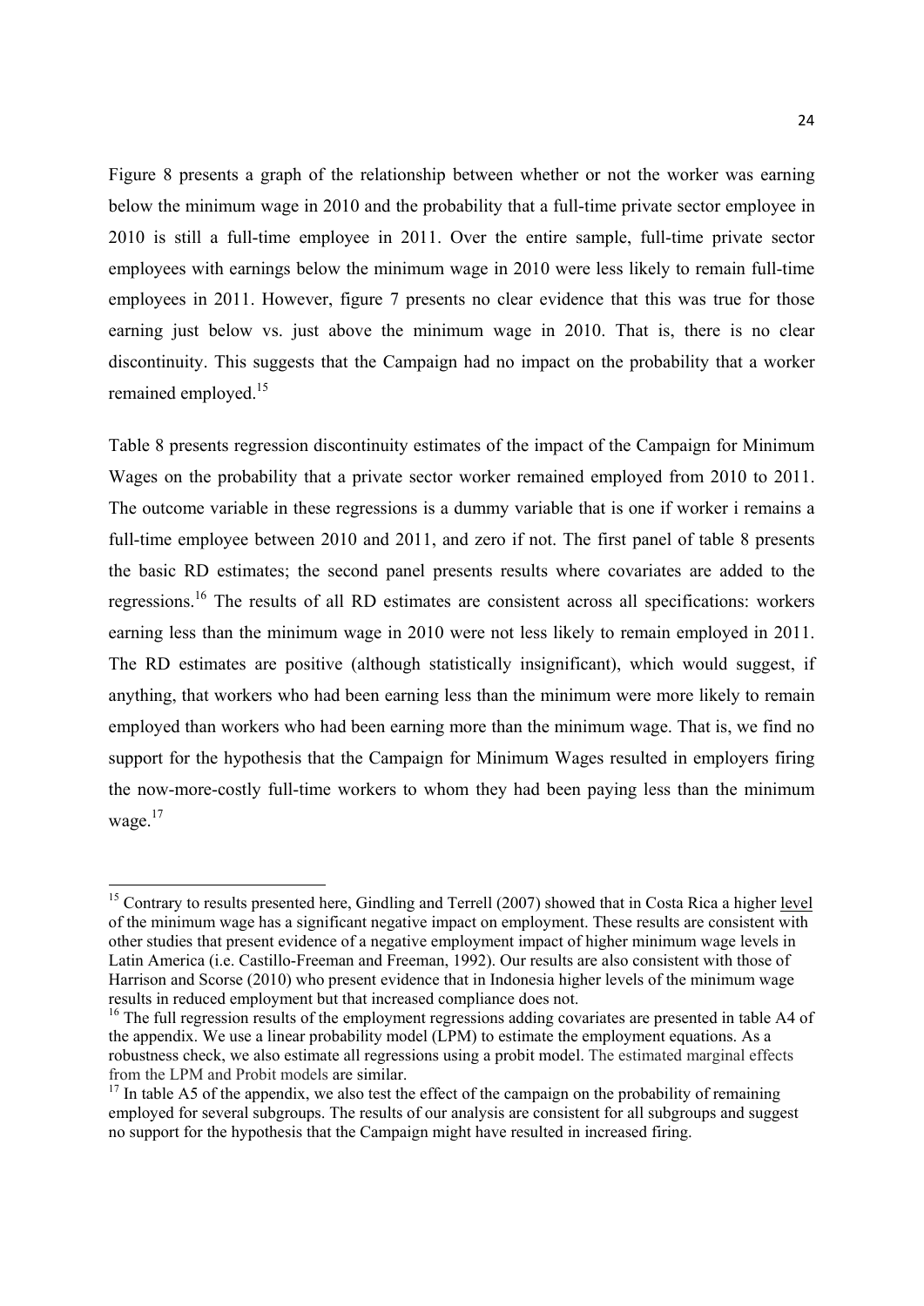Figure 8 presents a graph of the relationship between whether or not the worker was earning below the minimum wage in 2010 and the probability that a full-time private sector employee in 2010 is still a full-time employee in 2011. Over the entire sample, full-time private sector employees with earnings below the minimum wage in 2010 were less likely to remain full-time employees in 2011. However, figure 7 presents no clear evidence that this was true for those earning just below vs. just above the minimum wage in 2010. That is, there is no clear discontinuity. This suggests that the Campaign had no impact on the probability that a worker remained employed.[15]

Table 8 presents regression discontinuity estimates of the impact of the Campaign for Minimum Wages on the probability that a private sector worker remained employed from 2010 to 2011. The outcome variable in these regressions is a dummy variable that is one if worker i remains a full-time employee between 2010 and 2011, and zero if not. The first panel of table 8 presents the basic RD estimates; the second panel presents results where covariates are added to the regressions.[16] The results of all RD estimates are consistent across all specifications: workers earning less than the minimum wage in 2010 were not less likely to remain employed in 2011. The RD estimates are positive (although statistically insignificant), which would suggest, if anything, that workers who had been earning less than the minimum were more likely to remain employed than workers who had been earning more than the minimum wage. That is, we find no support for the hypothesis that the Campaign for Minimum Wages resulted in employers firing the now-more-costly full-time workers to whom they had been paying less than the minimum wage.[17]

---

[15] Contrary to results presented here, Gindling and Terrell (2007) showed that in Costa Rica a higher level of the minimum wage has a significant negative impact on employment. These results are consistent with other studies that present evidence of a negative employment impact of higher minimum wage levels in Latin America (i.e. Castillo-Freeman and Freeman, 1992). Our results are also consistent with those of Harrison and Scorse (2010) who present evidence that in Indonesia higher levels of the minimum wage results in reduced employment but that increased compliance does not.

[16] The full regression results of the employment regressions adding covariates are presented in table A4 of the appendix. We use a linear probability model (LPM) to estimate the employment equations. As a robustness check, we also estimate all regressions using a probit model. The estimated marginal effects from the LPM and Probit models are similar.

[17] In table A5 of the appendix, we also test the effect of the campaign on the probability of remaining employed for several subgroups. The results of our analysis are consistent for all subgroups and suggest no support for the hypothesis that the Campaign might have resulted in increased firing.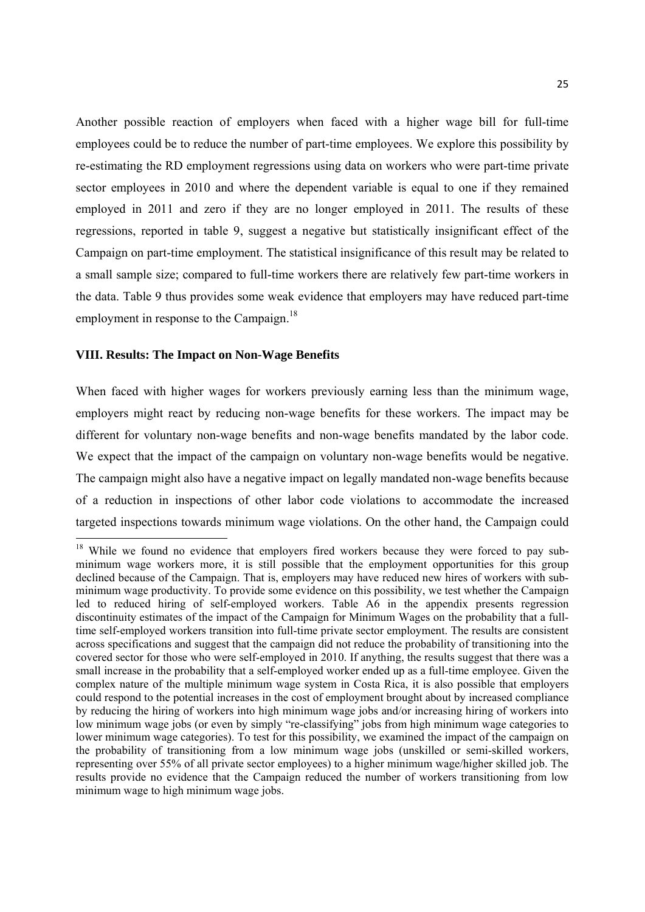Another possible reaction of employers when faced with a higher wage bill for full-time employees could be to reduce the number of part-time employees. We explore this possibility by re-estimating the RD employment regressions using data on workers who were part-time private sector employees in 2010 and where the dependent variable is equal to one if they remained employed in 2011 and zero if they are no longer employed in 2011. The results of these regressions, reported in table 9, suggest a negative but statistically insignificant effect of the Campaign on part-time employment. The statistical insignificance of this result may be related to a small sample size; compared to full-time workers there are relatively few part-time workers in the data. Table 9 thus provides some weak evidence that employers may have reduced part-time employment in response to the Campaign.[18]

## VIII. Results: The Impact on Non-Wage Benefits

When faced with higher wages for workers previously earning less than the minimum wage, employers might react by reducing non-wage benefits for these workers. The impact may be different for voluntary non-wage benefits and non-wage benefits mandated by the labor code. We expect that the impact of the campaign on voluntary non-wage benefits would be negative. The campaign might also have a negative impact on legally mandated non-wage benefits because of a reduction in inspections of other labor code violations to accommodate the increased targeted inspections towards minimum wage violations. On the other hand, the Campaign could

[18] While we found no evidence that employers fired workers because they were forced to pay sub-minimum wage workers more, it is still possible that the employment opportunities for this group declined because of the Campaign. That is, employers may have reduced new hires of workers with sub-minimum wage productivity. To provide some evidence on this possibility, we test whether the Campaign led to reduced hiring of self-employed workers. Table A6 in the appendix presents regression discontinuity estimates of the impact of the Campaign for Minimum Wages on the probability that a full-time self-employed workers transition into full-time private sector employment. The results are consistent across specifications and suggest that the campaign did not reduce the probability of transitioning into the covered sector for those who were self-employed in 2010. If anything, the results suggest that there was a small increase in the probability that a self-employed worker ended up as a full-time employee. Given the complex nature of the multiple minimum wage system in Costa Rica, it is also possible that employers could respond to the potential increases in the cost of employment brought about by increased compliance by reducing the hiring of workers into high minimum wage jobs and/or increasing hiring of workers into low minimum wage jobs (or even by simply "re-classifying" jobs from high minimum wage categories to lower minimum wage categories). To test for this possibility, we examined the impact of the campaign on the probability of transitioning from a low minimum wage jobs (unskilled or semi-skilled workers, representing over 55% of all private sector employees) to a higher minimum wage/higher skilled job. The results provide no evidence that the Campaign reduced the number of workers transitioning from low minimum wage to high minimum wage jobs.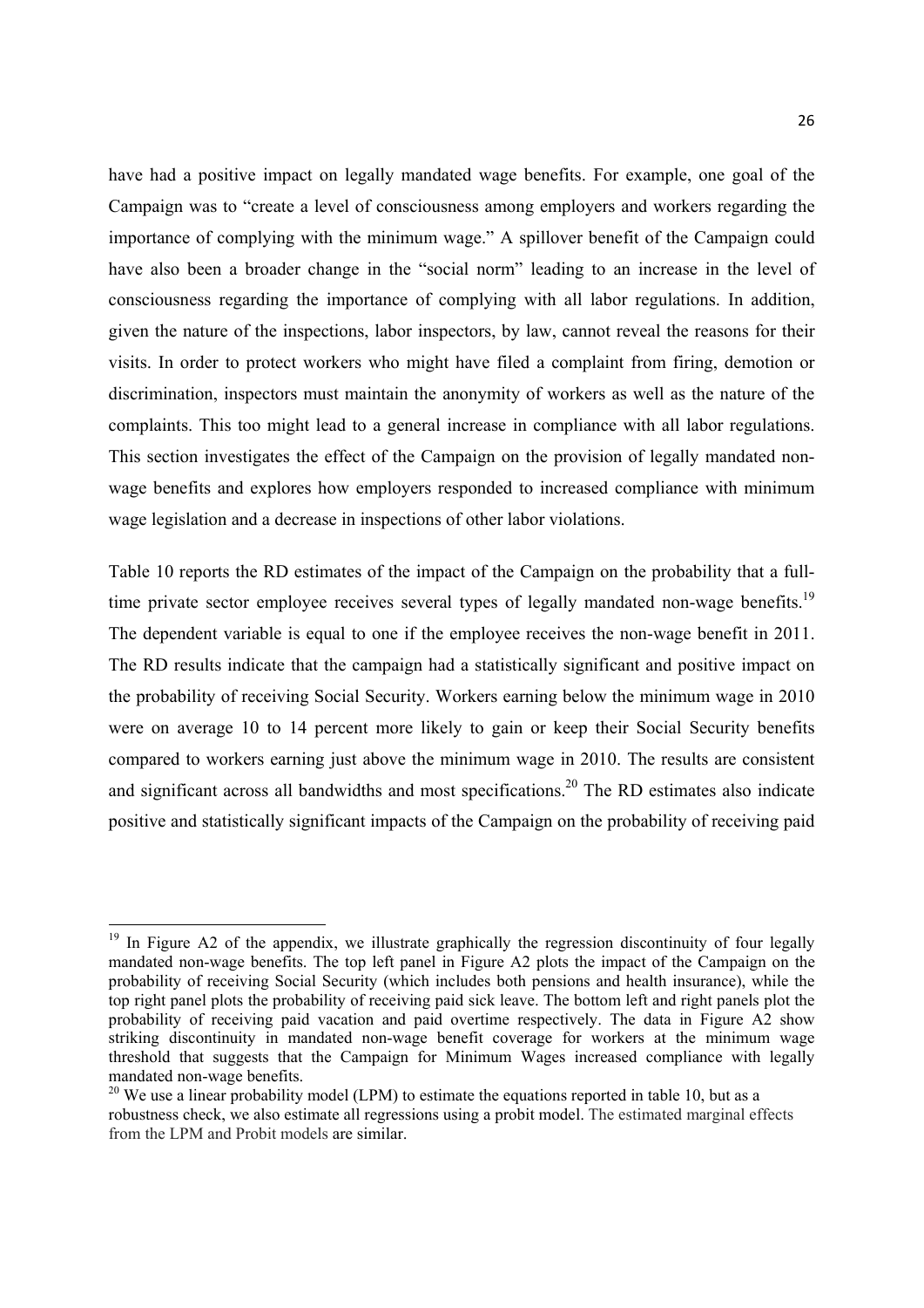have had a positive impact on legally mandated wage benefits. For example, one goal of the Campaign was to "create a level of consciousness among employers and workers regarding the importance of complying with the minimum wage." A spillover benefit of the Campaign could have also been a broader change in the "social norm" leading to an increase in the level of consciousness regarding the importance of complying with all labor regulations. In addition, given the nature of the inspections, labor inspectors, by law, cannot reveal the reasons for their visits. In order to protect workers who might have filed a complaint from firing, demotion or discrimination, inspectors must maintain the anonymity of workers as well as the nature of the complaints. This too might lead to a general increase in compliance with all labor regulations. This section investigates the effect of the Campaign on the provision of legally mandated non-wage benefits and explores how employers responded to increased compliance with minimum wage legislation and a decrease in inspections of other labor violations.

Table 10 reports the RD estimates of the impact of the Campaign on the probability that a full-time private sector employee receives several types of legally mandated non-wage benefits.[19] The dependent variable is equal to one if the employee receives the non-wage benefit in 2011. The RD results indicate that the campaign had a statistically significant and positive impact on the probability of receiving Social Security. Workers earning below the minimum wage in 2010 were on average 10 to 14 percent more likely to gain or keep their Social Security benefits compared to workers earning just above the minimum wage in 2010. The results are consistent and significant across all bandwidths and most specifications.[20] The RD estimates also indicate positive and statistically significant impacts of the Campaign on the probability of receiving paid

---

[19] In Figure A2 of the appendix, we illustrate graphically the regression discontinuity of four legally mandated non-wage benefits. The top left panel in Figure A2 plots the impact of the Campaign on the probability of receiving Social Security (which includes both pensions and health insurance), while the top right panel plots the probability of receiving paid sick leave. The bottom left and right panels plot the probability of receiving paid vacation and paid overtime respectively. The data in Figure A2 show striking discontinuity in mandated non-wage benefit coverage for workers at the minimum wage threshold that suggests that the Campaign for Minimum Wages increased compliance with legally mandated non-wage benefits.

[20] We use a linear probability model (LPM) to estimate the equations reported in table 10, but as a robustness check, we also estimate all regressions using a probit model. The estimated marginal effects from the LPM and Probit models are similar.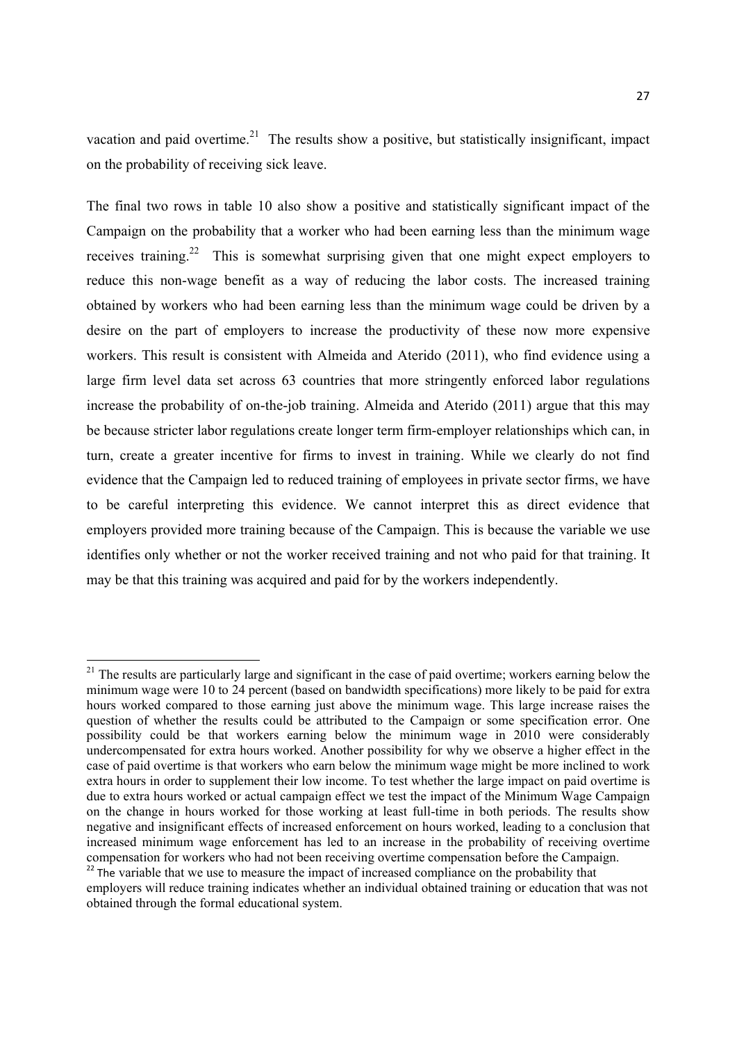vacation and paid overtime.[21] The results show a positive, but statistically insignificant, impact on the probability of receiving sick leave.

The final two rows in table 10 also show a positive and statistically significant impact of the Campaign on the probability that a worker who had been earning less than the minimum wage receives training.[22] This is somewhat surprising given that one might expect employers to reduce this non-wage benefit as a way of reducing the labor costs. The increased training obtained by workers who had been earning less than the minimum wage could be driven by a desire on the part of employers to increase the productivity of these now more expensive workers. This result is consistent with Almeida and Aterido (2011), who find evidence using a large firm level data set across 63 countries that more stringently enforced labor regulations increase the probability of on-the-job training. Almeida and Aterido (2011) argue that this may be because stricter labor regulations create longer term firm-employer relationships which can, in turn, create a greater incentive for firms to invest in training. While we clearly do not find evidence that the Campaign led to reduced training of employees in private sector firms, we have to be careful interpreting this evidence. We cannot interpret this as direct evidence that employers provided more training because of the Campaign. This is because the variable we use identifies only whether or not the worker received training and not who paid for that training. It may be that this training was acquired and paid for by the workers independently.

---

[21] The results are particularly large and significant in the case of paid overtime; workers earning below the minimum wage were 10 to 24 percent (based on bandwidth specifications) more likely to be paid for extra hours worked compared to those earning just above the minimum wage. This large increase raises the question of whether the results could be attributed to the Campaign or some specification error. One possibility could be that workers earning below the minimum wage in 2010 were considerably undercompensated for extra hours worked. Another possibility for why we observe a higher effect in the case of paid overtime is that workers who earn below the minimum wage might be more inclined to work extra hours in order to supplement their low income. To test whether the large impact on paid overtime is due to extra hours worked or actual campaign effect we test the impact of the Minimum Wage Campaign on the change in hours worked for those working at least full-time in both periods. The results show negative and insignificant effects of increased enforcement on hours worked, leading to a conclusion that increased minimum wage enforcement has led to an increase in the probability of receiving overtime compensation for workers who had not been receiving overtime compensation before the Campaign.

[22] The variable that we use to measure the impact of increased compliance on the probability that employers will reduce training indicates whether an individual obtained training or education that was not obtained through the formal educational system.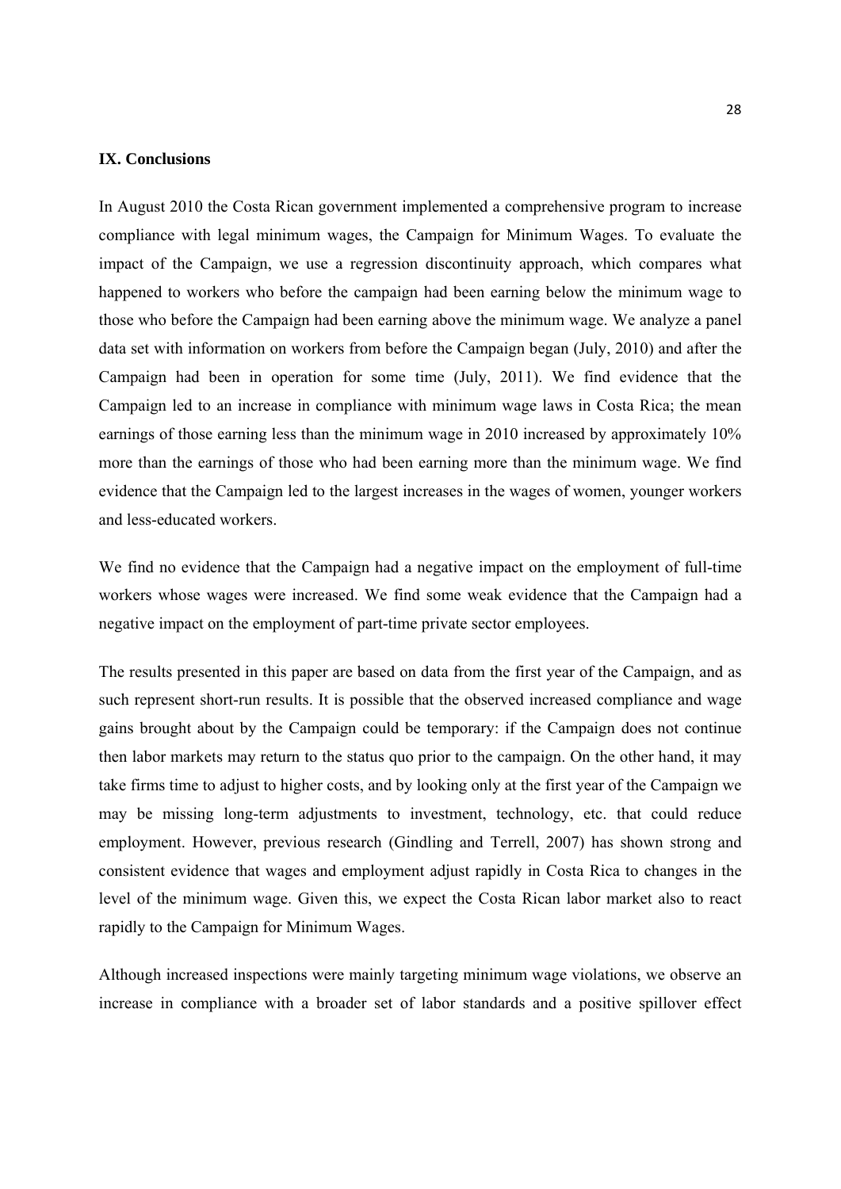## IX. Conclusions

In August 2010 the Costa Rican government implemented a comprehensive program to increase compliance with legal minimum wages, the Campaign for Minimum Wages. To evaluate the impact of the Campaign, we use a regression discontinuity approach, which compares what happened to workers who before the campaign had been earning below the minimum wage to those who before the Campaign had been earning above the minimum wage. We analyze a panel data set with information on workers from before the Campaign began (July, 2010) and after the Campaign had been in operation for some time (July, 2011). We find evidence that the Campaign led to an increase in compliance with minimum wage laws in Costa Rica; the mean earnings of those earning less than the minimum wage in 2010 increased by approximately 10% more than the earnings of those who had been earning more than the minimum wage. We find evidence that the Campaign led to the largest increases in the wages of women, younger workers and less-educated workers.

We find no evidence that the Campaign had a negative impact on the employment of full-time workers whose wages were increased. We find some weak evidence that the Campaign had a negative impact on the employment of part-time private sector employees.

The results presented in this paper are based on data from the first year of the Campaign, and as such represent short-run results. It is possible that the observed increased compliance and wage gains brought about by the Campaign could be temporary: if the Campaign does not continue then labor markets may return to the status quo prior to the campaign. On the other hand, it may take firms time to adjust to higher costs, and by looking only at the first year of the Campaign we may be missing long-term adjustments to investment, technology, etc. that could reduce employment. However, previous research (Gindling and Terrell, 2007) has shown strong and consistent evidence that wages and employment adjust rapidly in Costa Rica to changes in the level of the minimum wage. Given this, we expect the Costa Rican labor market also to react rapidly to the Campaign for Minimum Wages.

Although increased inspections were mainly targeting minimum wage violations, we observe an increase in compliance with a broader set of labor standards and a positive spillover effect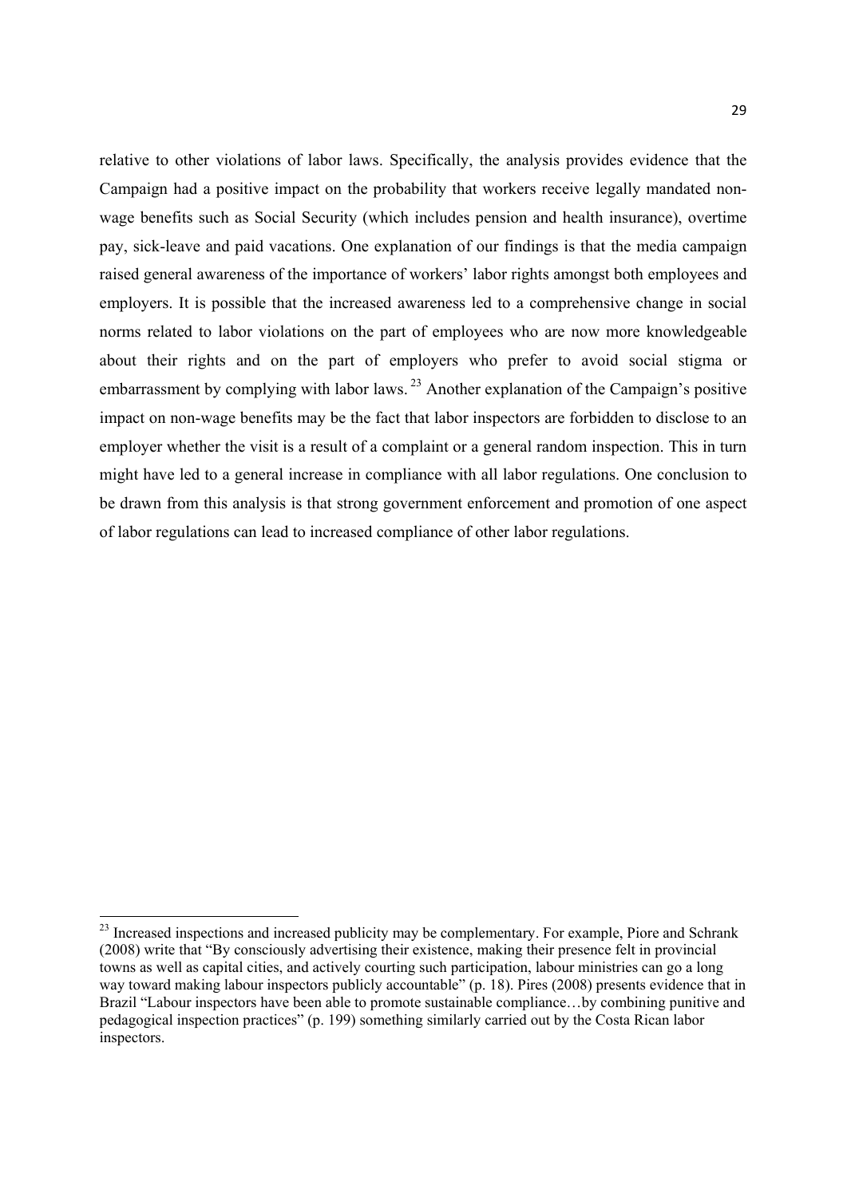relative to other violations of labor laws. Specifically, the analysis provides evidence that the Campaign had a positive impact on the probability that workers receive legally mandated non-wage benefits such as Social Security (which includes pension and health insurance), overtime pay, sick-leave and paid vacations. One explanation of our findings is that the media campaign raised general awareness of the importance of workers' labor rights amongst both employees and employers. It is possible that the increased awareness led to a comprehensive change in social norms related to labor violations on the part of employees who are now more knowledgeable about their rights and on the part of employers who prefer to avoid social stigma or embarrassment by complying with labor laws.[23] Another explanation of the Campaign's positive impact on non-wage benefits may be the fact that labor inspectors are forbidden to disclose to an employer whether the visit is a result of a complaint or a general random inspection. This in turn might have led to a general increase in compliance with all labor regulations. One conclusion to be drawn from this analysis is that strong government enforcement and promotion of one aspect of labor regulations can lead to increased compliance of other labor regulations.

---

[23] Increased inspections and increased publicity may be complementary. For example, Piore and Schrank (2008) write that "By consciously advertising their existence, making their presence felt in provincial towns as well as capital cities, and actively courting such participation, labour ministries can go a long way toward making labour inspectors publicly accountable" (p. 18). Pires (2008) presents evidence that in Brazil "Labour inspectors have been able to promote sustainable compliance…by combining punitive and pedagogical inspection practices" (p. 199) something similarly carried out by the Costa Rican labor inspectors.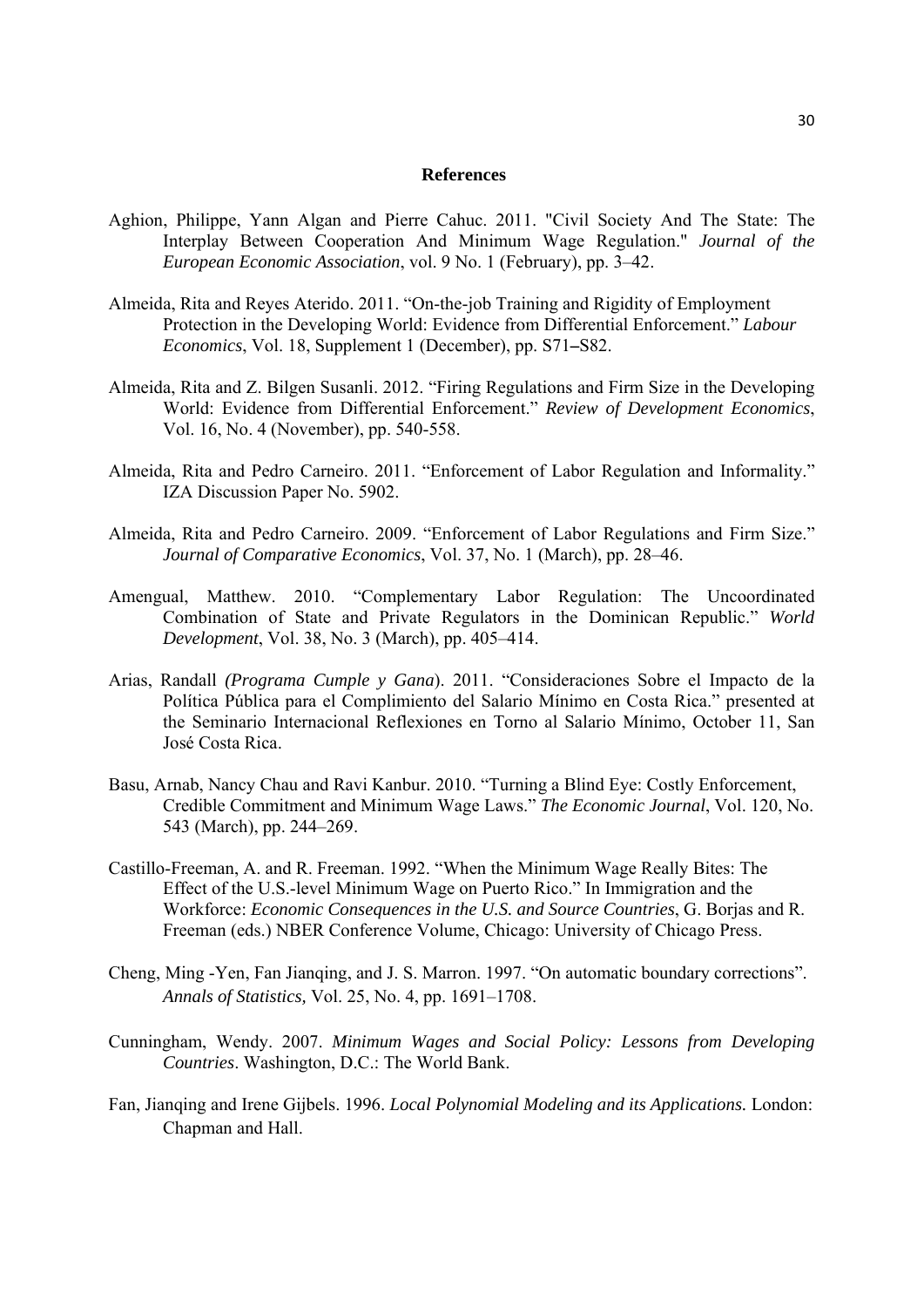## References

Aghion, Philippe, Yann Algan and Pierre Cahuc. 2011. "Civil Society And The State: The Interplay Between Cooperation And Minimum Wage Regulation." *Journal of the European Economic Association*, vol. 9 No. 1 (February), pp. 3–42.

Almeida, Rita and Reyes Aterido. 2011. "On-the-job Training and Rigidity of Employment Protection in the Developing World: Evidence from Differential Enforcement." *Labour Economics*, Vol. 18, Supplement 1 (December), pp. S71–S82.

Almeida, Rita and Z. Bilgen Susanli. 2012. "Firing Regulations and Firm Size in the Developing World: Evidence from Differential Enforcement." *Review of Development Economics*, Vol. 16, No. 4 (November), pp. 540-558.

Almeida, Rita and Pedro Carneiro. 2011. "Enforcement of Labor Regulation and Informality." IZA Discussion Paper No. 5902.

Almeida, Rita and Pedro Carneiro. 2009. "Enforcement of Labor Regulations and Firm Size." *Journal of Comparative Economics*, Vol. 37, No. 1 (March), pp. 28–46.

Amengual, Matthew. 2010. "Complementary Labor Regulation: The Uncoordinated Combination of State and Private Regulators in the Dominican Republic." *World Development*, Vol. 38, No. 3 (March), pp. 405–414.

Arias, Randall *(Programa Cumple y Gana*). 2011. "Consideraciones Sobre el Impacto de la Política Pública para el Complimiento del Salario Mínimo en Costa Rica." presented at the Seminario Internacional Reflexiones en Torno al Salario Mínimo, October 11, San José Costa Rica.

Basu, Arnab, Nancy Chau and Ravi Kanbur. 2010. "Turning a Blind Eye: Costly Enforcement, Credible Commitment and Minimum Wage Laws." *The Economic Journal*, Vol. 120, No. 543 (March), pp. 244–269.

Castillo-Freeman, A. and R. Freeman. 1992. "When the Minimum Wage Really Bites: The Effect of the U.S.-level Minimum Wage on Puerto Rico." In Immigration and the Workforce: *Economic Consequences in the U.S. and Source Countries*, G. Borjas and R. Freeman (eds.) NBER Conference Volume, Chicago: University of Chicago Press.

Cheng, Ming -Yen, Fan Jianqing, and J. S. Marron. 1997. "On automatic boundary corrections". *Annals of Statistics,* Vol. 25, No. 4, pp. 1691–1708.

Cunningham, Wendy. 2007. *Minimum Wages and Social Policy: Lessons from Developing Countries*. Washington, D.C.: The World Bank.

Fan, Jianqing and Irene Gijbels. 1996. *Local Polynomial Modeling and its Applications.* London: Chapman and Hall.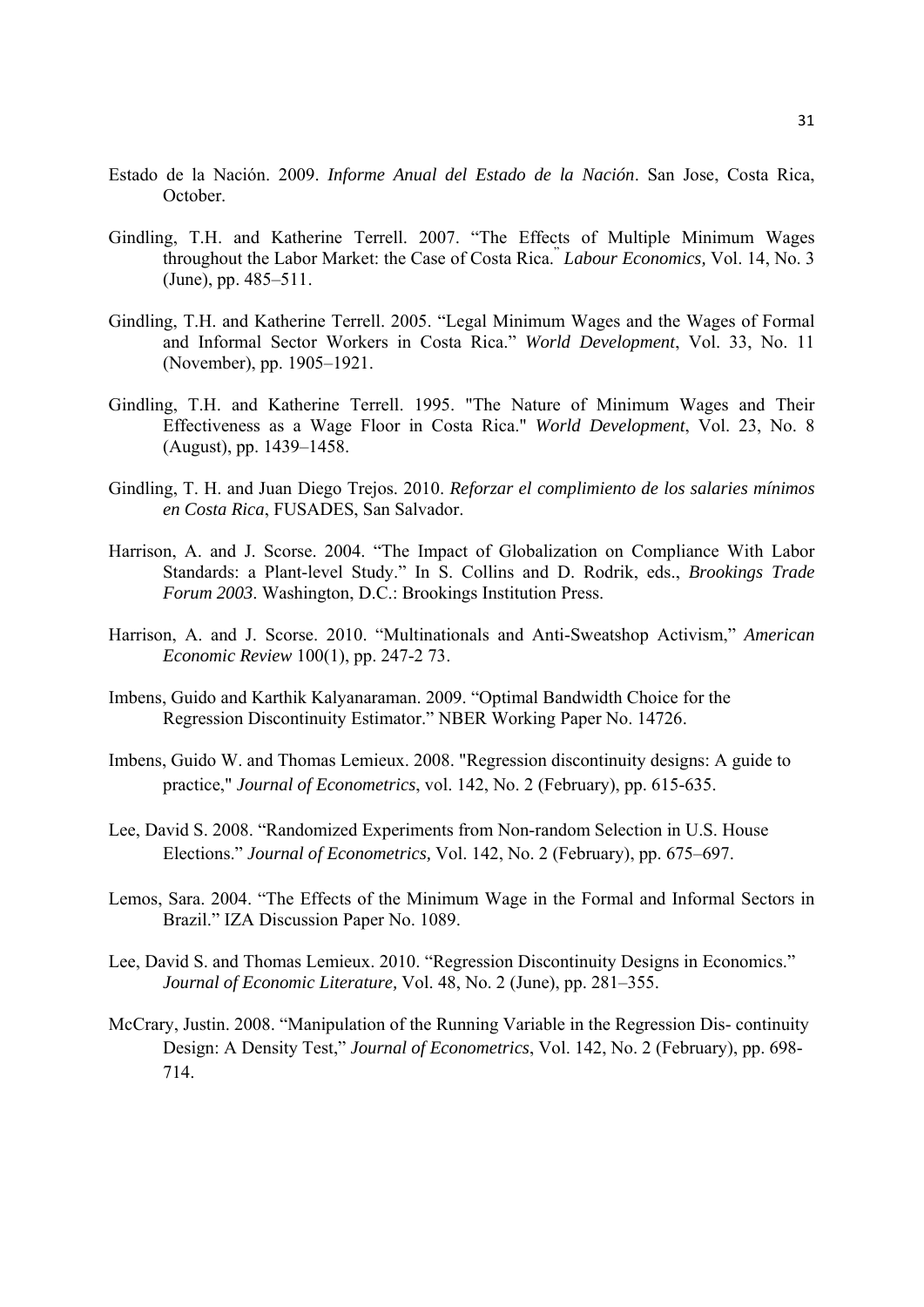Estado de la Nación. 2009. *Informe Anual del Estado de la Nación*. San Jose, Costa Rica, October.

Gindling, T.H. and Katherine Terrell. 2007. "The Effects of Multiple Minimum Wages throughout the Labor Market: the Case of Costa Rica." *Labour Economics,* Vol. 14, No. 3 (June), pp. 485–511.

Gindling, T.H. and Katherine Terrell. 2005. "Legal Minimum Wages and the Wages of Formal and Informal Sector Workers in Costa Rica." *World Development*, Vol. 33, No. 11 (November), pp. 1905–1921.

Gindling, T.H. and Katherine Terrell. 1995. "The Nature of Minimum Wages and Their Effectiveness as a Wage Floor in Costa Rica." *World Development*, Vol. 23, No. 8 (August), pp. 1439–1458.

Gindling, T. H. and Juan Diego Trejos. 2010. *Reforzar el complimiento de los salaries mínimos en Costa Rica*, FUSADES, San Salvador.

Harrison, A. and J. Scorse. 2004. "The Impact of Globalization on Compliance With Labor Standards: a Plant-level Study." In S. Collins and D. Rodrik, eds., *Brookings Trade Forum 2003*. Washington, D.C.: Brookings Institution Press.

Harrison, A. and J. Scorse. 2010. "Multinationals and Anti-Sweatshop Activism," *American Economic Review* 100(1), pp. 247-2 73.

Imbens, Guido and Karthik Kalyanaraman. 2009. "Optimal Bandwidth Choice for the Regression Discontinuity Estimator." NBER Working Paper No. 14726.

Imbens, Guido W. and Thomas Lemieux. 2008. "Regression discontinuity designs: A guide to practice," *Journal of Econometrics*, vol. 142, No. 2 (February), pp. 615-635.

Lee, David S. 2008. "Randomized Experiments from Non-random Selection in U.S. House Elections." *Journal of Econometrics,* Vol. 142, No. 2 (February), pp. 675–697.

Lemos, Sara. 2004. "The Effects of the Minimum Wage in the Formal and Informal Sectors in Brazil." IZA Discussion Paper No. 1089.

Lee, David S. and Thomas Lemieux. 2010. "Regression Discontinuity Designs in Economics." *Journal of Economic Literature,* Vol. 48, No. 2 (June), pp. 281–355.

McCrary, Justin. 2008. "Manipulation of the Running Variable in the Regression Dis- continuity Design: A Density Test," *Journal of Econometrics*, Vol. 142, No. 2 (February), pp. 698-714.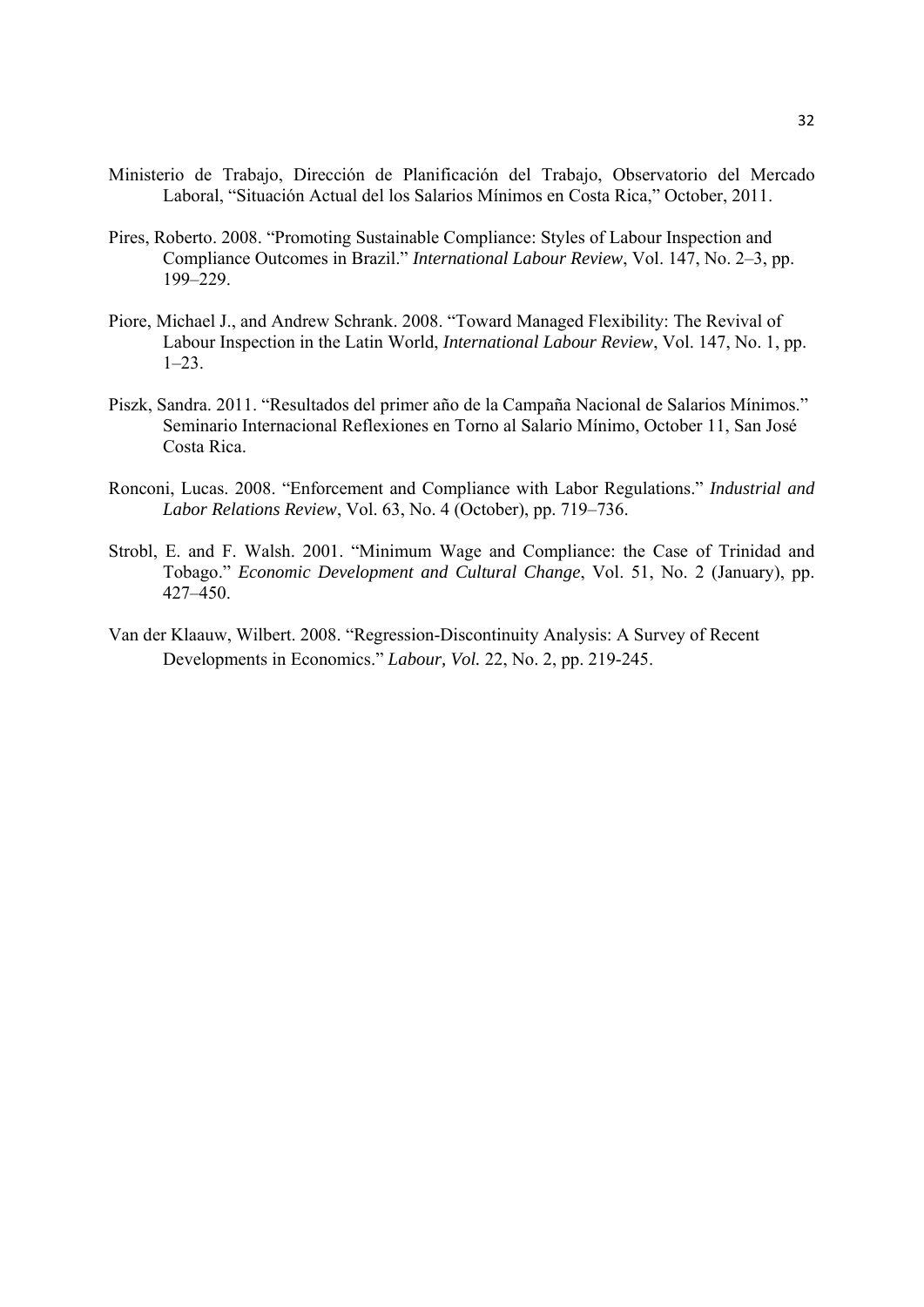Ministerio de Trabajo, Dirección de Planificación del Trabajo, Observatorio del Mercado Laboral, "Situación Actual del los Salarios Mínimos en Costa Rica," October, 2011.

Pires, Roberto. 2008. "Promoting Sustainable Compliance: Styles of Labour Inspection and Compliance Outcomes in Brazil." *International Labour Review*, Vol. 147, No. 2–3, pp. 199–229.

Piore, Michael J., and Andrew Schrank. 2008. "Toward Managed Flexibility: The Revival of Labour Inspection in the Latin World, *International Labour Review*, Vol. 147, No. 1, pp. 1–23.

Piszk, Sandra. 2011. "Resultados del primer año de la Campaña Nacional de Salarios Mínimos." Seminario Internacional Reflexiones en Torno al Salario Mínimo, October 11, San José Costa Rica.

Ronconi, Lucas. 2008. "Enforcement and Compliance with Labor Regulations." *Industrial and Labor Relations Review*, Vol. 63, No. 4 (October), pp. 719–736.

Strobl, E. and F. Walsh. 2001. "Minimum Wage and Compliance: the Case of Trinidad and Tobago." *Economic Development and Cultural Change*, Vol. 51, No. 2 (January), pp. 427–450.

Van der Klaauw, Wilbert. 2008. "Regression-Discontinuity Analysis: A Survey of Recent Developments in Economics." *Labour, Vol.* 22, No. 2, pp. 219-245.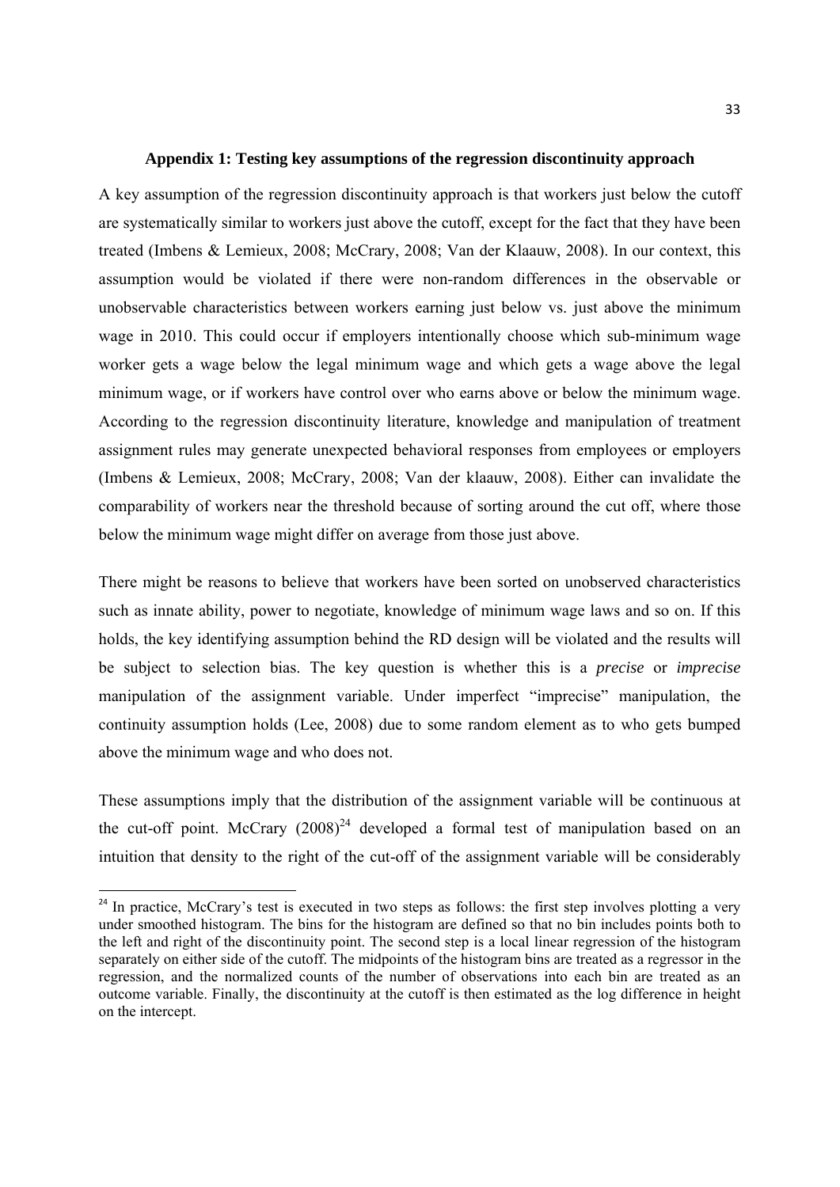### Appendix 1: Testing key assumptions of the regression discontinuity approach

A key assumption of the regression discontinuity approach is that workers just below the cutoff are systematically similar to workers just above the cutoff, except for the fact that they have been treated (Imbens & Lemieux, 2008; McCrary, 2008; Van der Klaauw, 2008). In our context, this assumption would be violated if there were non-random differences in the observable or unobservable characteristics between workers earning just below vs. just above the minimum wage in 2010. This could occur if employers intentionally choose which sub-minimum wage worker gets a wage below the legal minimum wage and which gets a wage above the legal minimum wage, or if workers have control over who earns above or below the minimum wage. According to the regression discontinuity literature, knowledge and manipulation of treatment assignment rules may generate unexpected behavioral responses from employees or employers (Imbens & Lemieux, 2008; McCrary, 2008; Van der klaauw, 2008). Either can invalidate the comparability of workers near the threshold because of sorting around the cut off, where those below the minimum wage might differ on average from those just above.

There might be reasons to believe that workers have been sorted on unobserved characteristics such as innate ability, power to negotiate, knowledge of minimum wage laws and so on. If this holds, the key identifying assumption behind the RD design will be violated and the results will be subject to selection bias. The key question is whether this is a *precise* or *imprecise* manipulation of the assignment variable. Under imperfect "imprecise" manipulation, the continuity assumption holds (Lee, 2008) due to some random element as to who gets bumped above the minimum wage and who does not.

These assumptions imply that the distribution of the assignment variable will be continuous at the cut-off point. McCrary (2008)[24] developed a formal test of manipulation based on an intuition that density to the right of the cut-off of the assignment variable will be considerably

[24] In practice, McCrary's test is executed in two steps as follows: the first step involves plotting a very under smoothed histogram. The bins for the histogram are defined so that no bin includes points both to the left and right of the discontinuity point. The second step is a local linear regression of the histogram separately on either side of the cutoff. The midpoints of the histogram bins are treated as a regressor in the regression, and the normalized counts of the number of observations into each bin are treated as an outcome variable. Finally, the discontinuity at the cutoff is then estimated as the log difference in height on the intercept.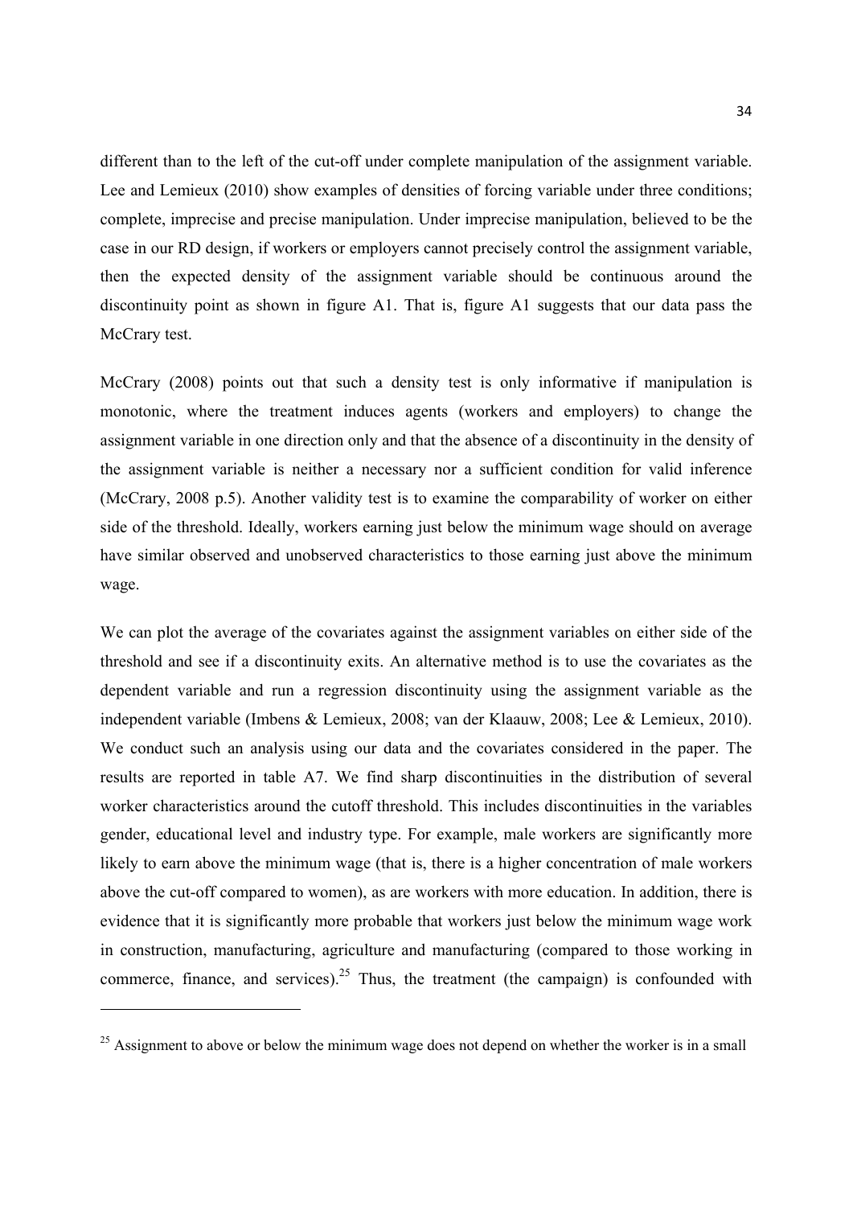different than to the left of the cut-off under complete manipulation of the assignment variable. Lee and Lemieux (2010) show examples of densities of forcing variable under three conditions; complete, imprecise and precise manipulation. Under imprecise manipulation, believed to be the case in our RD design, if workers or employers cannot precisely control the assignment variable, then the expected density of the assignment variable should be continuous around the discontinuity point as shown in figure A1. That is, figure A1 suggests that our data pass the McCrary test.

McCrary (2008) points out that such a density test is only informative if manipulation is monotonic, where the treatment induces agents (workers and employers) to change the assignment variable in one direction only and that the absence of a discontinuity in the density of the assignment variable is neither a necessary nor a sufficient condition for valid inference (McCrary, 2008 p.5). Another validity test is to examine the comparability of worker on either side of the threshold. Ideally, workers earning just below the minimum wage should on average have similar observed and unobserved characteristics to those earning just above the minimum wage.

We can plot the average of the covariates against the assignment variables on either side of the threshold and see if a discontinuity exits. An alternative method is to use the covariates as the dependent variable and run a regression discontinuity using the assignment variable as the independent variable (Imbens & Lemieux, 2008; van der Klaauw, 2008; Lee & Lemieux, 2010). We conduct such an analysis using our data and the covariates considered in the paper. The results are reported in table A7. We find sharp discontinuities in the distribution of several worker characteristics around the cutoff threshold. This includes discontinuities in the variables gender, educational level and industry type. For example, male workers are significantly more likely to earn above the minimum wage (that is, there is a higher concentration of male workers above the cut-off compared to women), as are workers with more education. In addition, there is evidence that it is significantly more probable that workers just below the minimum wage work in construction, manufacturing, agriculture and manufacturing (compared to those working in commerce, finance, and services).[25] Thus, the treatment (the campaign) is confounded with

[25] Assignment to above or below the minimum wage does not depend on whether the worker is in a small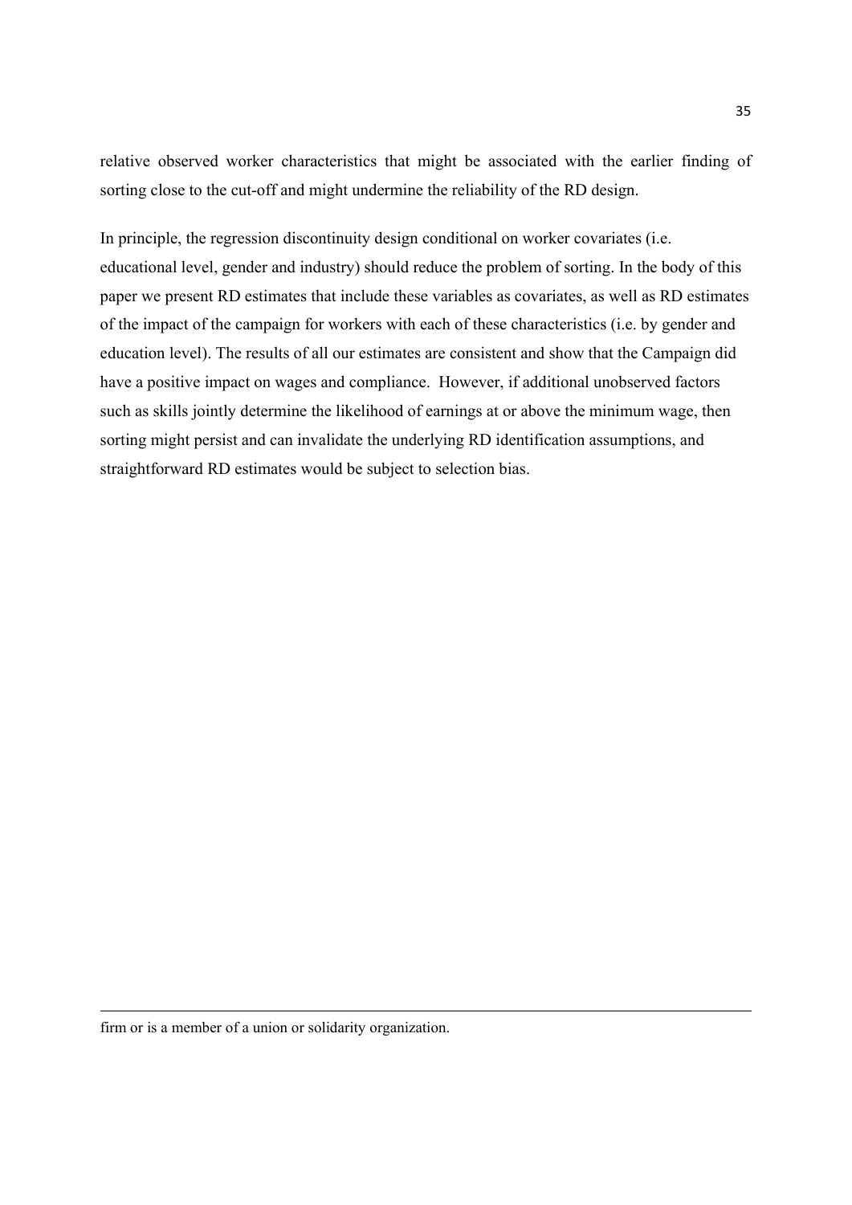relative observed worker characteristics that might be associated with the earlier finding of sorting close to the cut-off and might undermine the reliability of the RD design.

In principle, the regression discontinuity design conditional on worker covariates (i.e. educational level, gender and industry) should reduce the problem of sorting. In the body of this paper we present RD estimates that include these variables as covariates, as well as RD estimates of the impact of the campaign for workers with each of these characteristics (i.e. by gender and education level). The results of all our estimates are consistent and show that the Campaign did have a positive impact on wages and compliance. However, if additional unobserved factors such as skills jointly determine the likelihood of earnings at or above the minimum wage, then sorting might persist and can invalidate the underlying RD identification assumptions, and straightforward RD estimates would be subject to selection bias.

---

firm or is a member of a union or solidarity organization.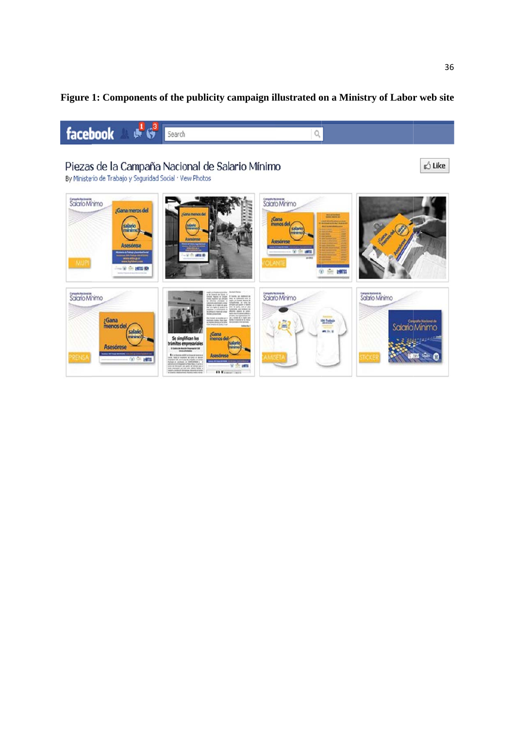**Figure 1: Components of the publicity campaign illustrated on a Ministry of Labor web site**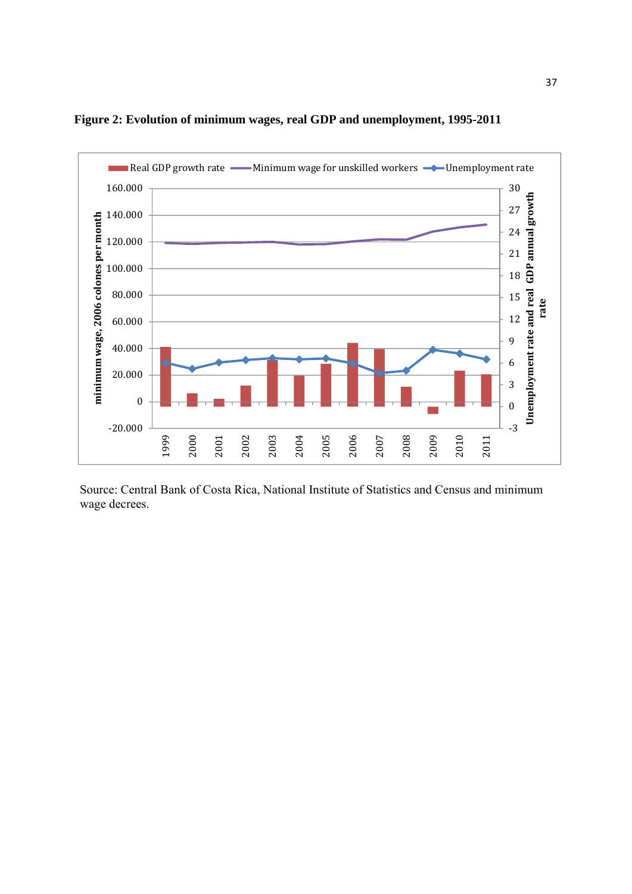**Figure 2: Evolution of minimum wages, real GDP and unemployment, 1995-2011**

Source: Central Bank of Costa Rica, National Institute of Statistics and Census and minimum wage decrees.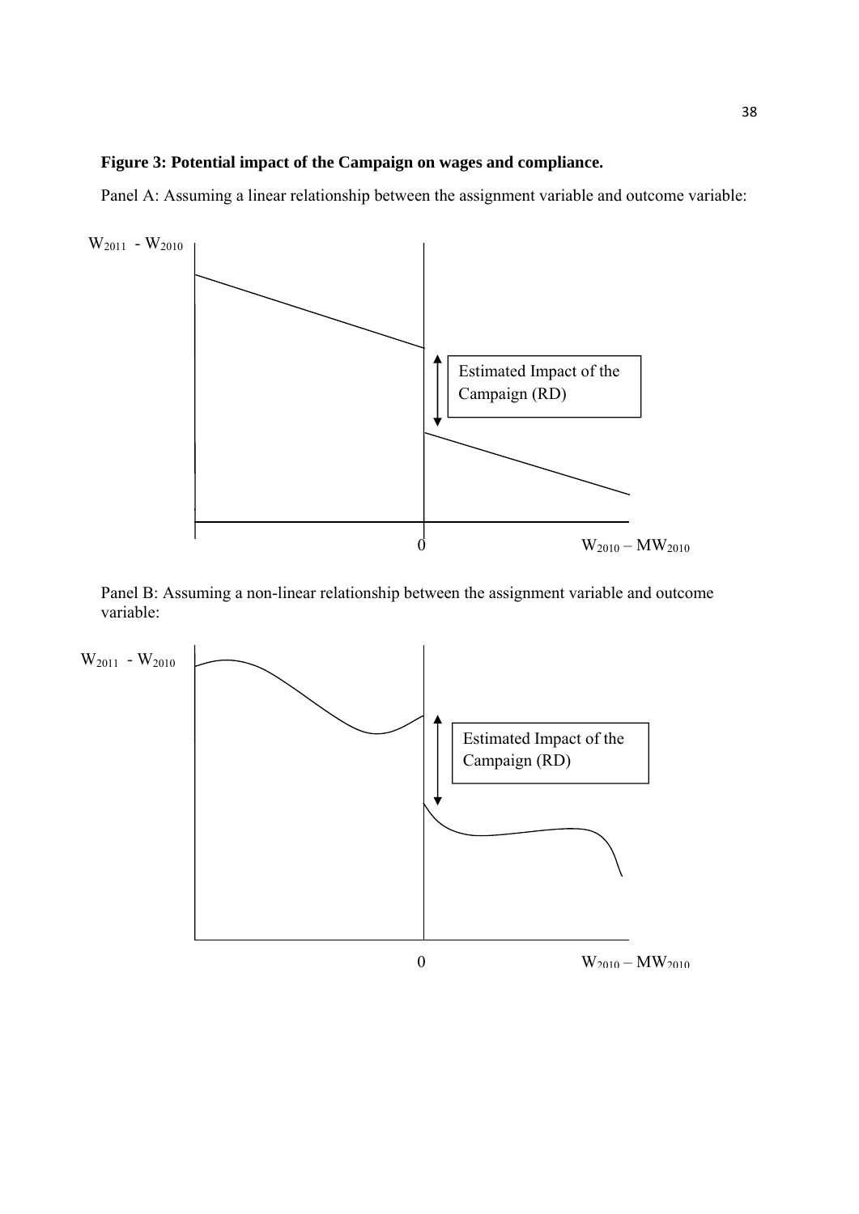**Figure 3: Potential impact of the Campaign on wages and compliance.**

Panel A: Assuming a linear relationship between the assignment variable and outcome variable:

$W_{2011} - W_{2010}$

Estimated Impact of the Campaign (RD)

0

$W_{2010} - MW_{2010}$

Panel B: Assuming a non-linear relationship between the assignment variable and outcome variable:

$W_{2011} - W_{2010}$

Estimated Impact of the Campaign (RD)

0

$W_{2010} - MW_{2010}$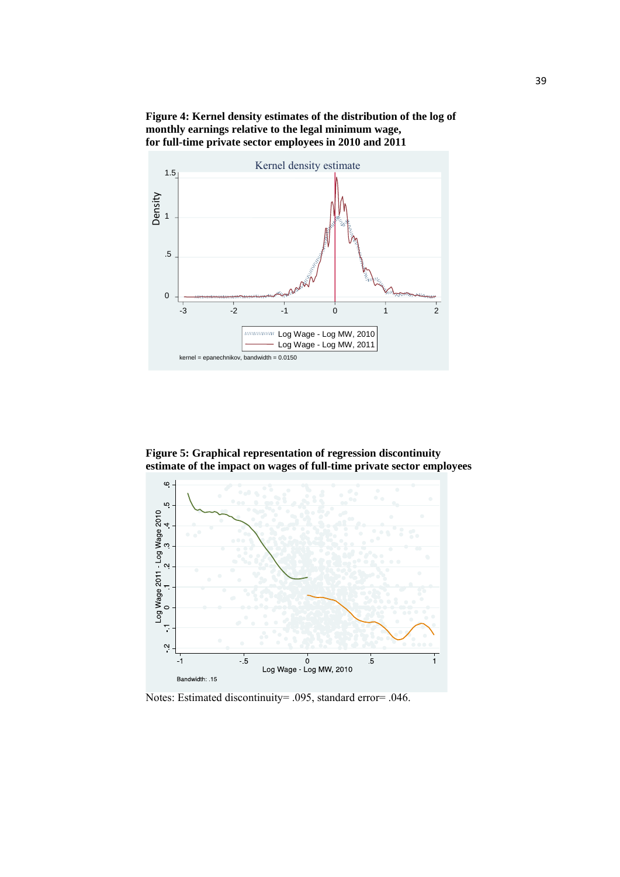**Figure 4: Kernel density estimates of the distribution of the log of monthly earnings relative to the legal minimum wage, for full-time private sector employees in 2010 and 2011**

**Figure 5: Graphical representation of regression discontinuity estimate of the impact on wages of full-time private sector employees**

Notes: Estimated discontinuity= .095, standard error= .046.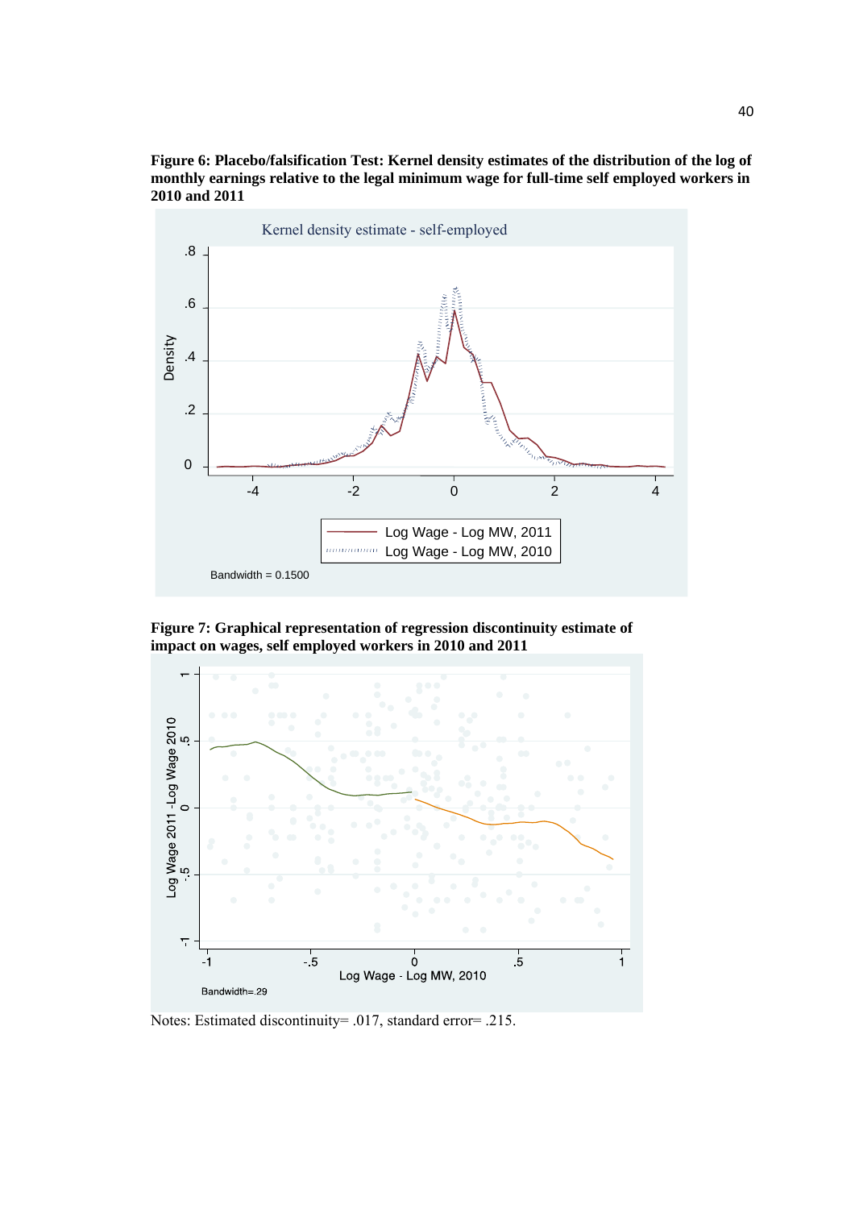**Figure 6: Placebo/falsification Test: Kernel density estimates of the distribution of the log of monthly earnings relative to the legal minimum wage for full-time self employed workers in 2010 and 2011**

**Figure 7: Graphical representation of regression discontinuity estimate of impact on wages, self employed workers in 2010 and 2011**

Notes: Estimated discontinuity= .017, standard error= .215.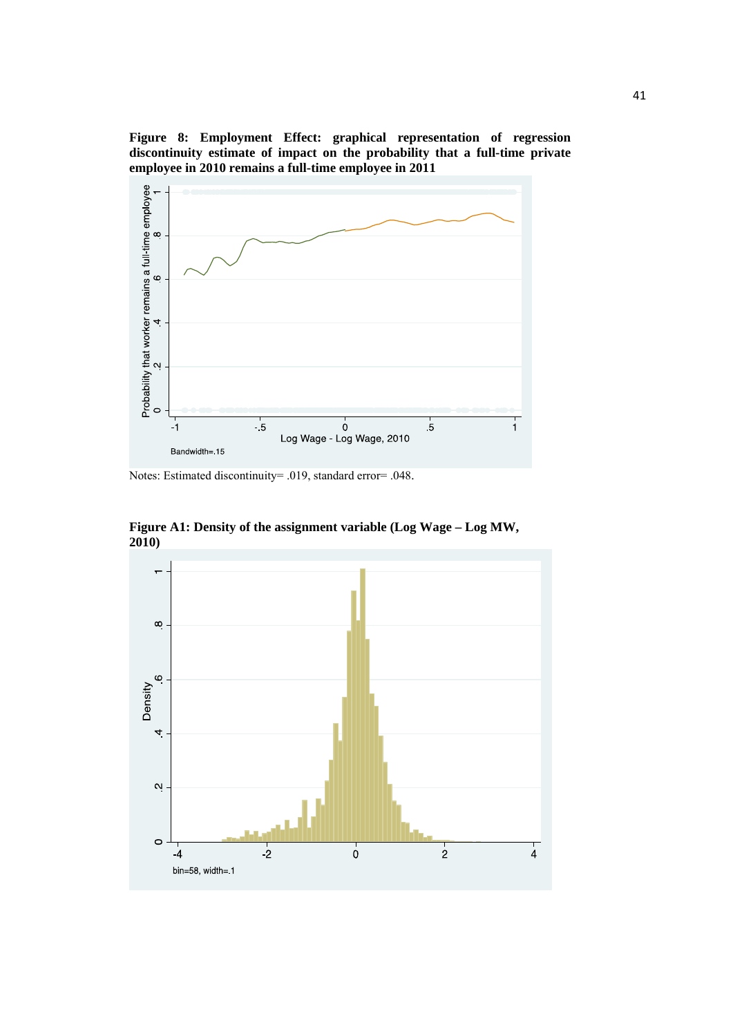**Figure 8: Employment Effect: graphical representation of regression discontinuity estimate of impact on the probability that a full-time private employee in 2010 remains a full-time employee in 2011**

Notes: Estimated discontinuity= .019, standard error= .048.

**Figure A1: Density of the assignment variable (Log Wage – Log MW, 2010)**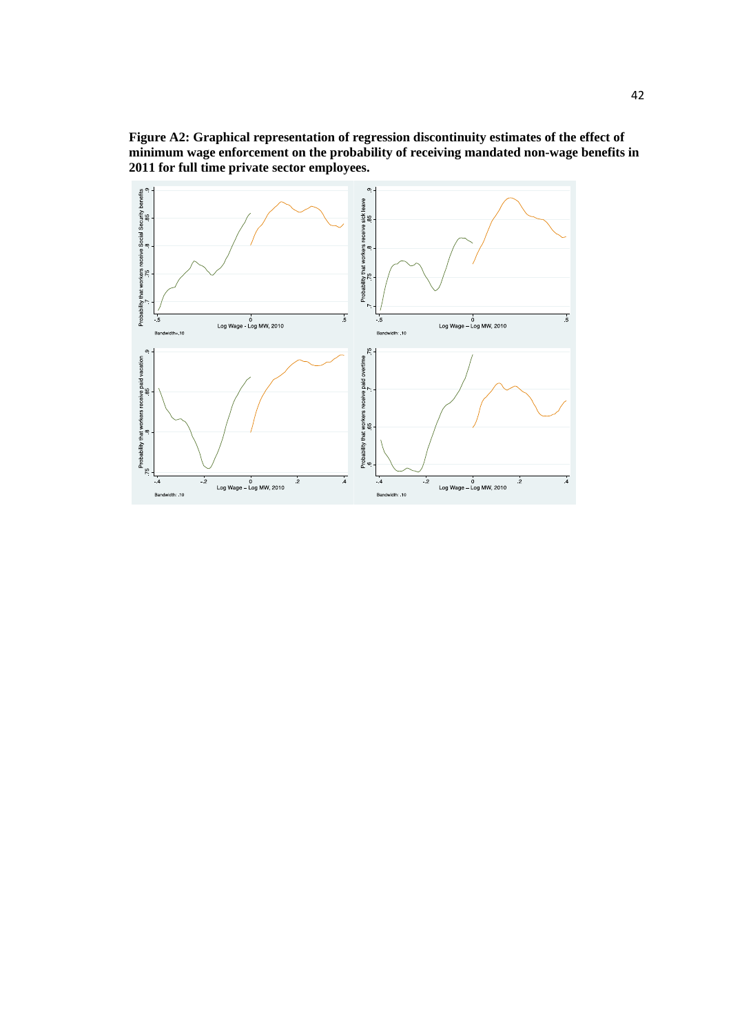**Figure A2: Graphical representation of regression discontinuity estimates of the effect of minimum wage enforcement on the probability of receiving mandated non-wage benefits in 2011 for full time private sector employees.**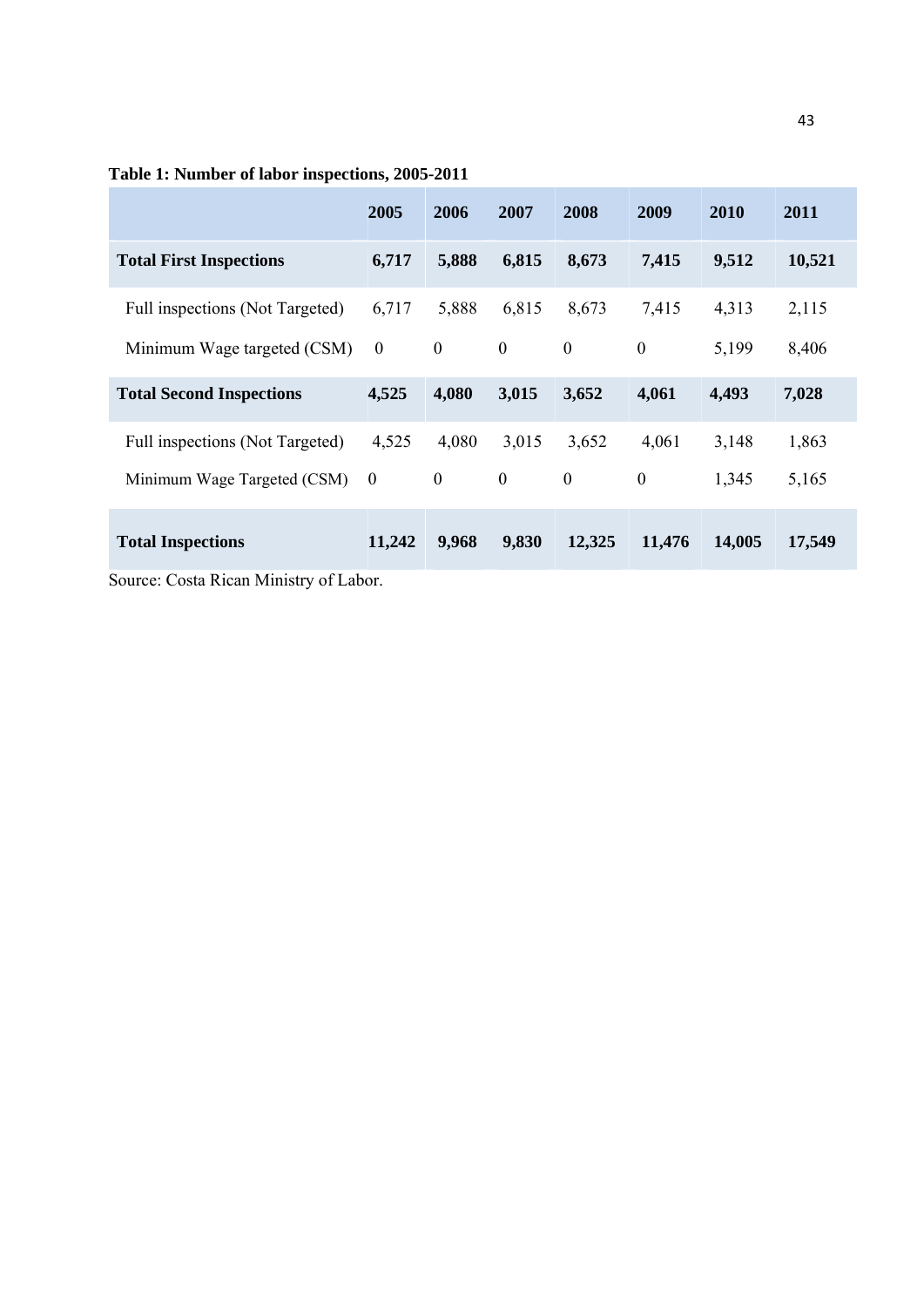**Table 1: Number of labor inspections, 2005-2011**

| | 2005 | 2006 | 2007 | 2008 | 2009 | 2010 | 2011 |
|---|---|---|---|---|---|---|---|
| **Total First Inspections** | **6,717** | **5,888** | **6,815** | **8,673** | **7,415** | **9,512** | **10,521** |
| Full inspections (Not Targeted) | 6,717 | 5,888 | 6,815 | 8,673 | 7,415 | 4,313 | 2,115 |
| Minimum Wage targeted (CSM) | 0 | 0 | 0 | 0 | 0 | 5,199 | 8,406 |
| **Total Second Inspections** | **4,525** | **4,080** | **3,015** | **3,652** | **4,061** | **4,493** | **7,028** |
| Full inspections (Not Targeted) | 4,525 | 4,080 | 3,015 | 3,652 | 4,061 | 3,148 | 1,863 |
| Minimum Wage Targeted (CSM) | 0 | 0 | 0 | 0 | 0 | 1,345 | 5,165 |
| **Total Inspections** | **11,242** | **9,968** | **9,830** | **12,325** | **11,476** | **14,005** | **17,549** |

Source: Costa Rican Ministry of Labor.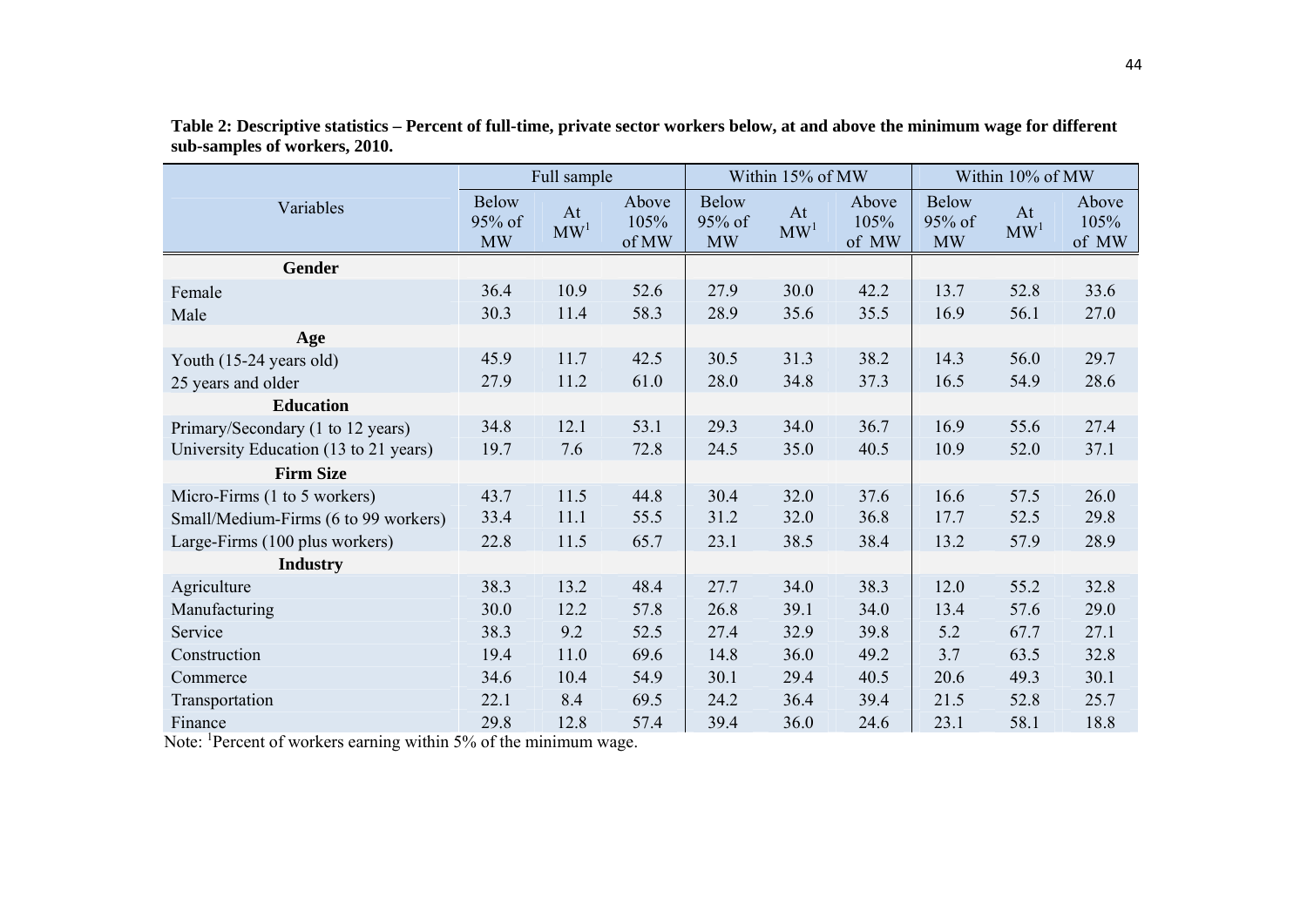**Table 2: Descriptive statistics – Percent of full-time, private sector workers below, at and above the minimum wage for different sub-samples of workers, 2010.**

| Variables | Full sample | | | Within 15% of MW | | | Within 10% of MW | | |
|---|---|---|---|---|---|---|---|---|---|
| | Below 95% of MW | At MW[1] | Above 105% of MW | Below 95% of MW | At MW[1] | Above 105% of MW | Below 95% of MW | At MW[1] | Above 105% of MW |
| **Gender** | | | | | | | | | |
| Female | 36.4 | 10.9 | 52.6 | 27.9 | 30.0 | 42.2 | 13.7 | 52.8 | 33.6 |
| Male | 30.3 | 11.4 | 58.3 | 28.9 | 35.6 | 35.5 | 16.9 | 56.1 | 27.0 |
| **Age** | | | | | | | | | |
| Youth (15-24 years old) | 45.9 | 11.7 | 42.5 | 30.5 | 31.3 | 38.2 | 14.3 | 56.0 | 29.7 |
| 25 years and older | 27.9 | 11.2 | 61.0 | 28.0 | 34.8 | 37.3 | 16.5 | 54.9 | 28.6 |
| **Education** | | | | | | | | | |
| Primary/Secondary (1 to 12 years) | 34.8 | 12.1 | 53.1 | 29.3 | 34.0 | 36.7 | 16.9 | 55.6 | 27.4 |
| University Education (13 to 21 years) | 19.7 | 7.6 | 72.8 | 24.5 | 35.0 | 40.5 | 10.9 | 52.0 | 37.1 |
| **Firm Size** | | | | | | | | | |
| Micro-Firms (1 to 5 workers) | 43.7 | 11.5 | 44.8 | 30.4 | 32.0 | 37.6 | 16.6 | 57.5 | 26.0 |
| Small/Medium-Firms (6 to 99 workers) | 33.4 | 11.1 | 55.5 | 31.2 | 32.0 | 36.8 | 17.7 | 52.5 | 29.8 |
| Large-Firms (100 plus workers) | 22.8 | 11.5 | 65.7 | 23.1 | 38.5 | 38.4 | 13.2 | 57.9 | 28.9 |
| **Industry** | | | | | | | | | |
| Agriculture | 38.3 | 13.2 | 48.4 | 27.7 | 34.0 | 38.3 | 12.0 | 55.2 | 32.8 |
| Manufacturing | 30.0 | 12.2 | 57.8 | 26.8 | 39.1 | 34.0 | 13.4 | 57.6 | 29.0 |
| Service | 38.3 | 9.2 | 52.5 | 27.4 | 32.9 | 39.8 | 5.2 | 67.7 | 27.1 |
| Construction | 19.4 | 11.0 | 69.6 | 14.8 | 36.0 | 49.2 | 3.7 | 63.5 | 32.8 |
| Commerce | 34.6 | 10.4 | 54.9 | 30.1 | 29.4 | 40.5 | 20.6 | 49.3 | 30.1 |
| Transportation | 22.1 | 8.4 | 69.5 | 24.2 | 36.4 | 39.4 | 21.5 | 52.8 | 25.7 |
| Finance | 29.8 | 12.8 | 57.4 | 39.4 | 36.0 | 24.6 | 23.1 | 58.1 | 18.8 |

Note: [1]Percent of workers earning within 5% of the minimum wage.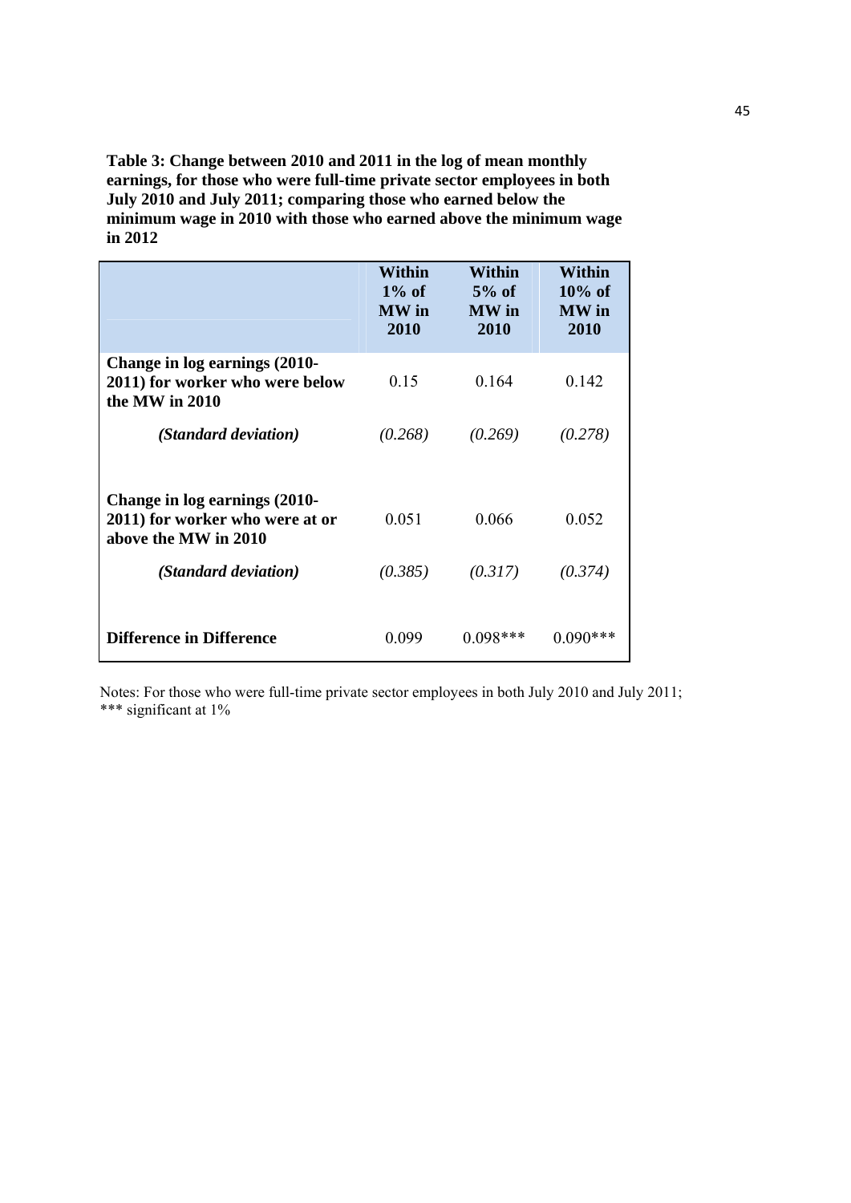**Table 3: Change between 2010 and 2011 in the log of mean monthly earnings, for those who were full-time private sector employees in both July 2010 and July 2011; comparing those who earned below the minimum wage in 2010 with those who earned above the minimum wage in 2012**

| | Within 1% of MW in 2010 | Within 5% of MW in 2010 | Within 10% of MW in 2010 |
|---|---|---|---|
| **Change in log earnings (2010-2011) for worker who were below the MW in 2010** | 0.15 | 0.164 | 0.142 |
| ***(Standard deviation)*** | *(0.268)* | *(0.269)* | *(0.278)* |
| **Change in log earnings (2010-2011) for worker who were at or above the MW in 2010** | 0.051 | 0.066 | 0.052 |
| ***(Standard deviation)*** | *(0.385)* | *(0.317)* | *(0.374)* |
| **Difference in Difference** | 0.099 | 0.098*** | 0.090*** |

Notes: For those who were full-time private sector employees in both July 2010 and July 2011; *** significant at 1%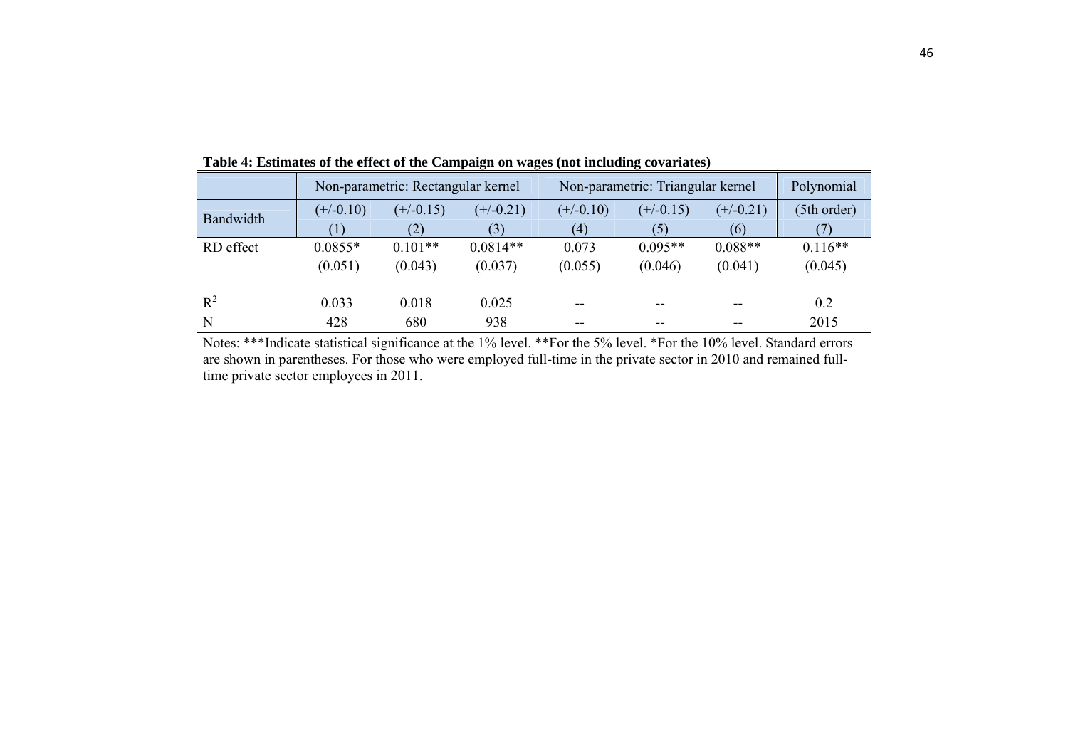**Table 4: Estimates of the effect of the Campaign on wages (not including covariates)**

| | Non-parametric: Rectangular kernel | | | Non-parametric: Triangular kernel | | | Polynomial |
|---|---|---|---|---|---|---|---|
| Bandwidth | (+/-0.10) | (+/-0.15) | (+/-0.21) | (+/-0.10) | (+/-0.15) | (+/-0.21) | (5th order) |
| | (1) | (2) | (3) | (4) | (5) | (6) | (7) |
| RD effect | 0.0855* | 0.101** | 0.0814** | 0.073 | 0.095** | 0.088** | 0.116** |
| | (0.051) | (0.043) | (0.037) | (0.055) | (0.046) | (0.041) | (0.045) |
| $R^2$ | 0.033 | 0.018 | 0.025 | -- | -- | -- | 0.2 |
| N | 428 | 680 | 938 | -- | -- | -- | 2015 |

Notes: ***Indicate statistical significance at the 1% level. **For the 5% level. *For the 10% level. Standard errors are shown in parentheses. For those who were employed full-time in the private sector in 2010 and remained full-time private sector employees in 2011.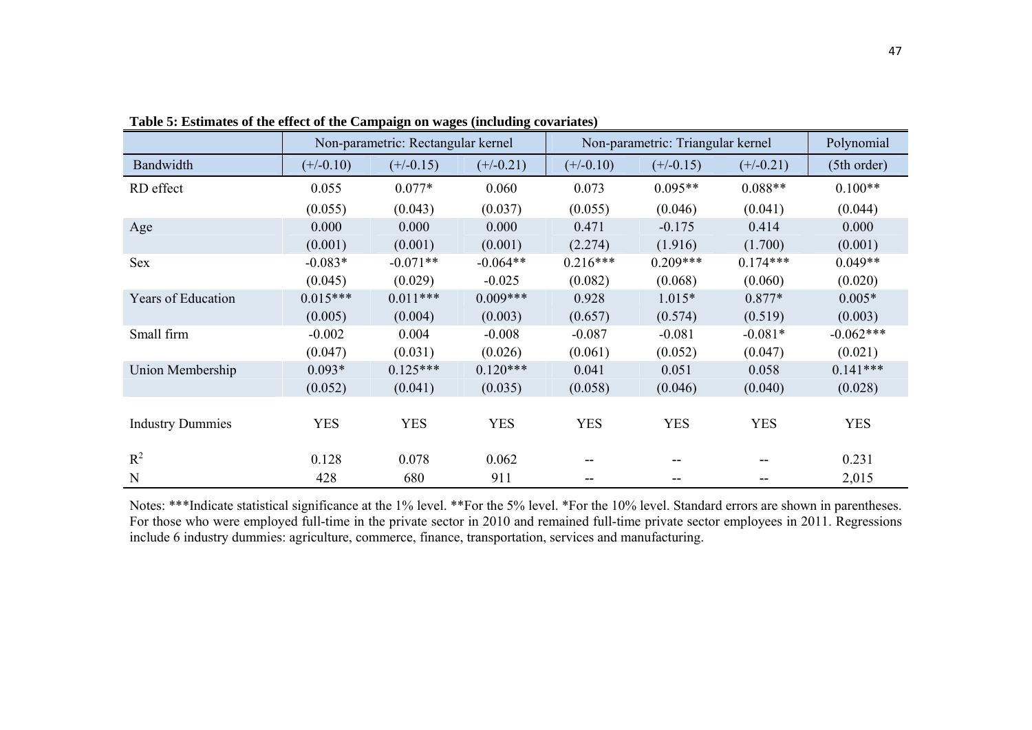**Table 5: Estimates of the effect of the Campaign on wages (including covariates)**

| | Non-parametric: Rectangular kernel | | | Non-parametric: Triangular kernel | | | Polynomial |
|---|---|---|---|---|---|---|---|
| Bandwidth | (+/-0.10) | (+/-0.15) | (+/-0.21) | (+/-0.10) | (+/-0.15) | (+/-0.21) | (5th order) |
| RD effect | 0.055 | 0.077* | 0.060 | 0.073 | 0.095** | 0.088** | 0.100** |
| | (0.055) | (0.043) | (0.037) | (0.055) | (0.046) | (0.041) | (0.044) |
| Age | 0.000 | 0.000 | 0.000 | 0.471 | -0.175 | 0.414 | 0.000 |
| | (0.001) | (0.001) | (0.001) | (2.274) | (1.916) | (1.700) | (0.001) |
| Sex | -0.083* | -0.071** | -0.064** | 0.216*** | 0.209*** | 0.174*** | 0.049** |
| | (0.045) | (0.029) | -0.025 | (0.082) | (0.068) | (0.060) | (0.020) |
| Years of Education | 0.015*** | 0.011*** | 0.009*** | 0.928 | 1.015* | 0.877* | 0.005* |
| | (0.005) | (0.004) | (0.003) | (0.657) | (0.574) | (0.519) | (0.003) |
| Small firm | -0.002 | 0.004 | -0.008 | -0.087 | -0.081 | -0.081* | -0.062*** |
| | (0.047) | (0.031) | (0.026) | (0.061) | (0.052) | (0.047) | (0.021) |
| Union Membership | 0.093* | 0.125*** | 0.120*** | 0.041 | 0.051 | 0.058 | 0.141*** |
| | (0.052) | (0.041) | (0.035) | (0.058) | (0.046) | (0.040) | (0.028) |
| Industry Dummies | YES | YES | YES | YES | YES | YES | YES |
| $R^2$ | 0.128 | 0.078 | 0.062 | -- | -- | -- | 0.231 |
| N | 428 | 680 | 911 | -- | -- | -- | 2,015 |

Notes: ***Indicate statistical significance at the 1% level. **For the 5% level. *For the 10% level. Standard errors are shown in parentheses. For those who were employed full-time in the private sector in 2010 and remained full-time private sector employees in 2011. Regressions include 6 industry dummies: agriculture, commerce, finance, transportation, services and manufacturing.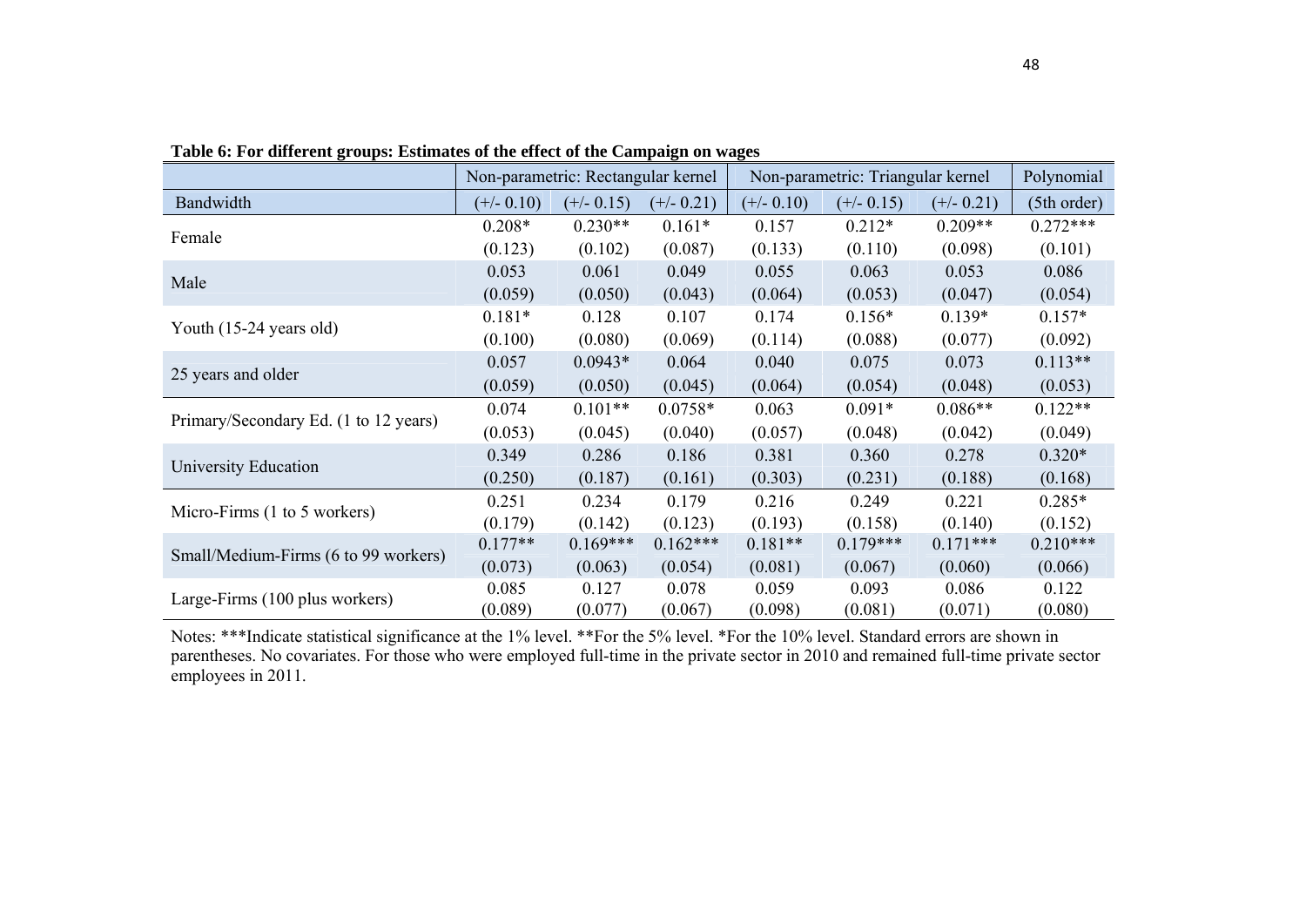**Table 6: For different groups: Estimates of the effect of the Campaign on wages**

| | Non-parametric: Rectangular kernel | | | Non-parametric: Triangular kernel | | | Polynomial |
|---|---|---|---|---|---|---|---|
| Bandwidth | (+/- 0.10) | (+/- 0.15) | (+/- 0.21) | (+/- 0.10) | (+/- 0.15) | (+/- 0.21) | (5th order) |
| Female | 0.208* | 0.230** | 0.161* | 0.157 | 0.212* | 0.209** | 0.272*** |
| | (0.123) | (0.102) | (0.087) | (0.133) | (0.110) | (0.098) | (0.101) |
| Male | 0.053 | 0.061 | 0.049 | 0.055 | 0.063 | 0.053 | 0.086 |
| | (0.059) | (0.050) | (0.043) | (0.064) | (0.053) | (0.047) | (0.054) |
| Youth (15-24 years old) | 0.181* | 0.128 | 0.107 | 0.174 | 0.156* | 0.139* | 0.157* |
| | (0.100) | (0.080) | (0.069) | (0.114) | (0.088) | (0.077) | (0.092) |
| 25 years and older | 0.057 | 0.0943* | 0.064 | 0.040 | 0.075 | 0.073 | 0.113** |
| | (0.059) | (0.050) | (0.045) | (0.064) | (0.054) | (0.048) | (0.053) |
| Primary/Secondary Ed. (1 to 12 years) | 0.074 | 0.101** | 0.0758* | 0.063 | 0.091* | 0.086** | 0.122** |
| | (0.053) | (0.045) | (0.040) | (0.057) | (0.048) | (0.042) | (0.049) |
| University Education | 0.349 | 0.286 | 0.186 | 0.381 | 0.360 | 0.278 | 0.320* |
| | (0.250) | (0.187) | (0.161) | (0.303) | (0.231) | (0.188) | (0.168) |
| Micro-Firms (1 to 5 workers) | 0.251 | 0.234 | 0.179 | 0.216 | 0.249 | 0.221 | 0.285* |
| | (0.179) | (0.142) | (0.123) | (0.193) | (0.158) | (0.140) | (0.152) |
| Small/Medium-Firms (6 to 99 workers) | 0.177** | 0.169*** | 0.162*** | 0.181** | 0.179*** | 0.171*** | 0.210*** |
| | (0.073) | (0.063) | (0.054) | (0.081) | (0.067) | (0.060) | (0.066) |
| Large-Firms (100 plus workers) | 0.085 | 0.127 | 0.078 | 0.059 | 0.093 | 0.086 | 0.122 |
| | (0.089) | (0.077) | (0.067) | (0.098) | (0.081) | (0.071) | (0.080) |

Notes: ***Indicate statistical significance at the 1% level. **For the 5% level. *For the 10% level. Standard errors are shown in parentheses. No covariates. For those who were employed full-time in the private sector in 2010 and remained full-time private sector employees in 2011.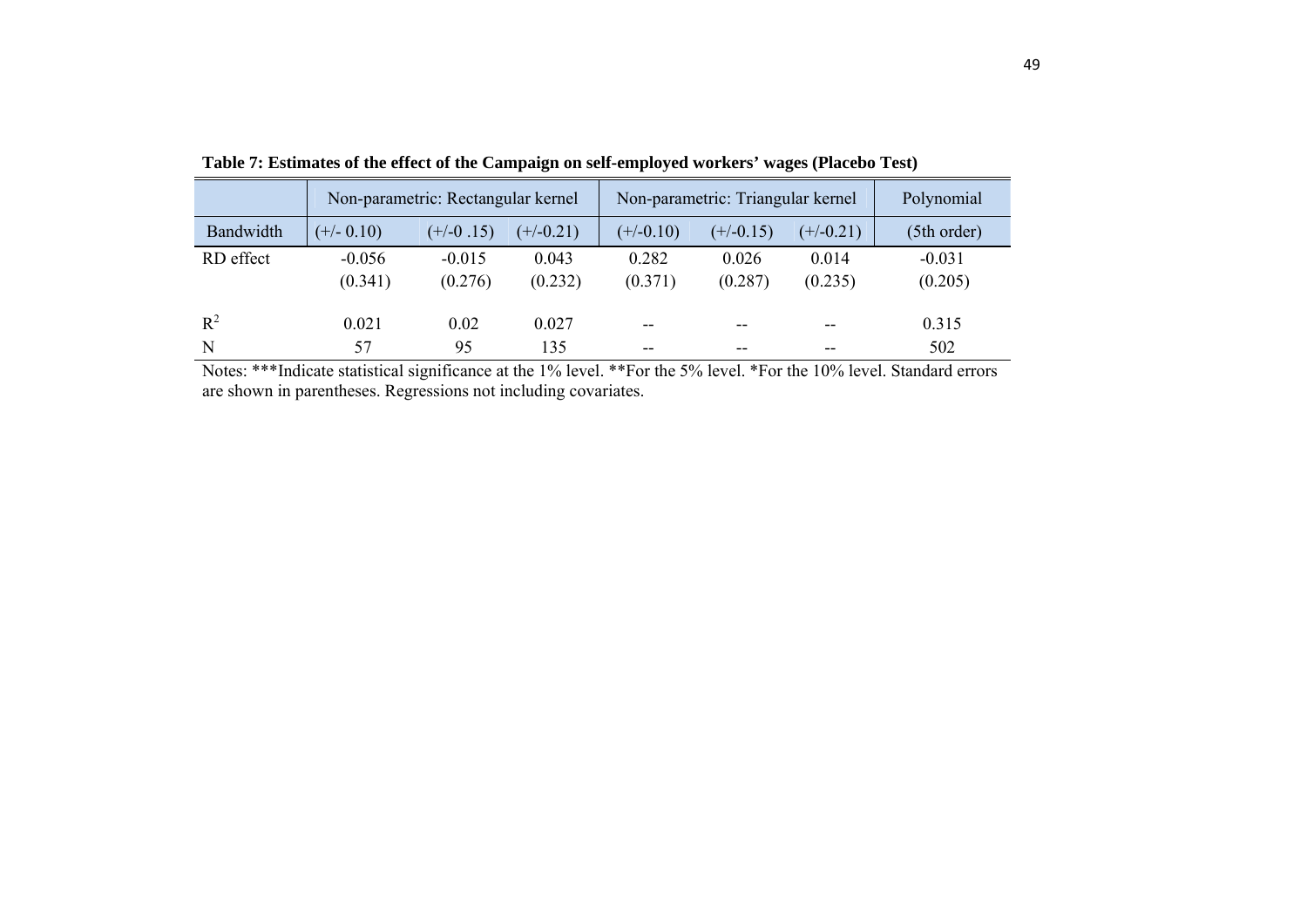**Table 7: Estimates of the effect of the Campaign on self-employed workers' wages (Placebo Test)**

| | Non-parametric: Rectangular kernel | | | Non-parametric: Triangular kernel | | | Polynomial |
|---|---|---|---|---|---|---|---|
| Bandwidth | (+/- 0.10) | (+/-0 .15) | (+/-0.21) | (+/-0.10) | (+/-0.15) | (+/-0.21) | (5th order) |
| RD effect | -0.056 | -0.015 | 0.043 | 0.282 | 0.026 | 0.014 | -0.031 |
| | (0.341) | (0.276) | (0.232) | (0.371) | (0.287) | (0.235) | (0.205) |
| $R^2$ | 0.021 | 0.02 | 0.027 | -- | -- | -- | 0.315 |
| N | 57 | 95 | 135 | -- | -- | -- | 502 |

Notes: ***Indicate statistical significance at the 1% level. **For the 5% level. *For the 10% level. Standard errors are shown in parentheses. Regressions not including covariates.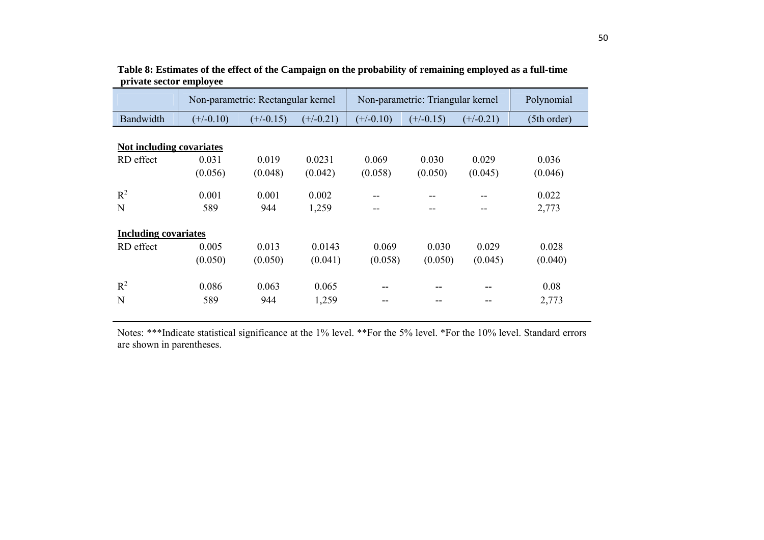**Table 8: Estimates of the effect of the Campaign on the probability of remaining employed as a full-time private sector employee**

| | Non-parametric: Rectangular kernel | | | Non-parametric: Triangular kernel | | | Polynomial |
|---|---|---|---|---|---|---|---|
| Bandwidth | (+/-0.10) | (+/-0.15) | (+/-0.21) | (+/-0.10) | (+/-0.15) | (+/-0.21) | (5th order) |
| **Not including covariates** | | | | | | | |
| RD effect | 0.031 | 0.019 | 0.0231 | 0.069 | 0.030 | 0.029 | 0.036 |
| | (0.056) | (0.048) | (0.042) | (0.058) | (0.050) | (0.045) | (0.046) |
| $R^2$ | 0.001 | 0.001 | 0.002 | -- | -- | -- | 0.022 |
| N | 589 | 944 | 1,259 | -- | -- | -- | 2,773 |
| **Including covariates** | | | | | | | |
| RD effect | 0.005 | 0.013 | 0.0143 | 0.069 | 0.030 | 0.029 | 0.028 |
| | (0.050) | (0.050) | (0.041) | (0.058) | (0.050) | (0.045) | (0.040) |
| $R^2$ | 0.086 | 0.063 | 0.065 | -- | -- | -- | 0.08 |
| N | 589 | 944 | 1,259 | -- | -- | -- | 2,773 |

Notes: ***Indicate statistical significance at the 1% level. **For the 5% level. *For the 10% level. Standard errors are shown in parentheses.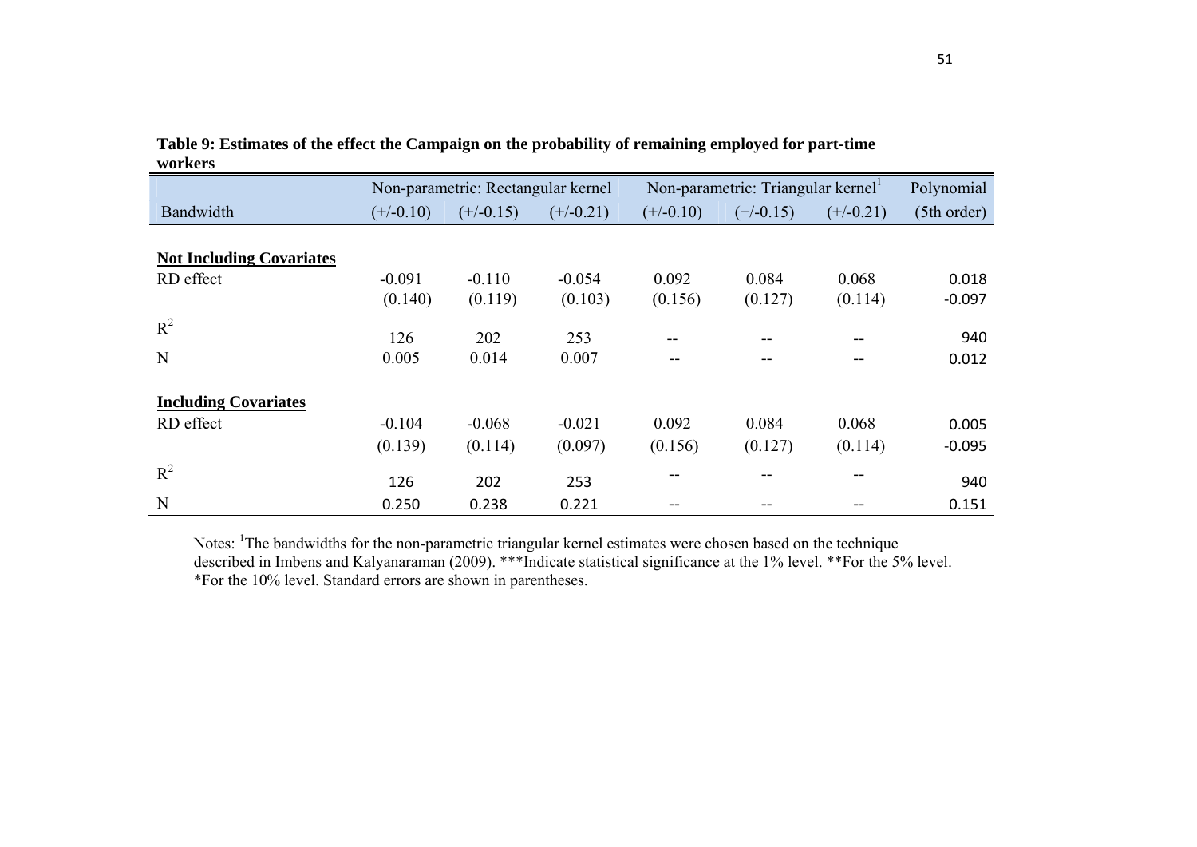**Table 9: Estimates of the effect the Campaign on the probability of remaining employed for part-time workers**

| | Non-parametric: Rectangular kernel | | | Non-parametric: Triangular kernel[1] | | | Polynomial |
|---|---|---|---|---|---|---|---|
| Bandwidth | (+/-0.10) | (+/-0.15) | (+/-0.21) | (+/-0.10) | (+/-0.15) | (+/-0.21) | (5th order) |
| **Not Including Covariates** | | | | | | | |
| RD effect | -0.091 | -0.110 | -0.054 | 0.092 | 0.084 | 0.068 | 0.018 |
| | (0.140) | (0.119) | (0.103) | (0.156) | (0.127) | (0.114) | -0.097 |
| $R^2$ | 126 | 202 | 253 | -- | -- | -- | 940 |
| N | 0.005 | 0.014 | 0.007 | -- | -- | -- | 0.012 |
| **Including Covariates** | | | | | | | |
| RD effect | -0.104 | -0.068 | -0.021 | 0.092 | 0.084 | 0.068 | 0.005 |
| | (0.139) | (0.114) | (0.097) | (0.156) | (0.127) | (0.114) | -0.095 |
| $R^2$ | 126 | 202 | 253 | -- | -- | -- | 940 |
| N | 0.250 | 0.238 | 0.221 | -- | -- | -- | 0.151 |

Notes: [1]The bandwidths for the non-parametric triangular kernel estimates were chosen based on the technique described in Imbens and Kalyanaraman (2009). ***Indicate statistical significance at the 1% level. **For the 5% level. *For the 10% level. Standard errors are shown in parentheses.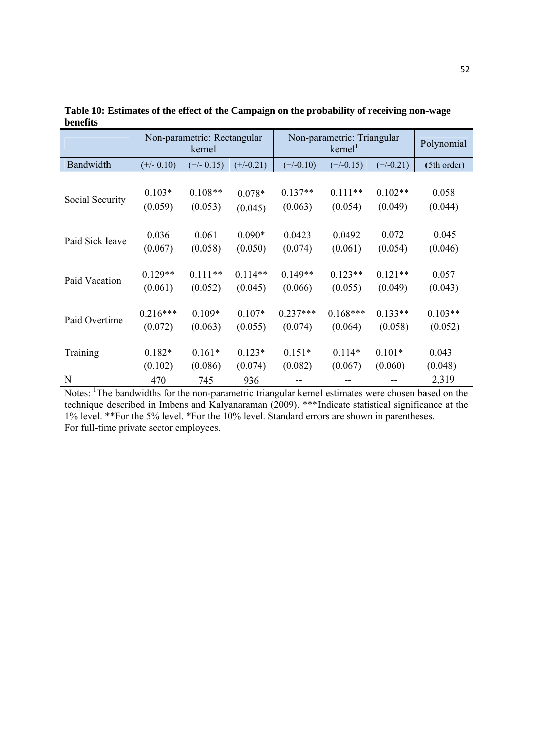**Table 10: Estimates of the effect of the Campaign on the probability of receiving non-wage benefits**

| | Non-parametric: Rectangular kernel | | | Non-parametric: Triangular kernel[1] | | | Polynomial |
|---|---|---|---|---|---|---|---|
| Bandwidth | (+/- 0.10) | (+/- 0.15) | (+/-0.21) | (+/-0.10) | (+/-0.15) | (+/-0.21) | (5th order) |
| Social Security | 0.103* | 0.108** | 0.078* | 0.137** | 0.111** | 0.102** | 0.058 |
| | (0.059) | (0.053) | (0.045) | (0.063) | (0.054) | (0.049) | (0.044) |
| Paid Sick leave | 0.036 | 0.061 | 0.090* | 0.0423 | 0.0492 | 0.072 | 0.045 |
| | (0.067) | (0.058) | (0.050) | (0.074) | (0.061) | (0.054) | (0.046) |
| Paid Vacation | 0.129** | 0.111** | 0.114** | 0.149** | 0.123** | 0.121** | 0.057 |
| | (0.061) | (0.052) | (0.045) | (0.066) | (0.055) | (0.049) | (0.043) |
| Paid Overtime | 0.216*** | 0.109* | 0.107* | 0.237*** | 0.168*** | 0.133** | 0.103** |
| | (0.072) | (0.063) | (0.055) | (0.074) | (0.064) | (0.058) | (0.052) |
| Training | 0.182* | 0.161* | 0.123* | 0.151* | 0.114* | 0.101* | 0.043 |
| | (0.102) | (0.086) | (0.074) | (0.082) | (0.067) | (0.060) | (0.048) |
| N | 470 | 745 | 936 | -- | -- | -- | 2,319 |

Notes: [1]The bandwidths for the non-parametric triangular kernel estimates were chosen based on the technique described in Imbens and Kalyanaraman (2009). ***Indicate statistical significance at the 1% level. **For the 5% level. *For the 10% level. Standard errors are shown in parentheses. For full-time private sector employees.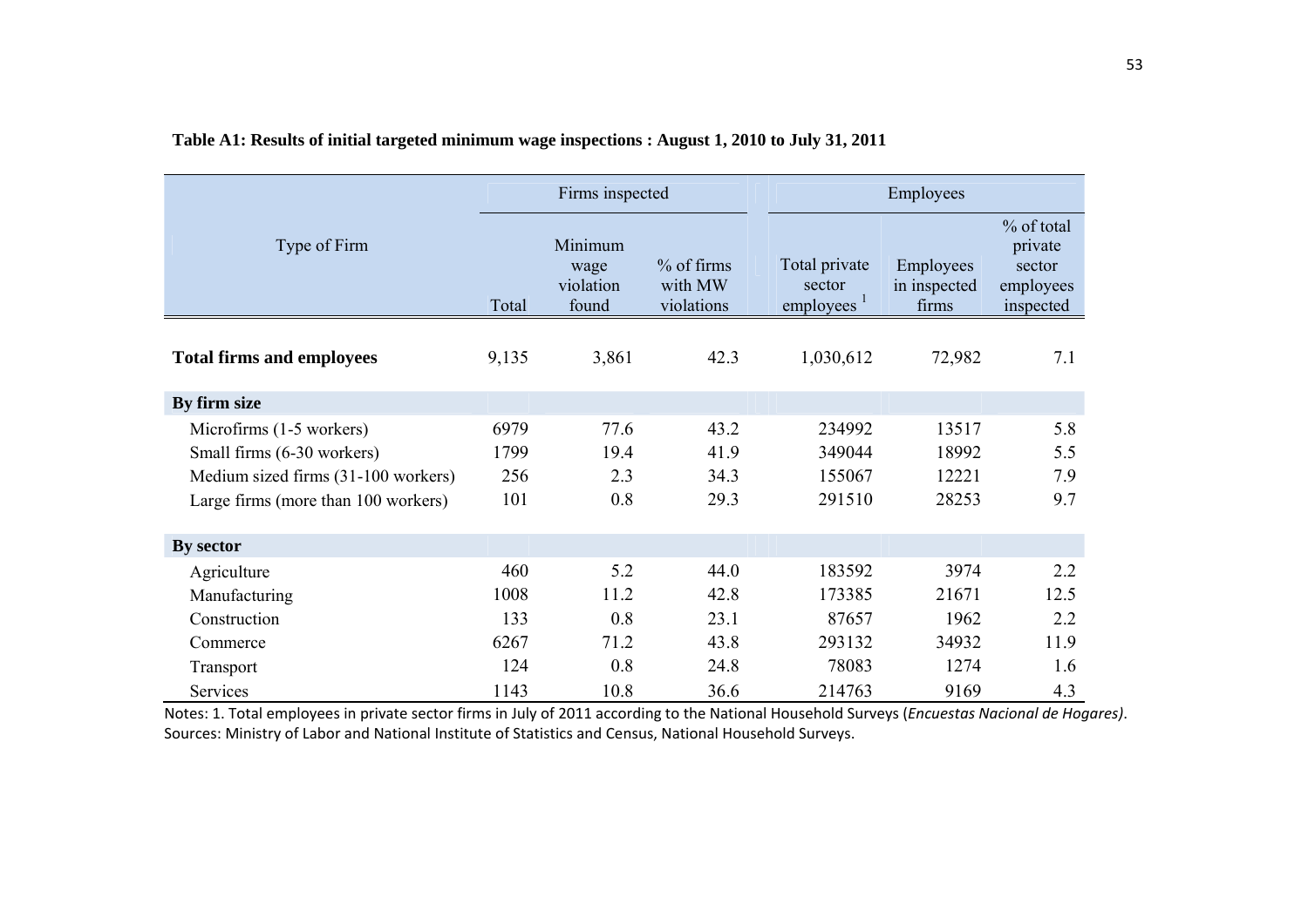**Table A1: Results of initial targeted minimum wage inspections : August 1, 2010 to July 31, 2011**

| Type of Firm | Firms inspected | | | Employees | | |
|---|---|---|---|---|---|---|
| | Total | Minimum wage violation found | % of firms with MW violations | Total private sector employees [1] | Employees in inspected firms | % of total private sector employees inspected |
| **Total firms and employees** | 9,135 | 3,861 | 42.3 | 1,030,612 | 72,982 | 7.1 |
| **By firm size** | | | | | | |
| Microfirms (1-5 workers) | 6979 | 77.6 | 43.2 | 234992 | 13517 | 5.8 |
| Small firms (6-30 workers) | 1799 | 19.4 | 41.9 | 349044 | 18992 | 5.5 |
| Medium sized firms (31-100 workers) | 256 | 2.3 | 34.3 | 155067 | 12221 | 7.9 |
| Large firms (more than 100 workers) | 101 | 0.8 | 29.3 | 291510 | 28253 | 9.7 |
| **By sector** | | | | | | |
| Agriculture | 460 | 5.2 | 44.0 | 183592 | 3974 | 2.2 |
| Manufacturing | 1008 | 11.2 | 42.8 | 173385 | 21671 | 12.5 |
| Construction | 133 | 0.8 | 23.1 | 87657 | 1962 | 2.2 |
| Commerce | 6267 | 71.2 | 43.8 | 293132 | 34932 | 11.9 |
| Transport | 124 | 0.8 | 24.8 | 78083 | 1274 | 1.6 |
| Services | 1143 | 10.8 | 36.6 | 214763 | 9169 | 4.3 |

Notes: 1. Total employees in private sector firms in July of 2011 according to the National Household Surveys (*Encuestas Nacional de Hogares)*.
Sources: Ministry of Labor and National Institute of Statistics and Census, National Household Surveys.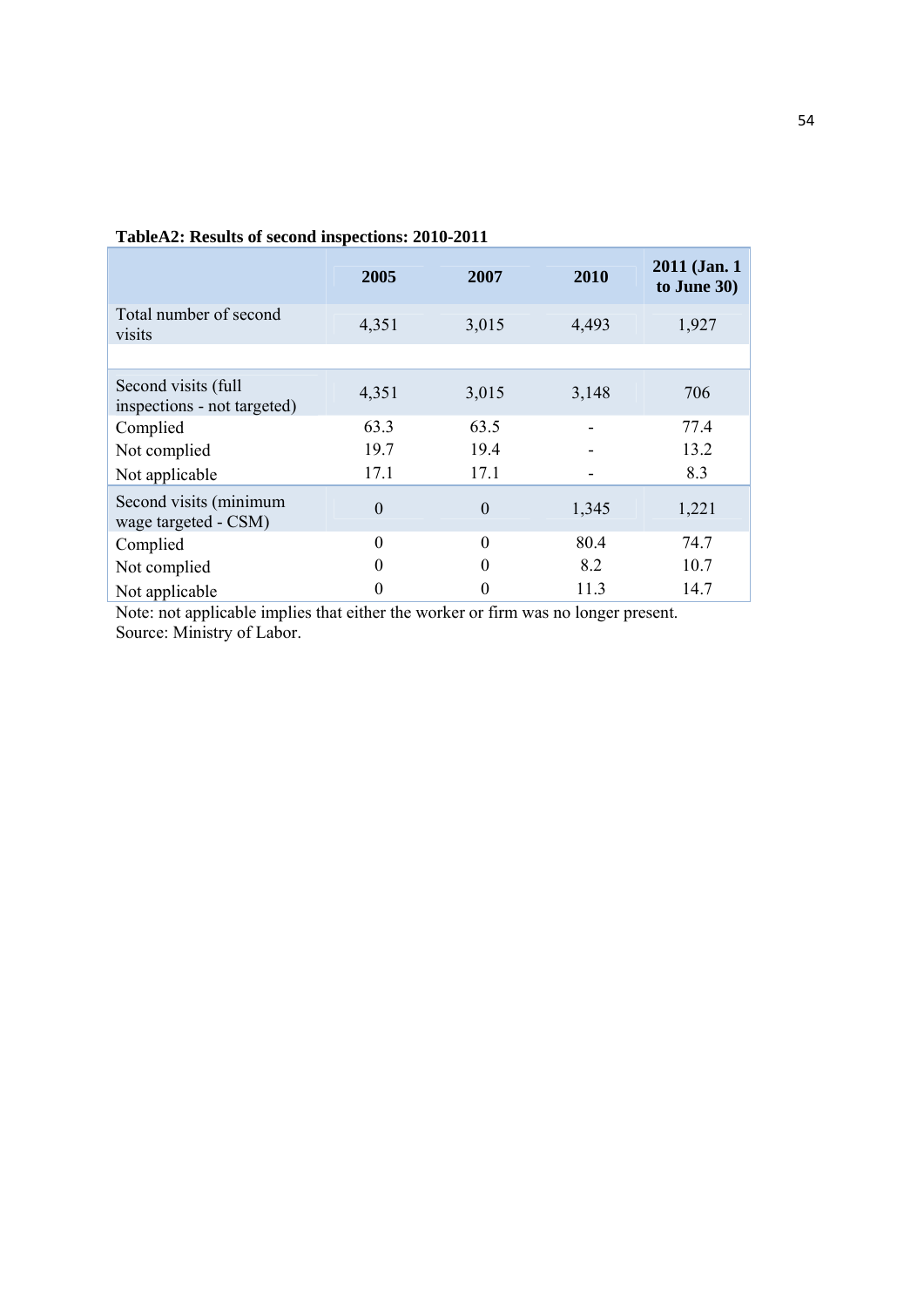**TableA2: Results of second inspections: 2010-2011**

| | 2005 | 2007 | 2010 | 2011 (Jan. 1 to June 30) |
|---|---|---|---|---|
| Total number of second visits | 4,351 | 3,015 | 4,493 | 1,927 |
| | | | | |
| Second visits (full inspections - not targeted) | 4,351 | 3,015 | 3,148 | 706 |
| Complied | 63.3 | 63.5 | - | 77.4 |
| Not complied | 19.7 | 19.4 | - | 13.2 |
| Not applicable | 17.1 | 17.1 | - | 8.3 |
| Second visits (minimum wage targeted - CSM) | 0 | 0 | 1,345 | 1,221 |
| Complied | 0 | 0 | 80.4 | 74.7 |
| Not complied | 0 | 0 | 8.2 | 10.7 |
| Not applicable | 0 | 0 | 11.3 | 14.7 |

Note: not applicable implies that either the worker or firm was no longer present.
Source: Ministry of Labor.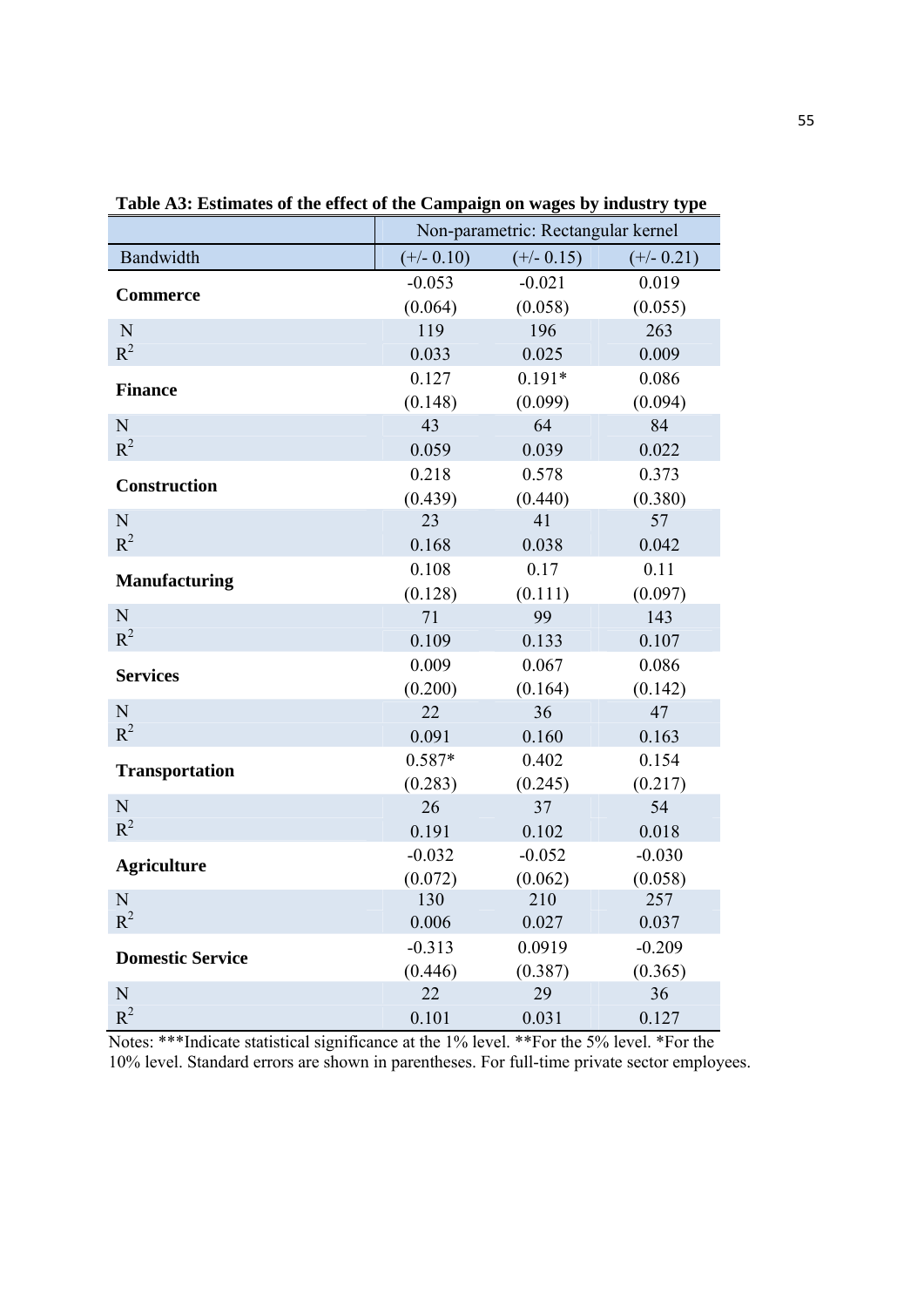**Table A3: Estimates of the effect of the Campaign on wages by industry type**

| | Non-parametric: Rectangular kernel | | |
|---|---|---|---|
| Bandwidth | (+/- 0.10) | (+/- 0.15) | (+/- 0.21) |
| **Commerce** | -0.053 | -0.021 | 0.019 |
| | (0.064) | (0.058) | (0.055) |
| N | 119 | 196 | 263 |
| $R^2$ | 0.033 | 0.025 | 0.009 |
| **Finance** | 0.127 | 0.191* | 0.086 |
| | (0.148) | (0.099) | (0.094) |
| N | 43 | 64 | 84 |
| $R^2$ | 0.059 | 0.039 | 0.022 |
| **Construction** | 0.218 | 0.578 | 0.373 |
| | (0.439) | (0.440) | (0.380) |
| N | 23 | 41 | 57 |
| $R^2$ | 0.168 | 0.038 | 0.042 |
| **Manufacturing** | 0.108 | 0.17 | 0.11 |
| | (0.128) | (0.111) | (0.097) |
| N | 71 | 99 | 143 |
| $R^2$ | 0.109 | 0.133 | 0.107 |
| **Services** | 0.009 | 0.067 | 0.086 |
| | (0.200) | (0.164) | (0.142) |
| N | 22 | 36 | 47 |
| $R^2$ | 0.091 | 0.160 | 0.163 |
| **Transportation** | 0.587* | 0.402 | 0.154 |
| | (0.283) | (0.245) | (0.217) |
| N | 26 | 37 | 54 |
| $R^2$ | 0.191 | 0.102 | 0.018 |
| **Agriculture** | -0.032 | -0.052 | -0.030 |
| | (0.072) | (0.062) | (0.058) |
| N | 130 | 210 | 257 |
| $R^2$ | 0.006 | 0.027 | 0.037 |
| **Domestic Service** | -0.313 | 0.0919 | -0.209 |
| | (0.446) | (0.387) | (0.365) |
| N | 22 | 29 | 36 |
| $R^2$ | 0.101 | 0.031 | 0.127 |

Notes: ***Indicate statistical significance at the 1% level. **For the 5% level. *For the 10% level. Standard errors are shown in parentheses. For full-time private sector employees.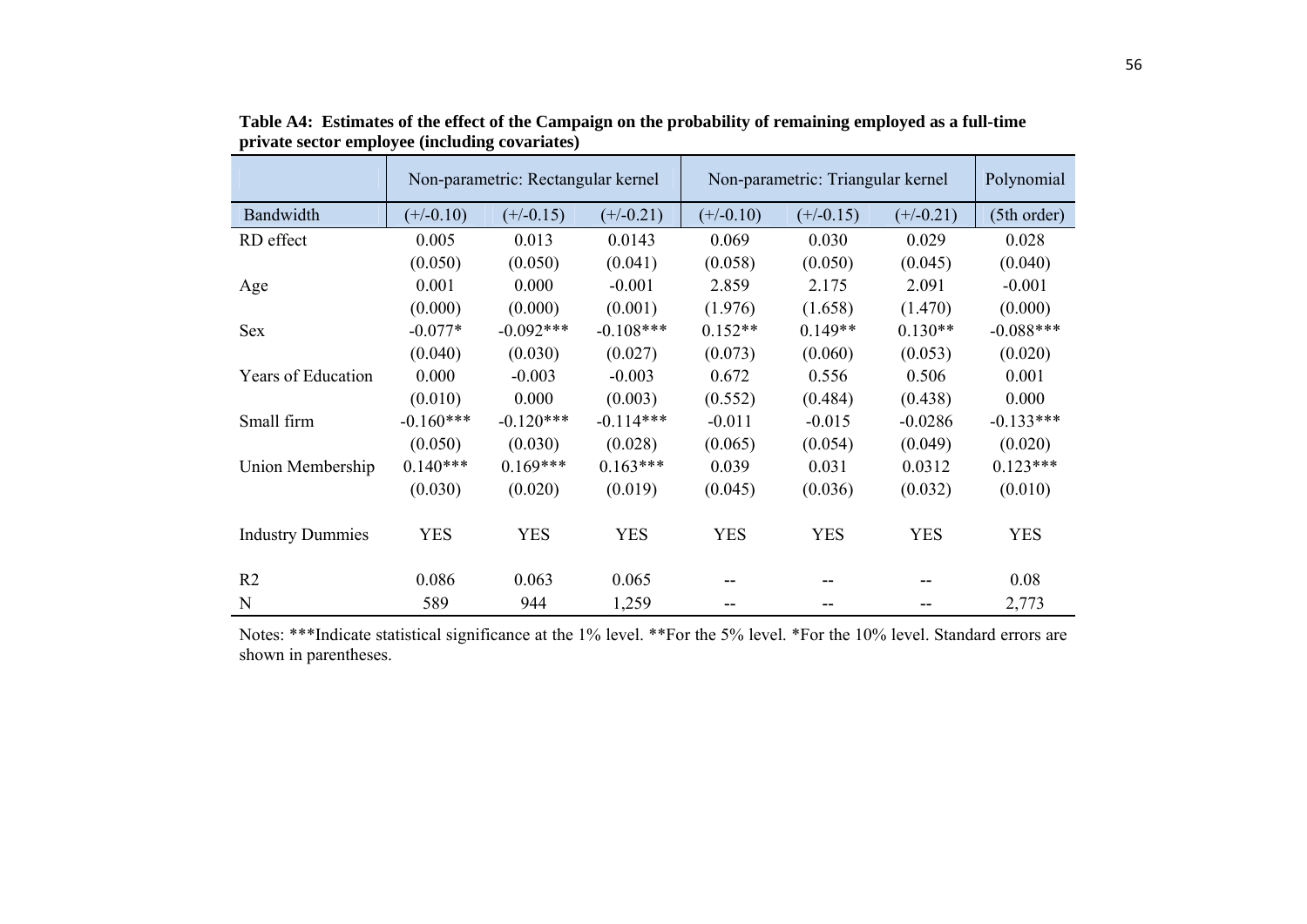**Table A4: Estimates of the effect of the Campaign on the probability of remaining employed as a full-time private sector employee (including covariates)**

| | Non-parametric: Rectangular kernel | | | Non-parametric: Triangular kernel | | | Polynomial |
|---|---|---|---|---|---|---|---|
| Bandwidth | (+/-0.10) | (+/-0.15) | (+/-0.21) | (+/-0.10) | (+/-0.15) | (+/-0.21) | (5th order) |
| RD effect | 0.005 | 0.013 | 0.0143 | 0.069 | 0.030 | 0.029 | 0.028 |
| | (0.050) | (0.050) | (0.041) | (0.058) | (0.050) | (0.045) | (0.040) |
| Age | 0.001 | 0.000 | -0.001 | 2.859 | 2.175 | 2.091 | -0.001 |
| | (0.000) | (0.000) | (0.001) | (1.976) | (1.658) | (1.470) | (0.000) |
| Sex | -0.077* | -0.092*** | -0.108*** | 0.152** | 0.149** | 0.130** | -0.088*** |
| | (0.040) | (0.030) | (0.027) | (0.073) | (0.060) | (0.053) | (0.020) |
| Years of Education | 0.000 | -0.003 | -0.003 | 0.672 | 0.556 | 0.506 | 0.001 |
| | (0.010) | 0.000 | (0.003) | (0.552) | (0.484) | (0.438) | 0.000 |
| Small firm | -0.160*** | -0.120*** | -0.114*** | -0.011 | -0.015 | -0.0286 | -0.133*** |
| | (0.050) | (0.030) | (0.028) | (0.065) | (0.054) | (0.049) | (0.020) |
| Union Membership | 0.140*** | 0.169*** | 0.163*** | 0.039 | 0.031 | 0.0312 | 0.123*** |
| | (0.030) | (0.020) | (0.019) | (0.045) | (0.036) | (0.032) | (0.010) |
| Industry Dummies | YES | YES | YES | YES | YES | YES | YES |
| R2 | 0.086 | 0.063 | 0.065 | -- | -- | -- | 0.08 |
| N | 589 | 944 | 1,259 | -- | -- | -- | 2,773 |

Notes: ***Indicate statistical significance at the 1% level. **For the 5% level. *For the 10% level. Standard errors are shown in parentheses.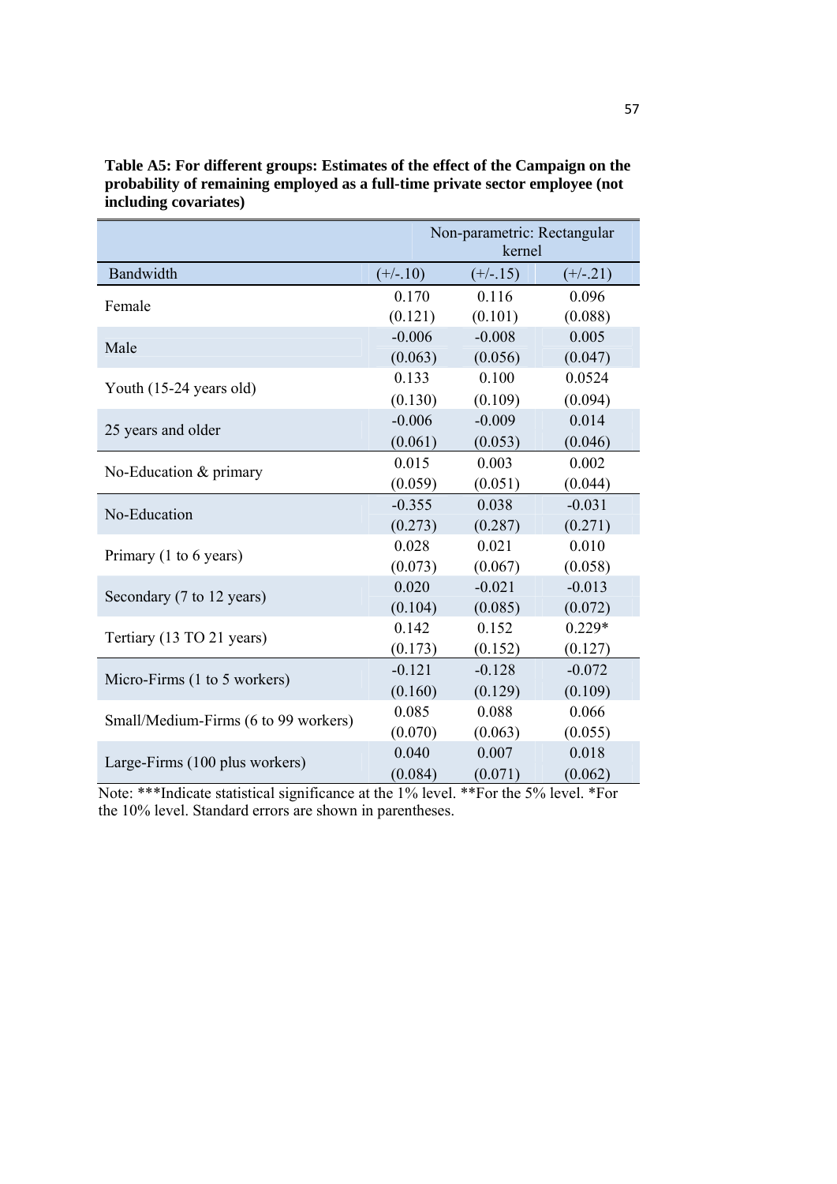**Table A5: For different groups: Estimates of the effect of the Campaign on the probability of remaining employed as a full-time private sector employee (not including covariates)**

| | Non-parametric: Rectangular kernel | | |
|---|---|---|---|
| Bandwidth | (+/-.10) | (+/-.15) | (+/-.21) |
| Female | 0.170 | 0.116 | 0.096 |
| | (0.121) | (0.101) | (0.088) |
| Male | -0.006 | -0.008 | 0.005 |
| | (0.063) | (0.056) | (0.047) |
| Youth (15-24 years old) | 0.133 | 0.100 | 0.0524 |
| | (0.130) | (0.109) | (0.094) |
| 25 years and older | -0.006 | -0.009 | 0.014 |
| | (0.061) | (0.053) | (0.046) |
| No-Education & primary | 0.015 | 0.003 | 0.002 |
| | (0.059) | (0.051) | (0.044) |
| No-Education | -0.355 | 0.038 | -0.031 |
| | (0.273) | (0.287) | (0.271) |
| Primary (1 to 6 years) | 0.028 | 0.021 | 0.010 |
| | (0.073) | (0.067) | (0.058) |
| Secondary (7 to 12 years) | 0.020 | -0.021 | -0.013 |
| | (0.104) | (0.085) | (0.072) |
| Tertiary (13 TO 21 years) | 0.142 | 0.152 | 0.229* |
| | (0.173) | (0.152) | (0.127) |
| Micro-Firms (1 to 5 workers) | -0.121 | -0.128 | -0.072 |
| | (0.160) | (0.129) | (0.109) |
| Small/Medium-Firms (6 to 99 workers) | 0.085 | 0.088 | 0.066 |
| | (0.070) | (0.063) | (0.055) |
| Large-Firms (100 plus workers) | 0.040 | 0.007 | 0.018 |
| | (0.084) | (0.071) | (0.062) |

Note: ***Indicate statistical significance at the 1% level. **For the 5% level. *For the 10% level. Standard errors are shown in parentheses.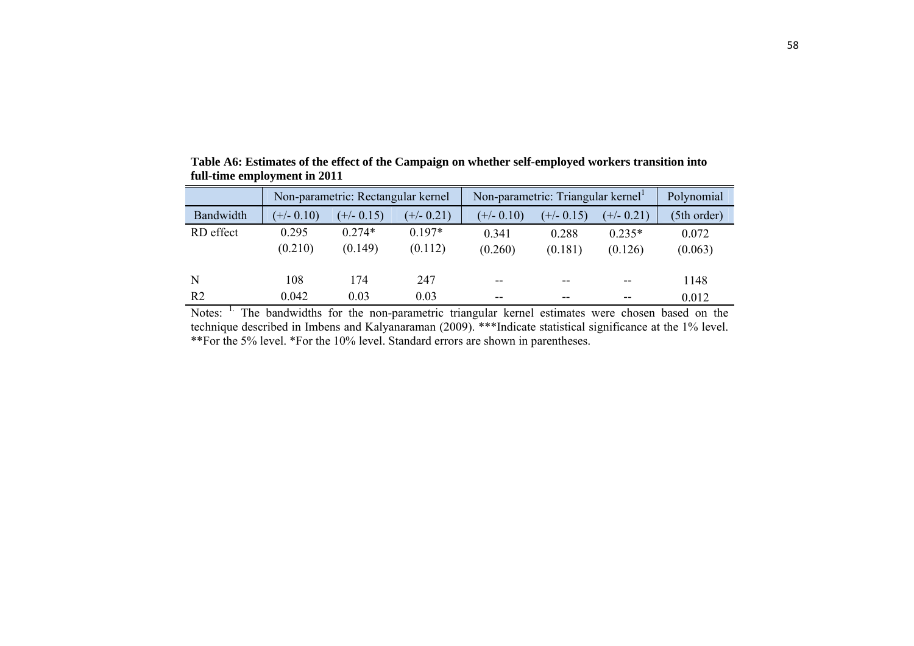**Table A6: Estimates of the effect of the Campaign on whether self-employed workers transition into full-time employment in 2011**

| | Non-parametric: Rectangular kernel | | | Non-parametric: Triangular kernel[1] | | | Polynomial |
|---|---|---|---|---|---|---|---|
| Bandwidth | (+/- 0.10) | (+/- 0.15) | (+/- 0.21) | (+/- 0.10) | (+/- 0.15) | (+/- 0.21) | (5th order) |
| RD effect | 0.295 | 0.274* | 0.197* | 0.341 | 0.288 | 0.235* | 0.072 |
| | (0.210) | (0.149) | (0.112) | (0.260) | (0.181) | (0.126) | (0.063) |
| N | 108 | 174 | 247 | -- | -- | -- | 1148 |
| R2 | 0.042 | 0.03 | 0.03 | -- | -- | -- | 0.012 |

Notes: [1.] The bandwidths for the non-parametric triangular kernel estimates were chosen based on the technique described in Imbens and Kalyanaraman (2009). ***Indicate statistical significance at the 1% level. **For the 5% level. *For the 10% level. Standard errors are shown in parentheses.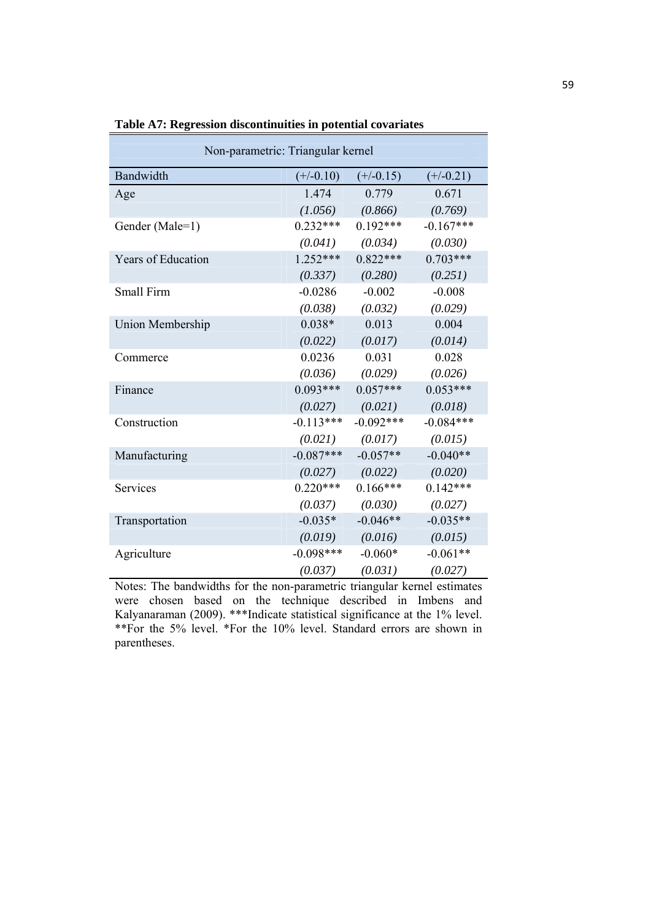**Table A7: Regression discontinuities in potential covariates**

| Non-parametric: Triangular kernel | | | |
|---|---|---|---|
| Bandwidth | (+/-0.10) | (+/-0.15) | (+/-0.21) |
| Age | 1.474 | 0.779 | 0.671 |
| | *(1.056)* | *(0.866)* | *(0.769)* |
| Gender (Male=1) | 0.232*** | 0.192*** | -0.167*** |
| | *(0.041)* | *(0.034)* | *(0.030)* |
| Years of Education | 1.252*** | 0.822*** | 0.703*** |
| | *(0.337)* | *(0.280)* | *(0.251)* |
| Small Firm | -0.0286 | -0.002 | -0.008 |
| | *(0.038)* | *(0.032)* | *(0.029)* |
| Union Membership | 0.038* | 0.013 | 0.004 |
| | *(0.022)* | *(0.017)* | *(0.014)* |
| Commerce | 0.0236 | 0.031 | 0.028 |
| | *(0.036)* | *(0.029)* | *(0.026)* |
| Finance | 0.093*** | 0.057*** | 0.053*** |
| | *(0.027)* | *(0.021)* | *(0.018)* |
| Construction | -0.113*** | -0.092*** | -0.084*** |
| | *(0.021)* | *(0.017)* | *(0.015)* |
| Manufacturing | -0.087*** | -0.057** | -0.040** |
| | *(0.027)* | *(0.022)* | *(0.020)* |
| Services | 0.220*** | 0.166*** | 0.142*** |
| | *(0.037)* | *(0.030)* | *(0.027)* |
| Transportation | -0.035* | -0.046** | -0.035** |
| | *(0.019)* | *(0.016)* | *(0.015)* |
| Agriculture | -0.098*** | -0.060* | -0.061** |
| | *(0.037)* | *(0.031)* | *(0.027)* |

Notes: The bandwidths for the non-parametric triangular kernel estimates were chosen based on the technique described in Imbens and Kalyanaraman (2009). ***Indicate statistical significance at the 1% level. **For the 5% level. *For the 10% level. Standard errors are shown in parentheses.